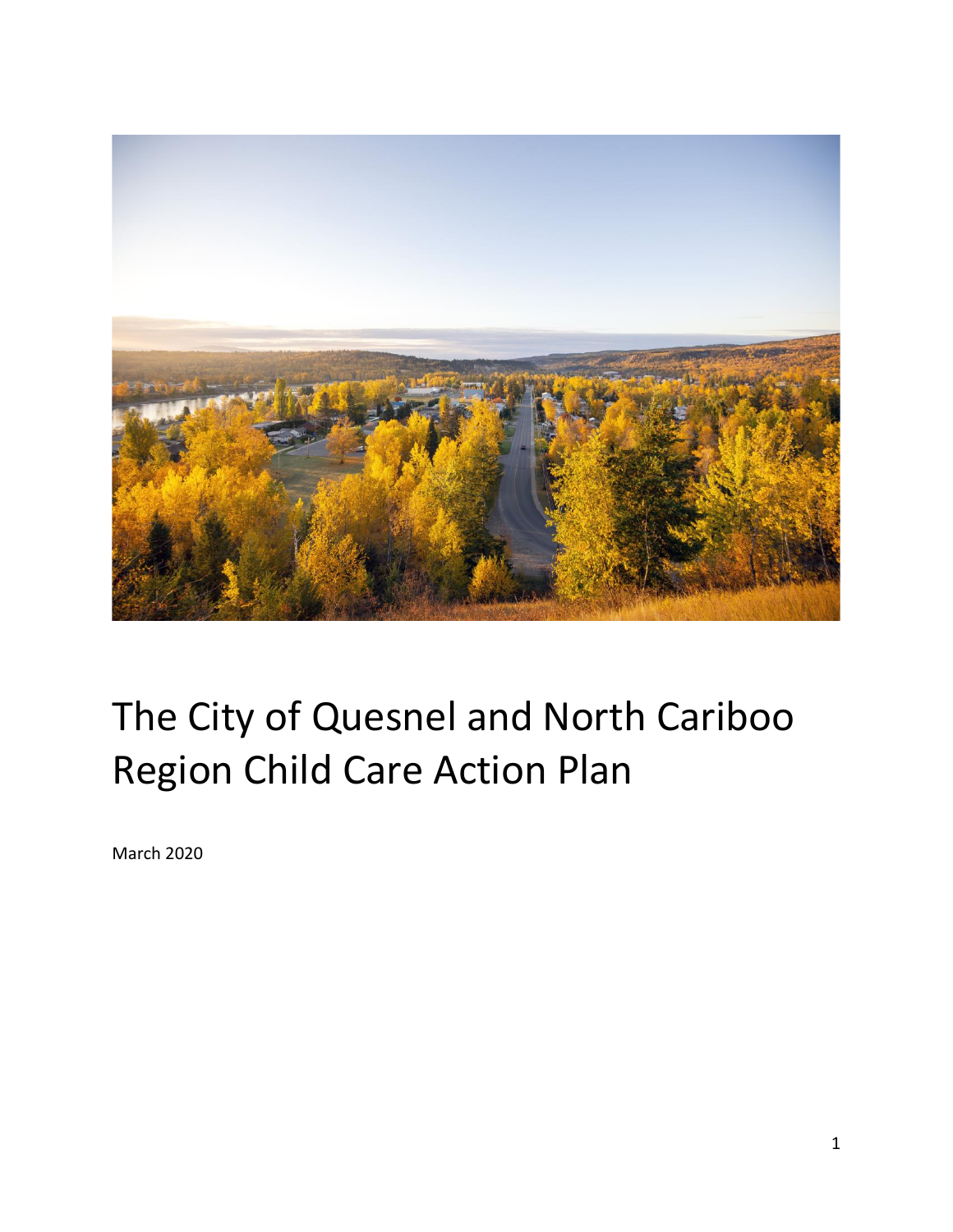# The City of Quesnel and North Cariboo Region Child Care Action Plan

March 2020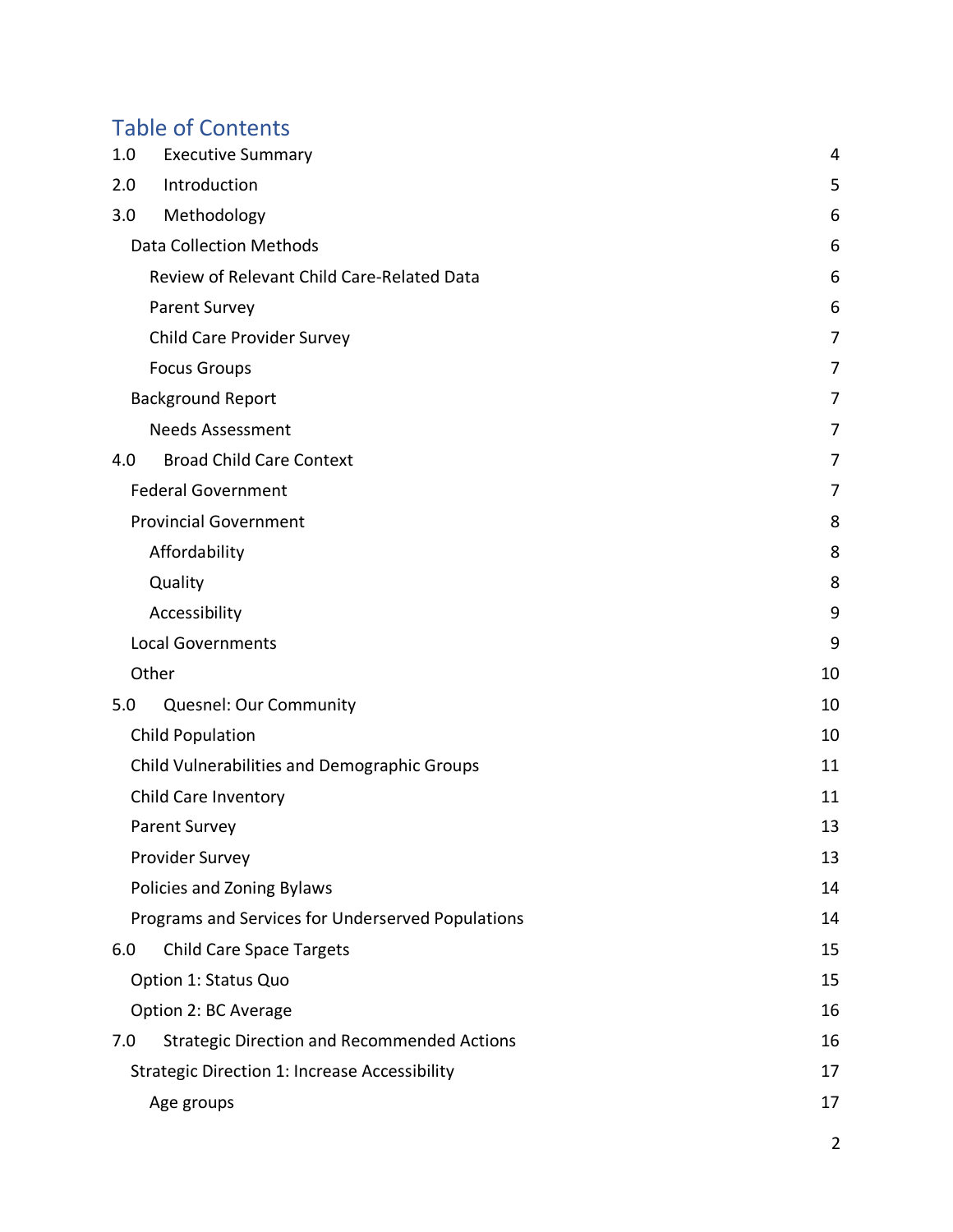# Table of Contents

| | | |
|---|---|---|
| 1.0 | Executive Summary | 4 |
| 2.0 | Introduction | 5 |
| 3.0 | Methodology | 6 |
| | Data Collection Methods | 6 |
| | Review of Relevant Child Care-Related Data | 6 |
| | Parent Survey | 6 |
| | Child Care Provider Survey | 7 |
| | Focus Groups | 7 |
| | Background Report | 7 |
| | Needs Assessment | 7 |
| 4.0 | Broad Child Care Context | 7 |
| | Federal Government | 7 |
| | Provincial Government | 8 |
| | Affordability | 8 |
| | Quality | 8 |
| | Accessibility | 9 |
| | Local Governments | 9 |
| | Other | 10 |
| 5.0 | Quesnel: Our Community | 10 |
| | Child Population | 10 |
| | Child Vulnerabilities and Demographic Groups | 11 |
| | Child Care Inventory | 11 |
| | Parent Survey | 13 |
| | Provider Survey | 13 |
| | Policies and Zoning Bylaws | 14 |
| | Programs and Services for Underserved Populations | 14 |
| 6.0 | Child Care Space Targets | 15 |
| | Option 1: Status Quo | 15 |
| | Option 2: BC Average | 16 |
| 7.0 | Strategic Direction and Recommended Actions | 16 |
| | Strategic Direction 1: Increase Accessibility | 17 |
| | Age groups | 17 |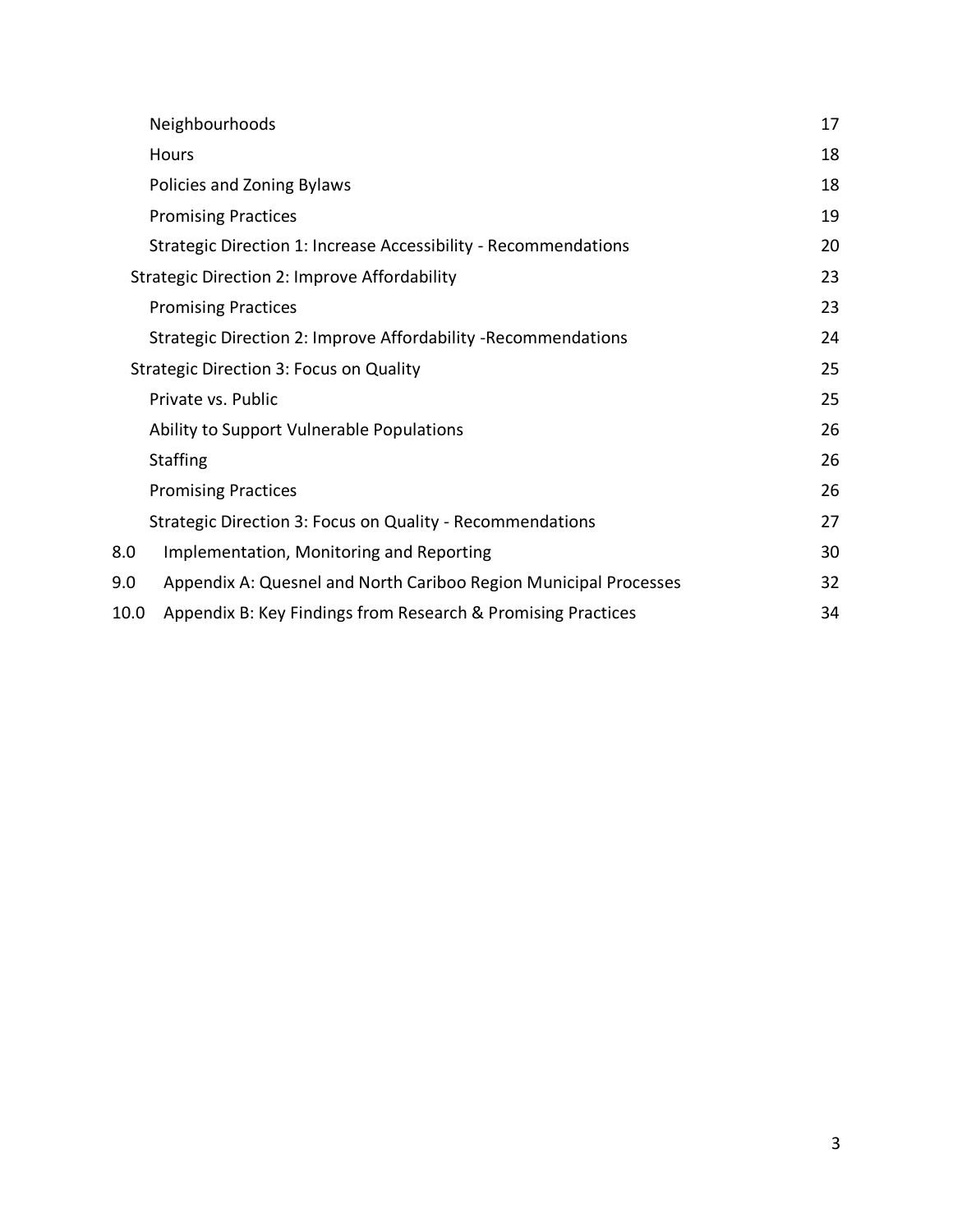| | |
|---|---|
| Neighbourhoods | 17 |
| Hours | 18 |
| Policies and Zoning Bylaws | 18 |
| Promising Practices | 19 |
| Strategic Direction 1: Increase Accessibility - Recommendations | 20 |
| Strategic Direction 2: Improve Affordability | 23 |
| Promising Practices | 23 |
| Strategic Direction 2: Improve Affordability -Recommendations | 24 |
| Strategic Direction 3: Focus on Quality | 25 |
| Private vs. Public | 25 |
| Ability to Support Vulnerable Populations | 26 |
| Staffing | 26 |
| Promising Practices | 26 |
| Strategic Direction 3: Focus on Quality - Recommendations | 27 |
| 8.0 Implementation, Monitoring and Reporting | 30 |
| 9.0 Appendix A: Quesnel and North Cariboo Region Municipal Processes | 32 |
| 10.0 Appendix B: Key Findings from Research & Promising Practices | 34 |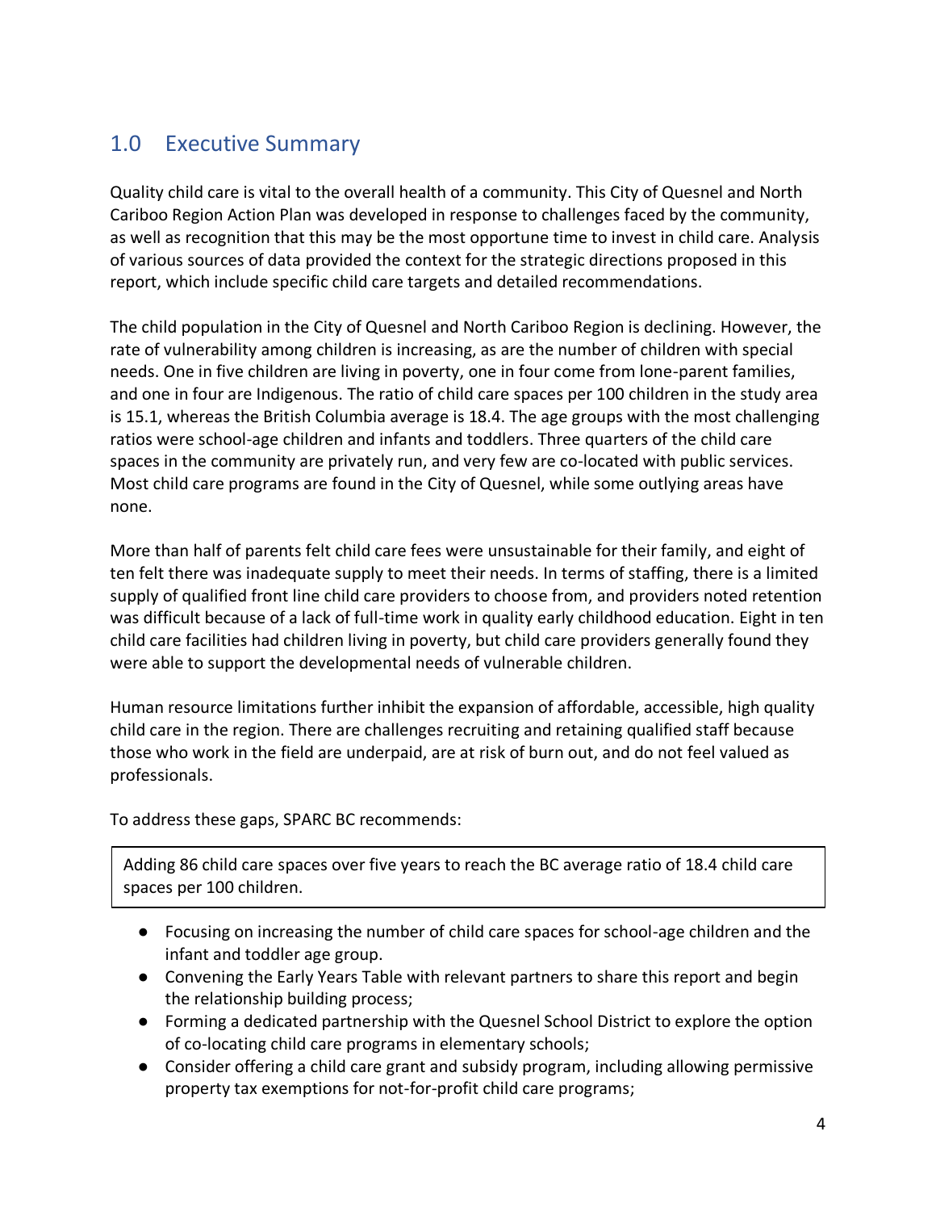## 1.0 Executive Summary

Quality child care is vital to the overall health of a community. This City of Quesnel and North Cariboo Region Action Plan was developed in response to challenges faced by the community, as well as recognition that this may be the most opportune time to invest in child care. Analysis of various sources of data provided the context for the strategic directions proposed in this report, which include specific child care targets and detailed recommendations.

The child population in the City of Quesnel and North Cariboo Region is declining. However, the rate of vulnerability among children is increasing, as are the number of children with special needs. One in five children are living in poverty, one in four come from lone-parent families, and one in four are Indigenous. The ratio of child care spaces per 100 children in the study area is 15.1, whereas the British Columbia average is 18.4. The age groups with the most challenging ratios were school-age children and infants and toddlers. Three quarters of the child care spaces in the community are privately run, and very few are co-located with public services. Most child care programs are found in the City of Quesnel, while some outlying areas have none.

More than half of parents felt child care fees were unsustainable for their family, and eight of ten felt there was inadequate supply to meet their needs. In terms of staffing, there is a limited supply of qualified front line child care providers to choose from, and providers noted retention was difficult because of a lack of full-time work in quality early childhood education. Eight in ten child care facilities had children living in poverty, but child care providers generally found they were able to support the developmental needs of vulnerable children.

Human resource limitations further inhibit the expansion of affordable, accessible, high quality child care in the region. There are challenges recruiting and retaining qualified staff because those who work in the field are underpaid, are at risk of burn out, and do not feel valued as professionals.

To address these gaps, SPARC BC recommends:

> Adding 86 child care spaces over five years to reach the BC average ratio of 18.4 child care spaces per 100 children.

- Focusing on increasing the number of child care spaces for school-age children and the infant and toddler age group.
- Convening the Early Years Table with relevant partners to share this report and begin the relationship building process;
- Forming a dedicated partnership with the Quesnel School District to explore the option of co-locating child care programs in elementary schools;
- Consider offering a child care grant and subsidy program, including allowing permissive property tax exemptions for not-for-profit child care programs;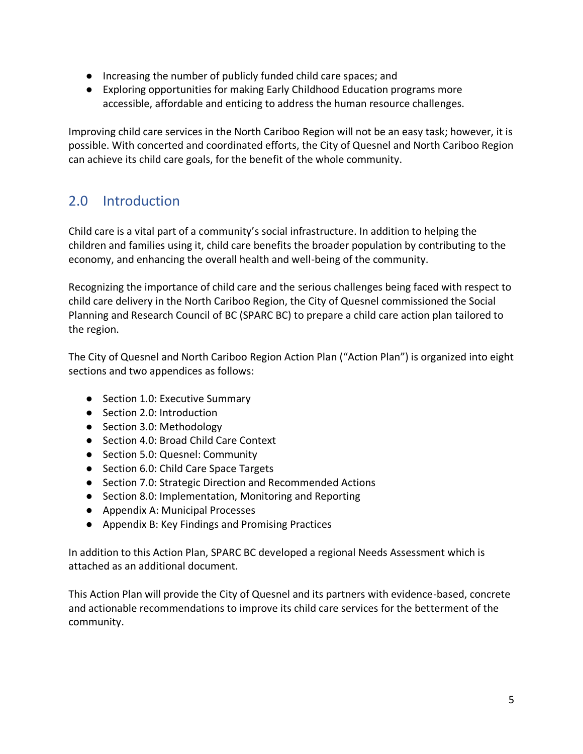- Increasing the number of publicly funded child care spaces; and
- Exploring opportunities for making Early Childhood Education programs more accessible, affordable and enticing to address the human resource challenges.

Improving child care services in the North Cariboo Region will not be an easy task; however, it is possible. With concerted and coordinated efforts, the City of Quesnel and North Cariboo Region can achieve its child care goals, for the benefit of the whole community.

## 2.0 Introduction

Child care is a vital part of a community's social infrastructure. In addition to helping the children and families using it, child care benefits the broader population by contributing to the economy, and enhancing the overall health and well-being of the community.

Recognizing the importance of child care and the serious challenges being faced with respect to child care delivery in the North Cariboo Region, the City of Quesnel commissioned the Social Planning and Research Council of BC (SPARC BC) to prepare a child care action plan tailored to the region.

The City of Quesnel and North Cariboo Region Action Plan ("Action Plan") is organized into eight sections and two appendices as follows:

- Section 1.0: Executive Summary
- Section 2.0: Introduction
- Section 3.0: Methodology
- Section 4.0: Broad Child Care Context
- Section 5.0: Quesnel: Community
- Section 6.0: Child Care Space Targets
- Section 7.0: Strategic Direction and Recommended Actions
- Section 8.0: Implementation, Monitoring and Reporting
- Appendix A: Municipal Processes
- Appendix B: Key Findings and Promising Practices

In addition to this Action Plan, SPARC BC developed a regional Needs Assessment which is attached as an additional document.

This Action Plan will provide the City of Quesnel and its partners with evidence-based, concrete and actionable recommendations to improve its child care services for the betterment of the community.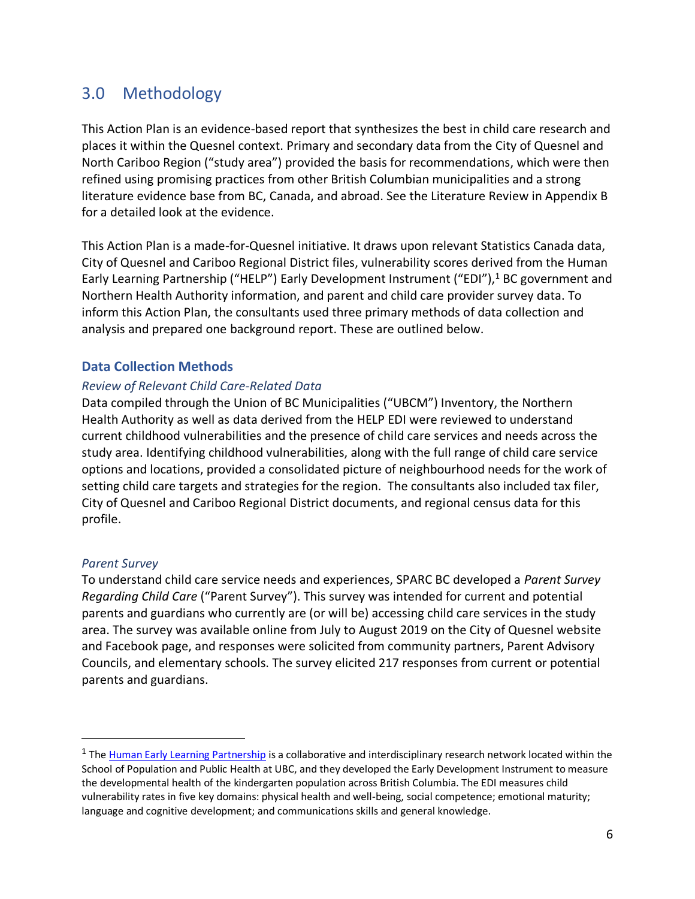## 3.0 Methodology

This Action Plan is an evidence-based report that synthesizes the best in child care research and places it within the Quesnel context. Primary and secondary data from the City of Quesnel and North Cariboo Region ("study area") provided the basis for recommendations, which were then refined using promising practices from other British Columbian municipalities and a strong literature evidence base from BC, Canada, and abroad. See the Literature Review in Appendix B for a detailed look at the evidence.

This Action Plan is a made-for-Quesnel initiative. It draws upon relevant Statistics Canada data, City of Quesnel and Cariboo Regional District files, vulnerability scores derived from the Human Early Learning Partnership ("HELP") Early Development Instrument ("EDI"),[1] BC government and Northern Health Authority information, and parent and child care provider survey data. To inform this Action Plan, the consultants used three primary methods of data collection and analysis and prepared one background report. These are outlined below.

### Data Collection Methods

#### *Review of Relevant Child Care-Related Data*

Data compiled through the Union of BC Municipalities ("UBCM") Inventory, the Northern Health Authority as well as data derived from the HELP EDI were reviewed to understand current childhood vulnerabilities and the presence of child care services and needs across the study area. Identifying childhood vulnerabilities, along with the full range of child care service options and locations, provided a consolidated picture of neighbourhood needs for the work of setting child care targets and strategies for the region. The consultants also included tax filer, City of Quesnel and Cariboo Regional District documents, and regional census data for this profile.

#### *Parent Survey*

To understand child care service needs and experiences, SPARC BC developed a *Parent Survey Regarding Child Care* ("Parent Survey"). This survey was intended for current and potential parents and guardians who currently are (or will be) accessing child care services in the study area. The survey was available online from July to August 2019 on the City of Quesnel website and Facebook page, and responses were solicited from community partners, Parent Advisory Councils, and elementary schools. The survey elicited 217 responses from current or potential parents and guardians.

---

[1] The Human Early Learning Partnership is a collaborative and interdisciplinary research network located within the School of Population and Public Health at UBC, and they developed the Early Development Instrument to measure the developmental health of the kindergarten population across British Columbia. The EDI measures child vulnerability rates in five key domains: physical health and well-being, social competence; emotional maturity; language and cognitive development; and communications skills and general knowledge.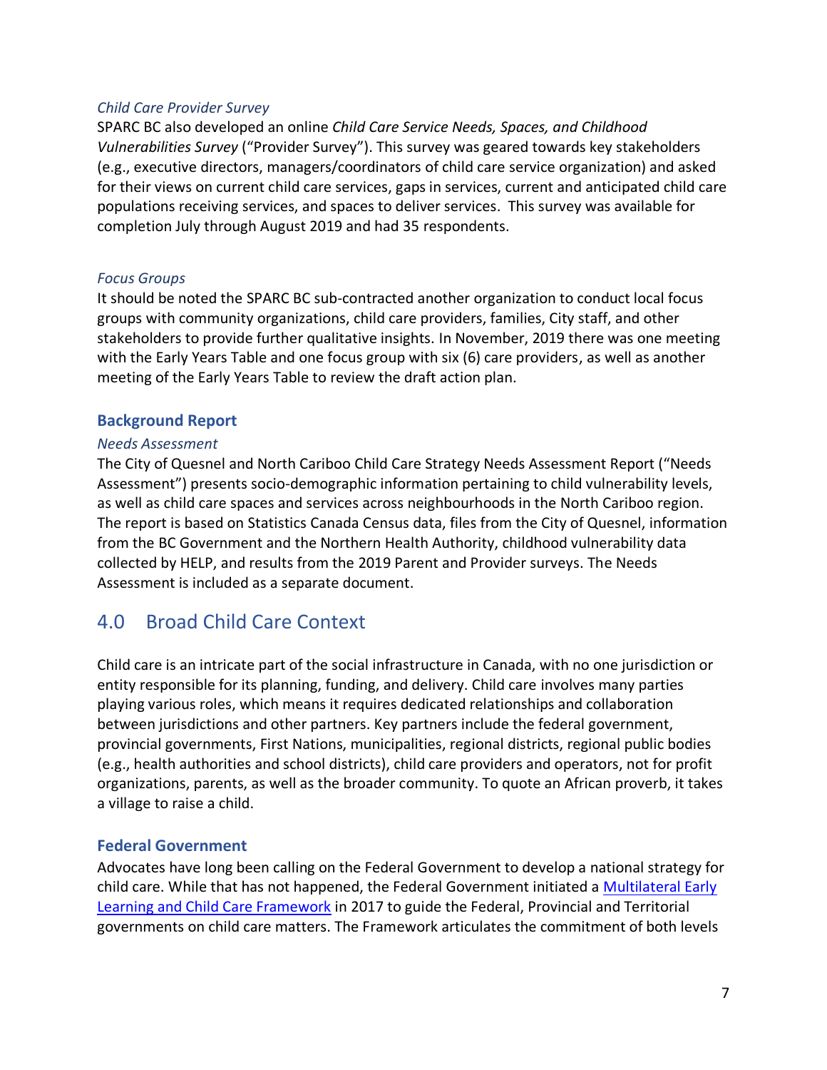*Child Care Provider Survey*

SPARC BC also developed an online *Child Care Service Needs, Spaces, and Childhood Vulnerabilities Survey* ("Provider Survey"). This survey was geared towards key stakeholders (e.g., executive directors, managers/coordinators of child care service organization) and asked for their views on current child care services, gaps in services, current and anticipated child care populations receiving services, and spaces to deliver services. This survey was available for completion July through August 2019 and had 35 respondents.

*Focus Groups*

It should be noted the SPARC BC sub-contracted another organization to conduct local focus groups with community organizations, child care providers, families, City staff, and other stakeholders to provide further qualitative insights. In November, 2019 there was one meeting with the Early Years Table and one focus group with six (6) care providers, as well as another meeting of the Early Years Table to review the draft action plan.

### Background Report

*Needs Assessment*

The City of Quesnel and North Cariboo Child Care Strategy Needs Assessment Report ("Needs Assessment") presents socio-demographic information pertaining to child vulnerability levels, as well as child care spaces and services across neighbourhoods in the North Cariboo region. The report is based on Statistics Canada Census data, files from the City of Quesnel, information from the BC Government and the Northern Health Authority, childhood vulnerability data collected by HELP, and results from the 2019 Parent and Provider surveys. The Needs Assessment is included as a separate document.

## 4.0 Broad Child Care Context

Child care is an intricate part of the social infrastructure in Canada, with no one jurisdiction or entity responsible for its planning, funding, and delivery. Child care involves many parties playing various roles, which means it requires dedicated relationships and collaboration between jurisdictions and other partners. Key partners include the federal government, provincial governments, First Nations, municipalities, regional districts, regional public bodies (e.g., health authorities and school districts), child care providers and operators, not for profit organizations, parents, as well as the broader community. To quote an African proverb, it takes a village to raise a child.

### Federal Government

Advocates have long been calling on the Federal Government to develop a national strategy for child care. While that has not happened, the Federal Government initiated a Multilateral Early Learning and Child Care Framework in 2017 to guide the Federal, Provincial and Territorial governments on child care matters. The Framework articulates the commitment of both levels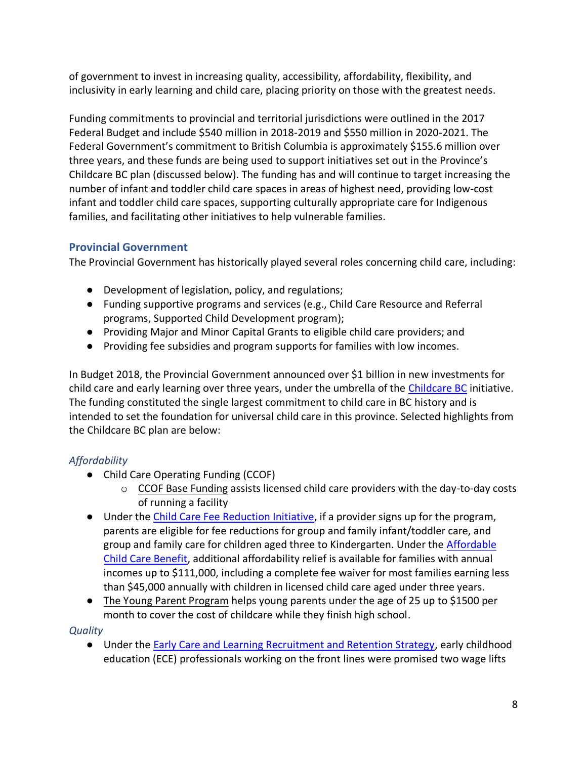of government to invest in increasing quality, accessibility, affordability, flexibility, and inclusivity in early learning and child care, placing priority on those with the greatest needs.

Funding commitments to provincial and territorial jurisdictions were outlined in the 2017 Federal Budget and include $540 million in 2018-2019 and $550 million in 2020-2021. The Federal Government's commitment to British Columbia is approximately $155.6 million over three years, and these funds are being used to support initiatives set out in the Province's Childcare BC plan (discussed below). The funding has and will continue to target increasing the number of infant and toddler child care spaces in areas of highest need, providing low-cost infant and toddler child care spaces, supporting culturally appropriate care for Indigenous families, and facilitating other initiatives to help vulnerable families.

### Provincial Government

The Provincial Government has historically played several roles concerning child care, including:

- Development of legislation, policy, and regulations;
- Funding supportive programs and services (e.g., Child Care Resource and Referral programs, Supported Child Development program);
- Providing Major and Minor Capital Grants to eligible child care providers; and
- Providing fee subsidies and program supports for families with low incomes.

In Budget 2018, the Provincial Government announced over $1 billion in new investments for child care and early learning over three years, under the umbrella of the Childcare BC initiative. The funding constituted the single largest commitment to child care in BC history and is intended to set the foundation for universal child care in this province. Selected highlights from the Childcare BC plan are below:

*Affordability*

- Child Care Operating Funding (CCOF)
  - CCOF Base Funding assists licensed child care providers with the day-to-day costs of running a facility
- Under the Child Care Fee Reduction Initiative, if a provider signs up for the program, parents are eligible for fee reductions for group and family infant/toddler care, and group and family care for children aged three to Kindergarten. Under the Affordable Child Care Benefit, additional affordability relief is available for families with annual incomes up to $111,000, including a complete fee waiver for most families earning less than $45,000 annually with children in licensed child care aged under three years.
- The Young Parent Program helps young parents under the age of 25 up to $1500 per month to cover the cost of childcare while they finish high school.

*Quality*

- Under the Early Care and Learning Recruitment and Retention Strategy, early childhood education (ECE) professionals working on the front lines were promised two wage lifts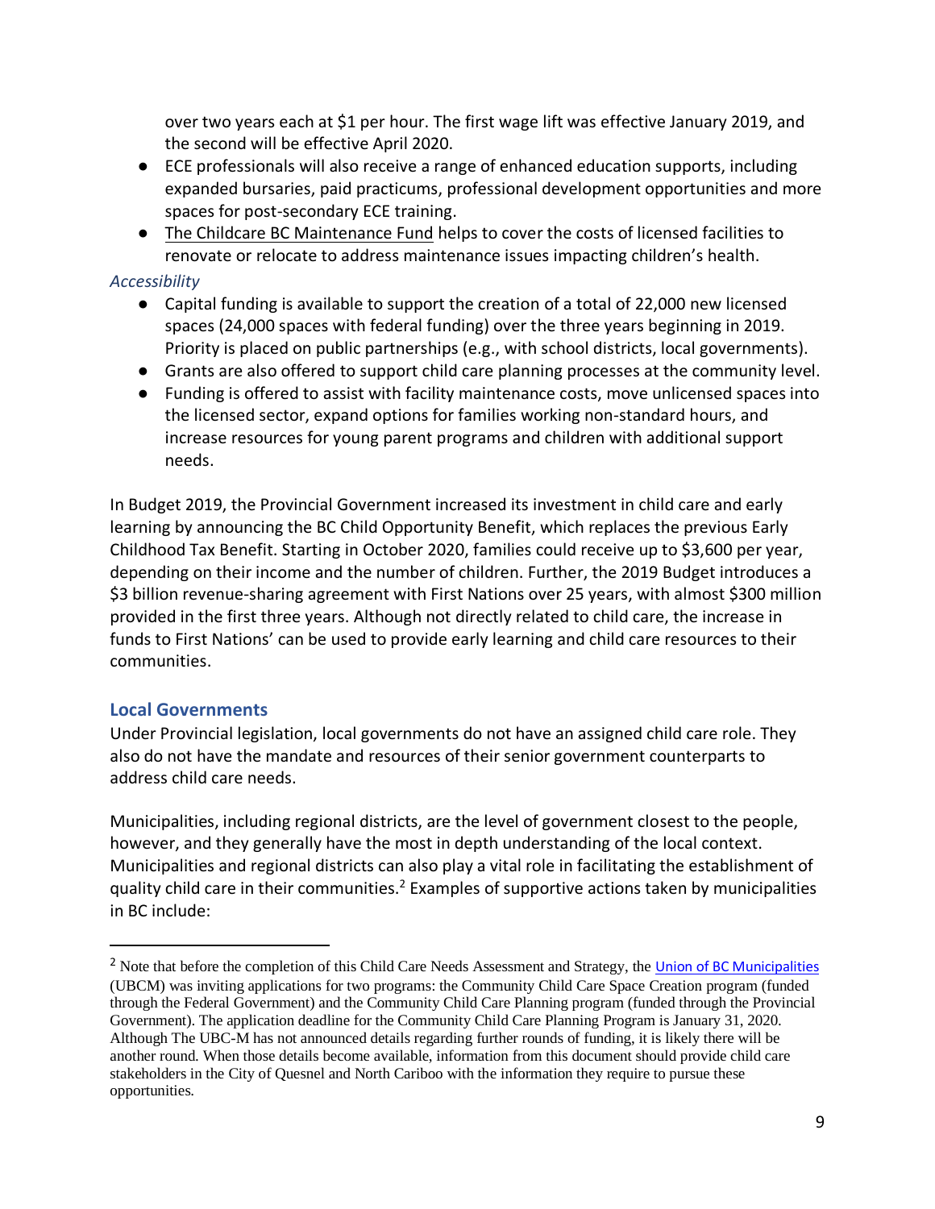over two years each at $1 per hour. The first wage lift was effective January 2019, and the second will be effective April 2020.

- ECE professionals will also receive a range of enhanced education supports, including expanded bursaries, paid practicums, professional development opportunities and more spaces for post-secondary ECE training.
- The Childcare BC Maintenance Fund helps to cover the costs of licensed facilities to renovate or relocate to address maintenance issues impacting children's health.

*Accessibility*

- Capital funding is available to support the creation of a total of 22,000 new licensed spaces (24,000 spaces with federal funding) over the three years beginning in 2019. Priority is placed on public partnerships (e.g., with school districts, local governments).
- Grants are also offered to support child care planning processes at the community level.
- Funding is offered to assist with facility maintenance costs, move unlicensed spaces into the licensed sector, expand options for families working non-standard hours, and increase resources for young parent programs and children with additional support needs.

In Budget 2019, the Provincial Government increased its investment in child care and early learning by announcing the BC Child Opportunity Benefit, which replaces the previous Early Childhood Tax Benefit. Starting in October 2020, families could receive up to $3,600 per year, depending on their income and the number of children. Further, the 2019 Budget introduces a $3 billion revenue-sharing agreement with First Nations over 25 years, with almost $300 million provided in the first three years. Although not directly related to child care, the increase in funds to First Nations' can be used to provide early learning and child care resources to their communities.

## Local Governments

Under Provincial legislation, local governments do not have an assigned child care role. They also do not have the mandate and resources of their senior government counterparts to address child care needs.

Municipalities, including regional districts, are the level of government closest to the people, however, and they generally have the most in depth understanding of the local context. Municipalities and regional districts can also play a vital role in facilitating the establishment of quality child care in their communities.[2] Examples of supportive actions taken by municipalities in BC include:

[2] Note that before the completion of this Child Care Needs Assessment and Strategy, the Union of BC Municipalities (UBCM) was inviting applications for two programs: the Community Child Care Space Creation program (funded through the Federal Government) and the Community Child Care Planning program (funded through the Provincial Government). The application deadline for the Community Child Care Planning Program is January 31, 2020. Although The UBC-M has not announced details regarding further rounds of funding, it is likely there will be another round. When those details become available, information from this document should provide child care stakeholders in the City of Quesnel and North Cariboo with the information they require to pursue these opportunities.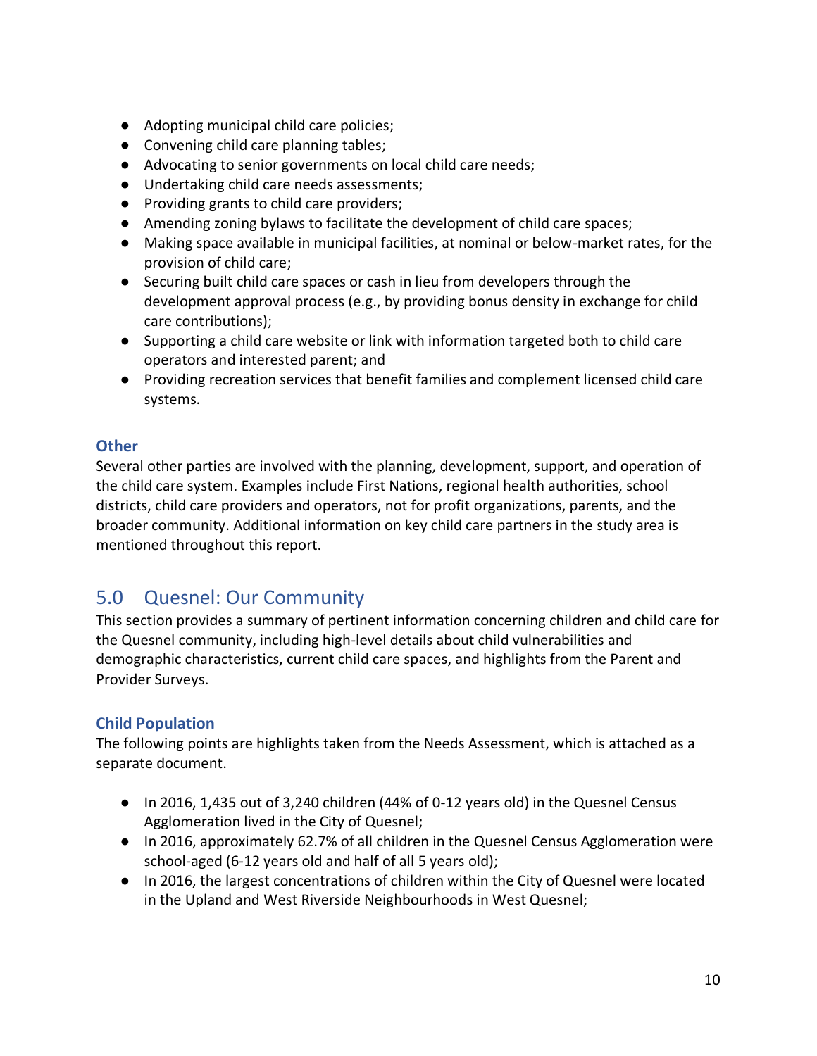- Adopting municipal child care policies;
- Convening child care planning tables;
- Advocating to senior governments on local child care needs;
- Undertaking child care needs assessments;
- Providing grants to child care providers;
- Amending zoning bylaws to facilitate the development of child care spaces;
- Making space available in municipal facilities, at nominal or below-market rates, for the provision of child care;
- Securing built child care spaces or cash in lieu from developers through the development approval process (e.g., by providing bonus density in exchange for child care contributions);
- Supporting a child care website or link with information targeted both to child care operators and interested parent; and
- Providing recreation services that benefit families and complement licensed child care systems.

### Other

Several other parties are involved with the planning, development, support, and operation of the child care system. Examples include First Nations, regional health authorities, school districts, child care providers and operators, not for profit organizations, parents, and the broader community. Additional information on key child care partners in the study area is mentioned throughout this report.

## 5.0 Quesnel: Our Community

This section provides a summary of pertinent information concerning children and child care for the Quesnel community, including high-level details about child vulnerabilities and demographic characteristics, current child care spaces, and highlights from the Parent and Provider Surveys.

### Child Population

The following points are highlights taken from the Needs Assessment, which is attached as a separate document.

- In 2016, 1,435 out of 3,240 children (44% of 0-12 years old) in the Quesnel Census Agglomeration lived in the City of Quesnel;
- In 2016, approximately 62.7% of all children in the Quesnel Census Agglomeration were school-aged (6-12 years old and half of all 5 years old);
- In 2016, the largest concentrations of children within the City of Quesnel were located in the Upland and West Riverside Neighbourhoods in West Quesnel;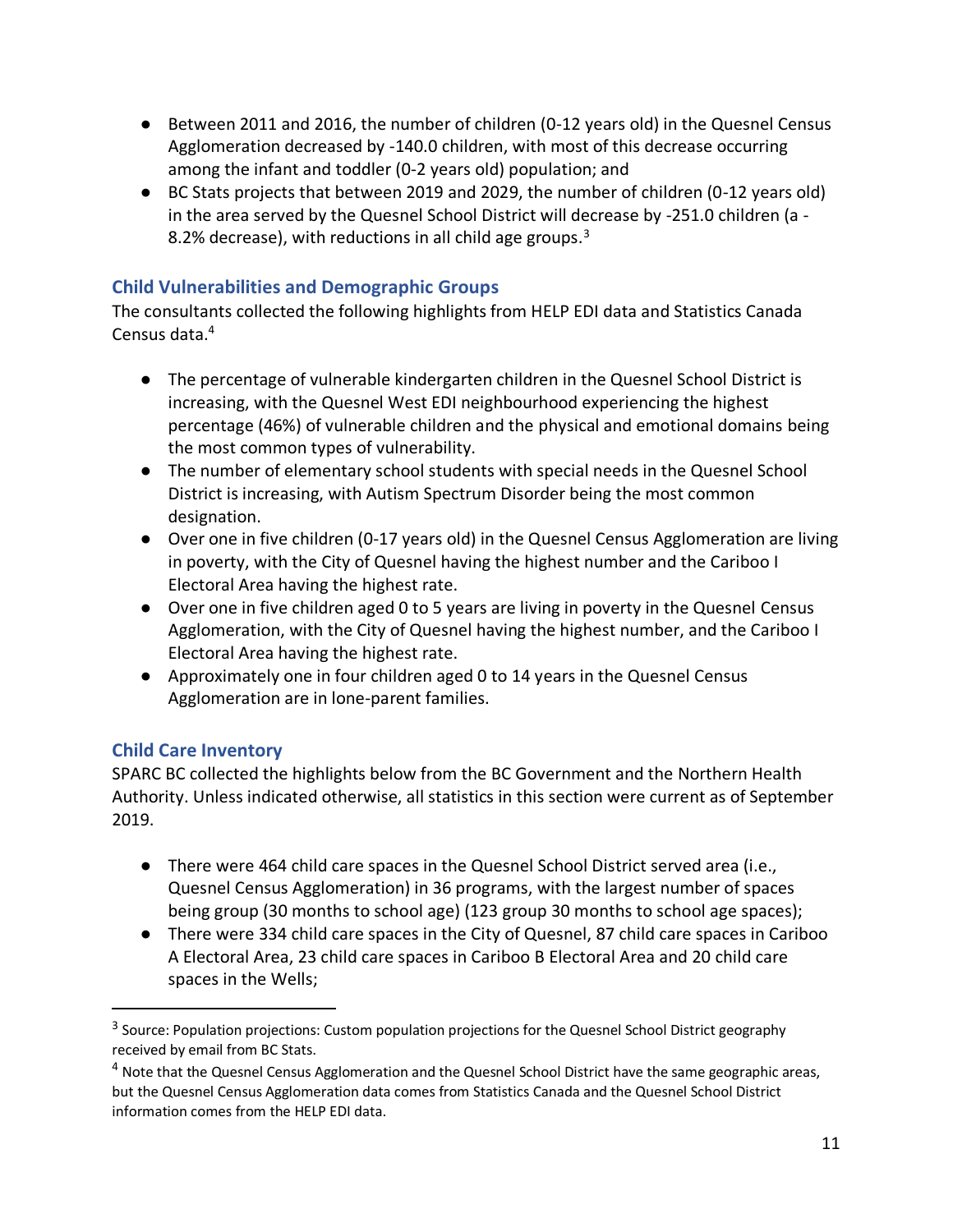- Between 2011 and 2016, the number of children (0-12 years old) in the Quesnel Census Agglomeration decreased by -140.0 children, with most of this decrease occurring among the infant and toddler (0-2 years old) population; and
- BC Stats projects that between 2019 and 2029, the number of children (0-12 years old) in the area served by the Quesnel School District will decrease by -251.0 children (a -8.2% decrease), with reductions in all child age groups.[3]

### Child Vulnerabilities and Demographic Groups

The consultants collected the following highlights from HELP EDI data and Statistics Canada Census data.[4]

- The percentage of vulnerable kindergarten children in the Quesnel School District is increasing, with the Quesnel West EDI neighbourhood experiencing the highest percentage (46%) of vulnerable children and the physical and emotional domains being the most common types of vulnerability.
- The number of elementary school students with special needs in the Quesnel School District is increasing, with Autism Spectrum Disorder being the most common designation.
- Over one in five children (0-17 years old) in the Quesnel Census Agglomeration are living in poverty, with the City of Quesnel having the highest number and the Cariboo I Electoral Area having the highest rate.
- Over one in five children aged 0 to 5 years are living in poverty in the Quesnel Census Agglomeration, with the City of Quesnel having the highest number, and the Cariboo I Electoral Area having the highest rate.
- Approximately one in four children aged 0 to 14 years in the Quesnel Census Agglomeration are in lone-parent families.

### Child Care Inventory

SPARC BC collected the highlights below from the BC Government and the Northern Health Authority. Unless indicated otherwise, all statistics in this section were current as of September 2019.

- There were 464 child care spaces in the Quesnel School District served area (i.e., Quesnel Census Agglomeration) in 36 programs, with the largest number of spaces being group (30 months to school age) (123 group 30 months to school age spaces);
- There were 334 child care spaces in the City of Quesnel, 87 child care spaces in Cariboo A Electoral Area, 23 child care spaces in Cariboo B Electoral Area and 20 child care spaces in the Wells;

---

[3] Source: Population projections: Custom population projections for the Quesnel School District geography received by email from BC Stats.

[4] Note that the Quesnel Census Agglomeration and the Quesnel School District have the same geographic areas, but the Quesnel Census Agglomeration data comes from Statistics Canada and the Quesnel School District information comes from the HELP EDI data.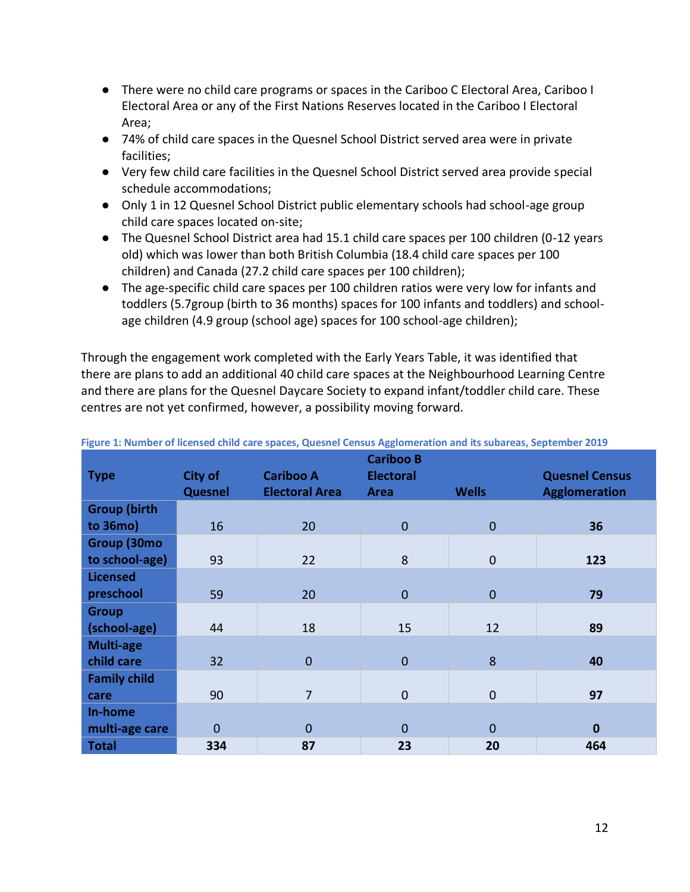- There were no child care programs or spaces in the Cariboo C Electoral Area, Cariboo I Electoral Area or any of the First Nations Reserves located in the Cariboo I Electoral Area;
- 74% of child care spaces in the Quesnel School District served area were in private facilities;
- Very few child care facilities in the Quesnel School District served area provide special schedule accommodations;
- Only 1 in 12 Quesnel School District public elementary schools had school-age group child care spaces located on-site;
- The Quesnel School District area had 15.1 child care spaces per 100 children (0-12 years old) which was lower than both British Columbia (18.4 child care spaces per 100 children) and Canada (27.2 child care spaces per 100 children);
- The age-specific child care spaces per 100 children ratios were very low for infants and toddlers (5.7group (birth to 36 months) spaces for 100 infants and toddlers) and school-age children (4.9 group (school age) spaces for 100 school-age children);

Through the engagement work completed with the Early Years Table, it was identified that there are plans to add an additional 40 child care spaces at the Neighbourhood Learning Centre and there are plans for the Quesnel Daycare Society to expand infant/toddler child care. These centres are not yet confirmed, however, a possibility moving forward.

**Figure 1: Number of licensed child care spaces, Quesnel Census Agglomeration and its subareas, September 2019**

| Type | City of Quesnel | Cariboo A Electoral Area | Cariboo B Electoral Area | Wells | Quesnel Census Agglomeration |
|---|---|---|---|---|---|
| Group (birth to 36mo) | 16 | 20 | 0 | 0 | **36** |
| Group (30mo to school-age) | 93 | 22 | 8 | 0 | **123** |
| Licensed preschool | 59 | 20 | 0 | 0 | **79** |
| Group (school-age) | 44 | 18 | 15 | 12 | **89** |
| Multi-age child care | 32 | 0 | 0 | 8 | **40** |
| Family child care | 90 | 7 | 0 | 0 | **97** |
| In-home multi-age care | 0 | 0 | 0 | 0 | **0** |
| **Total** | **334** | **87** | **23** | **20** | **464** |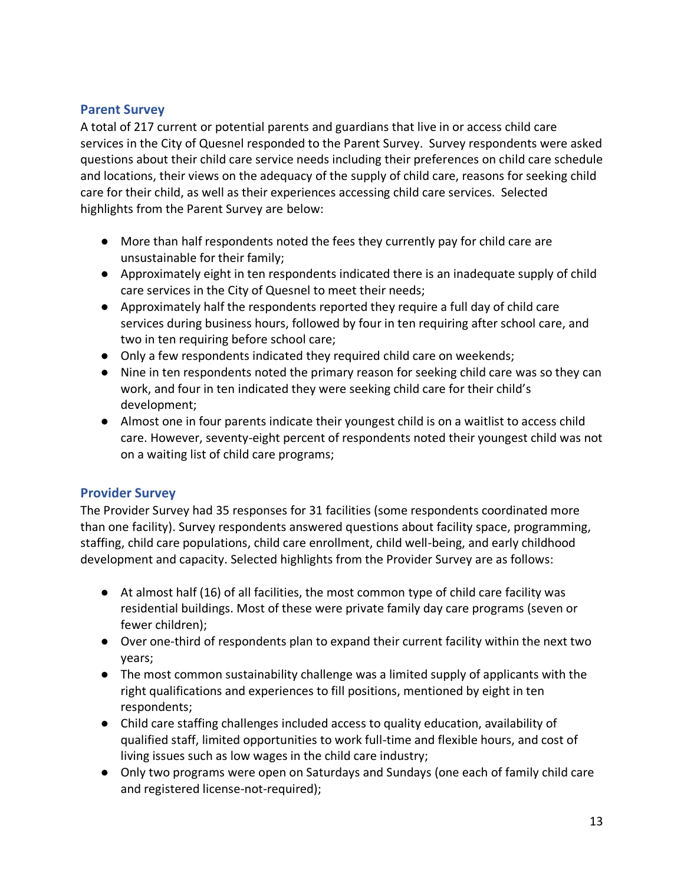## Parent Survey

A total of 217 current or potential parents and guardians that live in or access child care services in the City of Quesnel responded to the Parent Survey. Survey respondents were asked questions about their child care service needs including their preferences on child care schedule and locations, their views on the adequacy of the supply of child care, reasons for seeking child care for their child, as well as their experiences accessing child care services. Selected highlights from the Parent Survey are below:

- More than half respondents noted the fees they currently pay for child care are unsustainable for their family;
- Approximately eight in ten respondents indicated there is an inadequate supply of child care services in the City of Quesnel to meet their needs;
- Approximately half the respondents reported they require a full day of child care services during business hours, followed by four in ten requiring after school care, and two in ten requiring before school care;
- Only a few respondents indicated they required child care on weekends;
- Nine in ten respondents noted the primary reason for seeking child care was so they can work, and four in ten indicated they were seeking child care for their child's development;
- Almost one in four parents indicate their youngest child is on a waitlist to access child care. However, seventy-eight percent of respondents noted their youngest child was not on a waiting list of child care programs;

## Provider Survey

The Provider Survey had 35 responses for 31 facilities (some respondents coordinated more than one facility). Survey respondents answered questions about facility space, programming, staffing, child care populations, child care enrollment, child well-being, and early childhood development and capacity. Selected highlights from the Provider Survey are as follows:

- At almost half (16) of all facilities, the most common type of child care facility was residential buildings. Most of these were private family day care programs (seven or fewer children);
- Over one-third of respondents plan to expand their current facility within the next two years;
- The most common sustainability challenge was a limited supply of applicants with the right qualifications and experiences to fill positions, mentioned by eight in ten respondents;
- Child care staffing challenges included access to quality education, availability of qualified staff, limited opportunities to work full-time and flexible hours, and cost of living issues such as low wages in the child care industry;
- Only two programs were open on Saturdays and Sundays (one each of family child care and registered license-not-required);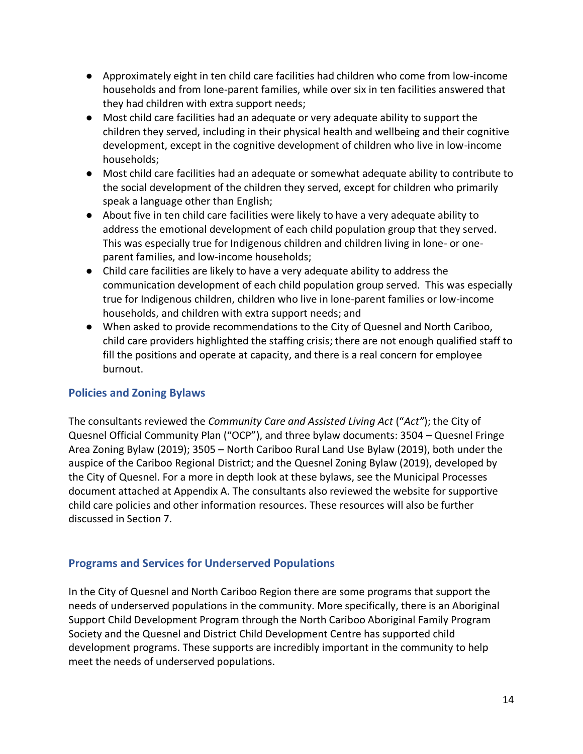- Approximately eight in ten child care facilities had children who come from low-income households and from lone-parent families, while over six in ten facilities answered that they had children with extra support needs;
- Most child care facilities had an adequate or very adequate ability to support the children they served, including in their physical health and wellbeing and their cognitive development, except in the cognitive development of children who live in low-income households;
- Most child care facilities had an adequate or somewhat adequate ability to contribute to the social development of the children they served, except for children who primarily speak a language other than English;
- About five in ten child care facilities were likely to have a very adequate ability to address the emotional development of each child population group that they served. This was especially true for Indigenous children and children living in lone- or one-parent families, and low-income households;
- Child care facilities are likely to have a very adequate ability to address the communication development of each child population group served. This was especially true for Indigenous children, children who live in lone-parent families or low-income households, and children with extra support needs; and
- When asked to provide recommendations to the City of Quesnel and North Cariboo, child care providers highlighted the staffing crisis; there are not enough qualified staff to fill the positions and operate at capacity, and there is a real concern for employee burnout.

## Policies and Zoning Bylaws

The consultants reviewed the *Community Care and Assisted Living Act* ("*Act"*); the City of Quesnel Official Community Plan ("OCP"), and three bylaw documents: 3504 – Quesnel Fringe Area Zoning Bylaw (2019); 3505 – North Cariboo Rural Land Use Bylaw (2019), both under the auspice of the Cariboo Regional District; and the Quesnel Zoning Bylaw (2019), developed by the City of Quesnel. For a more in depth look at these bylaws, see the Municipal Processes document attached at Appendix A. The consultants also reviewed the website for supportive child care policies and other information resources. These resources will also be further discussed in Section 7.

## Programs and Services for Underserved Populations

In the City of Quesnel and North Cariboo Region there are some programs that support the needs of underserved populations in the community. More specifically, there is an Aboriginal Support Child Development Program through the North Cariboo Aboriginal Family Program Society and the Quesnel and District Child Development Centre has supported child development programs. These supports are incredibly important in the community to help meet the needs of underserved populations.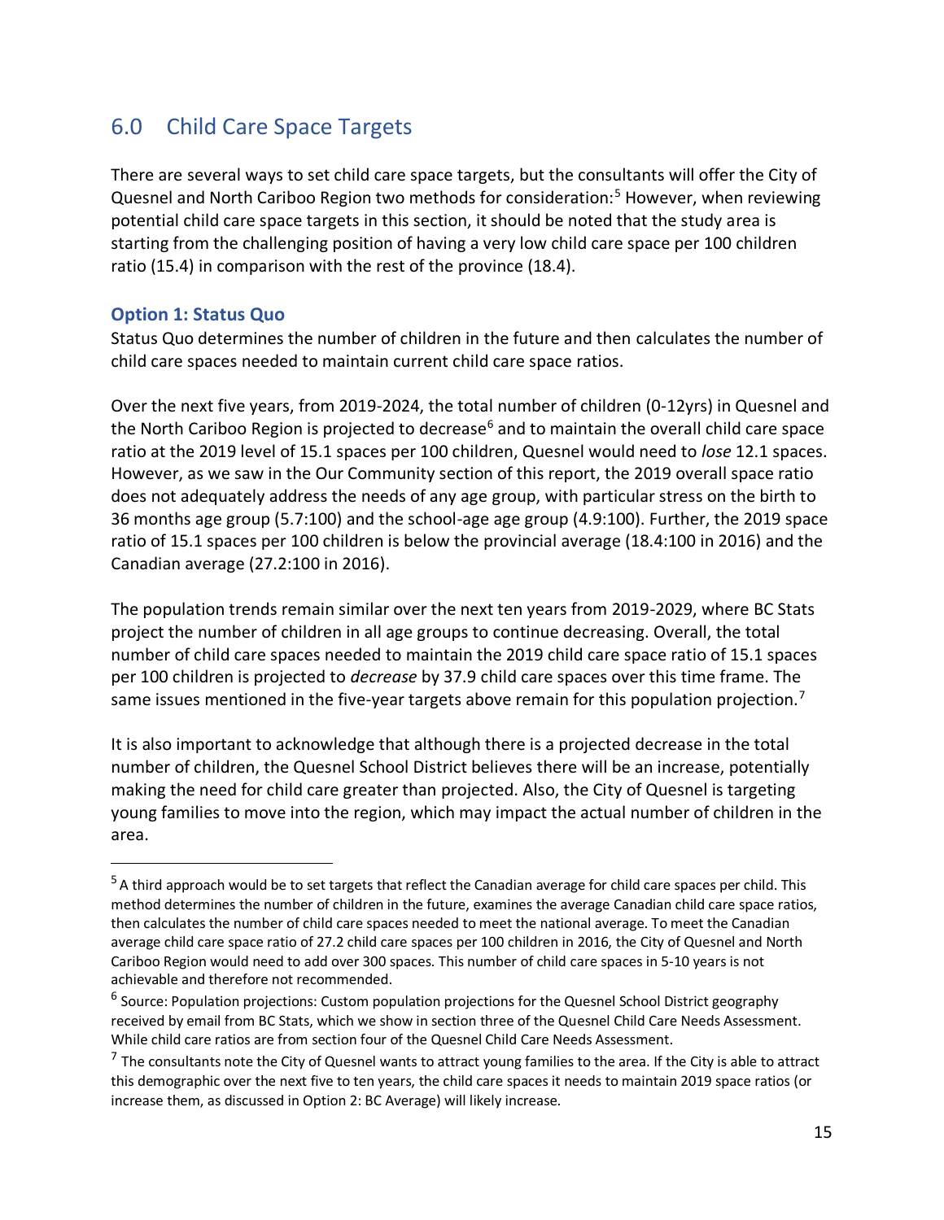## 6.0 Child Care Space Targets

There are several ways to set child care space targets, but the consultants will offer the City of Quesnel and North Cariboo Region two methods for consideration:[5] However, when reviewing potential child care space targets in this section, it should be noted that the study area is starting from the challenging position of having a very low child care space per 100 children ratio (15.4) in comparison with the rest of the province (18.4).

### Option 1: Status Quo

Status Quo determines the number of children in the future and then calculates the number of child care spaces needed to maintain current child care space ratios.

Over the next five years, from 2019-2024, the total number of children (0-12yrs) in Quesnel and the North Cariboo Region is projected to decrease[6] and to maintain the overall child care space ratio at the 2019 level of 15.1 spaces per 100 children, Quesnel would need to *lose* 12.1 spaces. However, as we saw in the Our Community section of this report, the 2019 overall space ratio does not adequately address the needs of any age group, with particular stress on the birth to 36 months age group (5.7:100) and the school-age age group (4.9:100). Further, the 2019 space ratio of 15.1 spaces per 100 children is below the provincial average (18.4:100 in 2016) and the Canadian average (27.2:100 in 2016).

The population trends remain similar over the next ten years from 2019-2029, where BC Stats project the number of children in all age groups to continue decreasing. Overall, the total number of child care spaces needed to maintain the 2019 child care space ratio of 15.1 spaces per 100 children is projected to *decrease* by 37.9 child care spaces over this time frame. The same issues mentioned in the five-year targets above remain for this population projection.[7]

It is also important to acknowledge that although there is a projected decrease in the total number of children, the Quesnel School District believes there will be an increase, potentially making the need for child care greater than projected. Also, the City of Quesnel is targeting young families to move into the region, which may impact the actual number of children in the area.

---

[5] A third approach would be to set targets that reflect the Canadian average for child care spaces per child. This method determines the number of children in the future, examines the average Canadian child care space ratios, then calculates the number of child care spaces needed to meet the national average. To meet the Canadian average child care space ratio of 27.2 child care spaces per 100 children in 2016, the City of Quesnel and North Cariboo Region would need to add over 300 spaces. This number of child care spaces in 5-10 years is not achievable and therefore not recommended.

[6] Source: Population projections: Custom population projections for the Quesnel School District geography received by email from BC Stats, which we show in section three of the Quesnel Child Care Needs Assessment. While child care ratios are from section four of the Quesnel Child Care Needs Assessment.

[7] The consultants note the City of Quesnel wants to attract young families to the area. If the City is able to attract this demographic over the next five to ten years, the child care spaces it needs to maintain 2019 space ratios (or increase them, as discussed in Option 2: BC Average) will likely increase.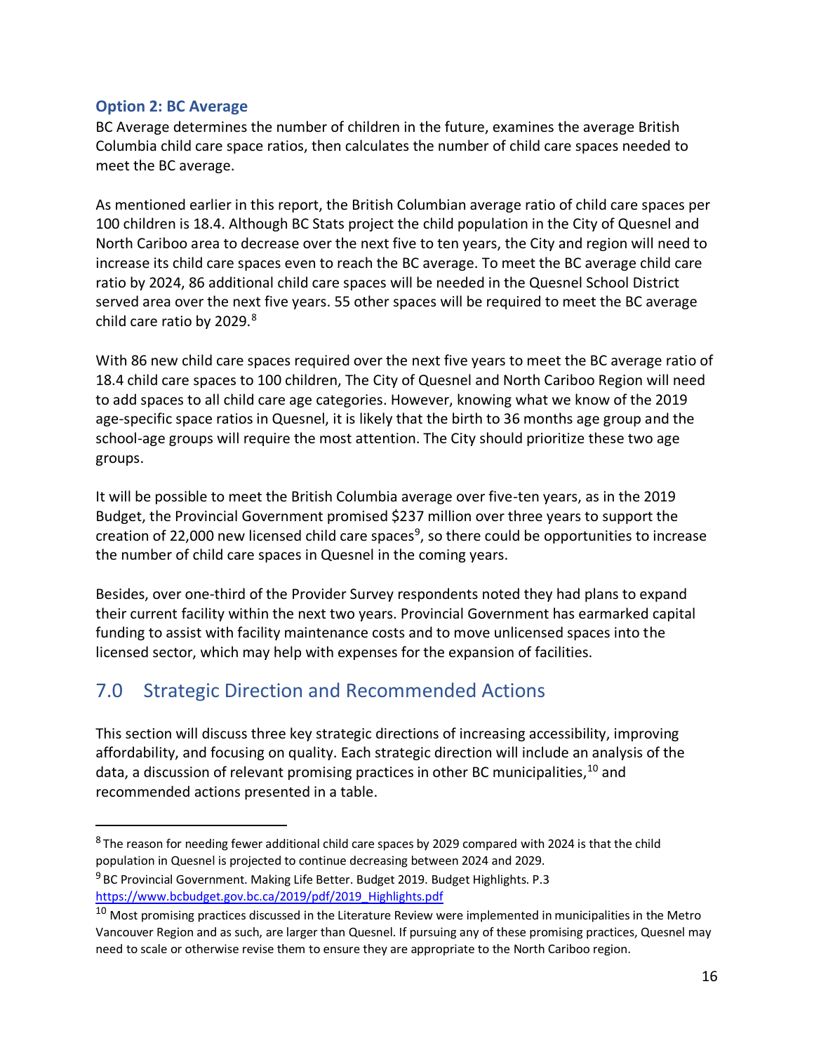### Option 2: BC Average

BC Average determines the number of children in the future, examines the average British Columbia child care space ratios, then calculates the number of child care spaces needed to meet the BC average.

As mentioned earlier in this report, the British Columbian average ratio of child care spaces per 100 children is 18.4. Although BC Stats project the child population in the City of Quesnel and North Cariboo area to decrease over the next five to ten years, the City and region will need to increase its child care spaces even to reach the BC average. To meet the BC average child care ratio by 2024, 86 additional child care spaces will be needed in the Quesnel School District served area over the next five years. 55 other spaces will be required to meet the BC average child care ratio by 2029.[8]

With 86 new child care spaces required over the next five years to meet the BC average ratio of 18.4 child care spaces to 100 children, The City of Quesnel and North Cariboo Region will need to add spaces to all child care age categories. However, knowing what we know of the 2019 age-specific space ratios in Quesnel, it is likely that the birth to 36 months age group and the school-age groups will require the most attention. The City should prioritize these two age groups.

It will be possible to meet the British Columbia average over five-ten years, as in the 2019 Budget, the Provincial Government promised $237 million over three years to support the creation of 22,000 new licensed child care spaces[9], so there could be opportunities to increase the number of child care spaces in Quesnel in the coming years.

Besides, over one-third of the Provider Survey respondents noted they had plans to expand their current facility within the next two years. Provincial Government has earmarked capital funding to assist with facility maintenance costs and to move unlicensed spaces into the licensed sector, which may help with expenses for the expansion of facilities.

## 7.0 Strategic Direction and Recommended Actions

This section will discuss three key strategic directions of increasing accessibility, improving affordability, and focusing on quality. Each strategic direction will include an analysis of the data, a discussion of relevant promising practices in other BC municipalities,[10] and recommended actions presented in a table.

[8] The reason for needing fewer additional child care spaces by 2029 compared with 2024 is that the child population in Quesnel is projected to continue decreasing between 2024 and 2029.

[9] BC Provincial Government. Making Life Better. Budget 2019. Budget Highlights. P.3 https://www.bcbudget.gov.bc.ca/2019/pdf/2019_Highlights.pdf

[10] Most promising practices discussed in the Literature Review were implemented in municipalities in the Metro Vancouver Region and as such, are larger than Quesnel. If pursuing any of these promising practices, Quesnel may need to scale or otherwise revise them to ensure they are appropriate to the North Cariboo region.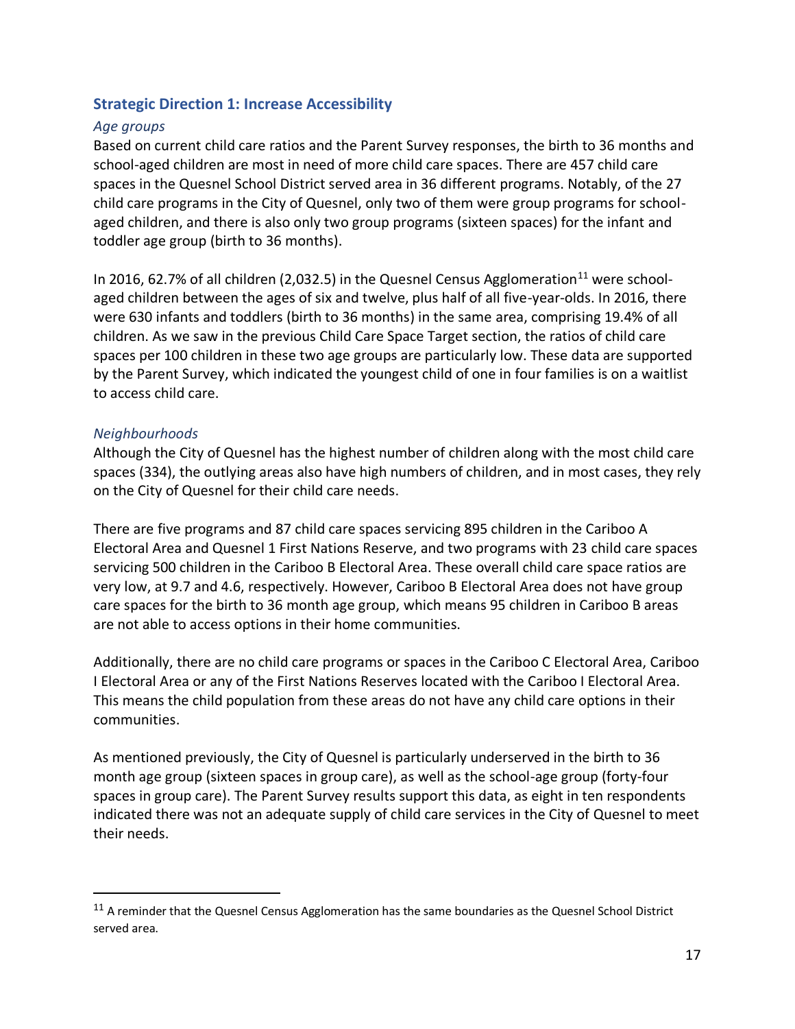## Strategic Direction 1: Increase Accessibility

### *Age groups*

Based on current child care ratios and the Parent Survey responses, the birth to 36 months and school-aged children are most in need of more child care spaces. There are 457 child care spaces in the Quesnel School District served area in 36 different programs. Notably, of the 27 child care programs in the City of Quesnel, only two of them were group programs for school-aged children, and there is also only two group programs (sixteen spaces) for the infant and toddler age group (birth to 36 months).

In 2016, 62.7% of all children (2,032.5) in the Quesnel Census Agglomeration[11] were school-aged children between the ages of six and twelve, plus half of all five-year-olds. In 2016, there were 630 infants and toddlers (birth to 36 months) in the same area, comprising 19.4% of all children. As we saw in the previous Child Care Space Target section, the ratios of child care spaces per 100 children in these two age groups are particularly low. These data are supported by the Parent Survey, which indicated the youngest child of one in four families is on a waitlist to access child care.

### *Neighbourhoods*

Although the City of Quesnel has the highest number of children along with the most child care spaces (334), the outlying areas also have high numbers of children, and in most cases, they rely on the City of Quesnel for their child care needs.

There are five programs and 87 child care spaces servicing 895 children in the Cariboo A Electoral Area and Quesnel 1 First Nations Reserve, and two programs with 23 child care spaces servicing 500 children in the Cariboo B Electoral Area. These overall child care space ratios are very low, at 9.7 and 4.6, respectively. However, Cariboo B Electoral Area does not have group care spaces for the birth to 36 month age group, which means 95 children in Cariboo B areas are not able to access options in their home communities.

Additionally, there are no child care programs or spaces in the Cariboo C Electoral Area, Cariboo I Electoral Area or any of the First Nations Reserves located with the Cariboo I Electoral Area. This means the child population from these areas do not have any child care options in their communities.

As mentioned previously, the City of Quesnel is particularly underserved in the birth to 36 month age group (sixteen spaces in group care), as well as the school-age group (forty-four spaces in group care). The Parent Survey results support this data, as eight in ten respondents indicated there was not an adequate supply of child care services in the City of Quesnel to meet their needs.

---

[11] A reminder that the Quesnel Census Agglomeration has the same boundaries as the Quesnel School District served area.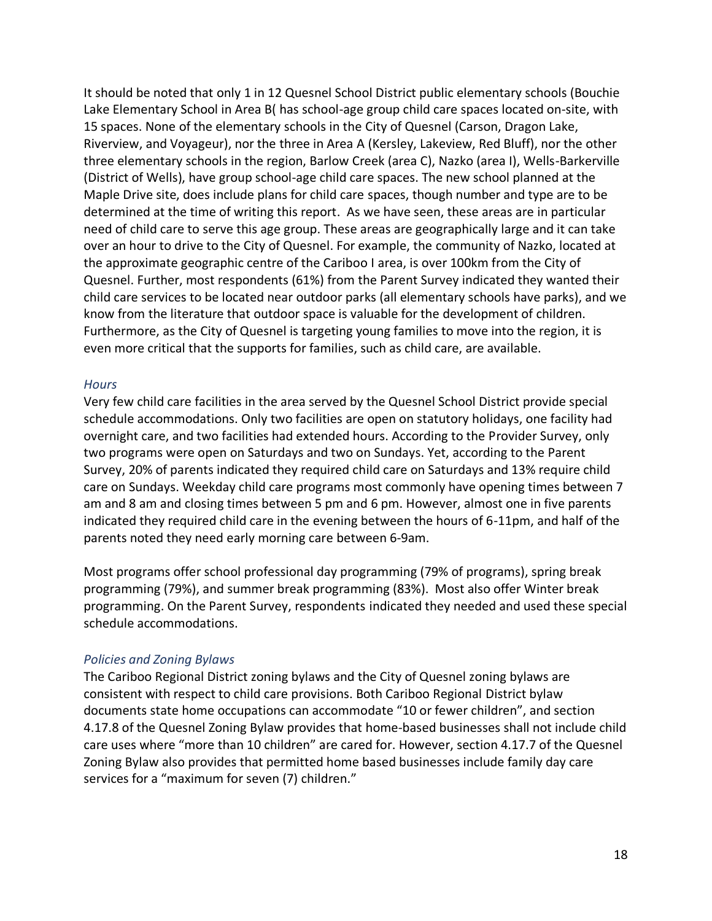It should be noted that only 1 in 12 Quesnel School District public elementary schools (Bouchie Lake Elementary School in Area B( has school-age group child care spaces located on-site, with 15 spaces. None of the elementary schools in the City of Quesnel (Carson, Dragon Lake, Riverview, and Voyageur), nor the three in Area A (Kersley, Lakeview, Red Bluff), nor the other three elementary schools in the region, Barlow Creek (area C), Nazko (area I), Wells-Barkerville (District of Wells), have group school-age child care spaces. The new school planned at the Maple Drive site, does include plans for child care spaces, though number and type are to be determined at the time of writing this report. As we have seen, these areas are in particular need of child care to serve this age group. These areas are geographically large and it can take over an hour to drive to the City of Quesnel. For example, the community of Nazko, located at the approximate geographic centre of the Cariboo I area, is over 100km from the City of Quesnel. Further, most respondents (61%) from the Parent Survey indicated they wanted their child care services to be located near outdoor parks (all elementary schools have parks), and we know from the literature that outdoor space is valuable for the development of children. Furthermore, as the City of Quesnel is targeting young families to move into the region, it is even more critical that the supports for families, such as child care, are available.

### *Hours*

Very few child care facilities in the area served by the Quesnel School District provide special schedule accommodations. Only two facilities are open on statutory holidays, one facility had overnight care, and two facilities had extended hours. According to the Provider Survey, only two programs were open on Saturdays and two on Sundays. Yet, according to the Parent Survey, 20% of parents indicated they required child care on Saturdays and 13% require child care on Sundays. Weekday child care programs most commonly have opening times between 7 am and 8 am and closing times between 5 pm and 6 pm. However, almost one in five parents indicated they required child care in the evening between the hours of 6-11pm, and half of the parents noted they need early morning care between 6-9am.

Most programs offer school professional day programming (79% of programs), spring break programming (79%), and summer break programming (83%). Most also offer Winter break programming. On the Parent Survey, respondents indicated they needed and used these special schedule accommodations.

### *Policies and Zoning Bylaws*

The Cariboo Regional District zoning bylaws and the City of Quesnel zoning bylaws are consistent with respect to child care provisions. Both Cariboo Regional District bylaw documents state home occupations can accommodate "10 or fewer children", and section 4.17.8 of the Quesnel Zoning Bylaw provides that home-based businesses shall not include child care uses where "more than 10 children" are cared for. However, section 4.17.7 of the Quesnel Zoning Bylaw also provides that permitted home based businesses include family day care services for a "maximum for seven (7) children."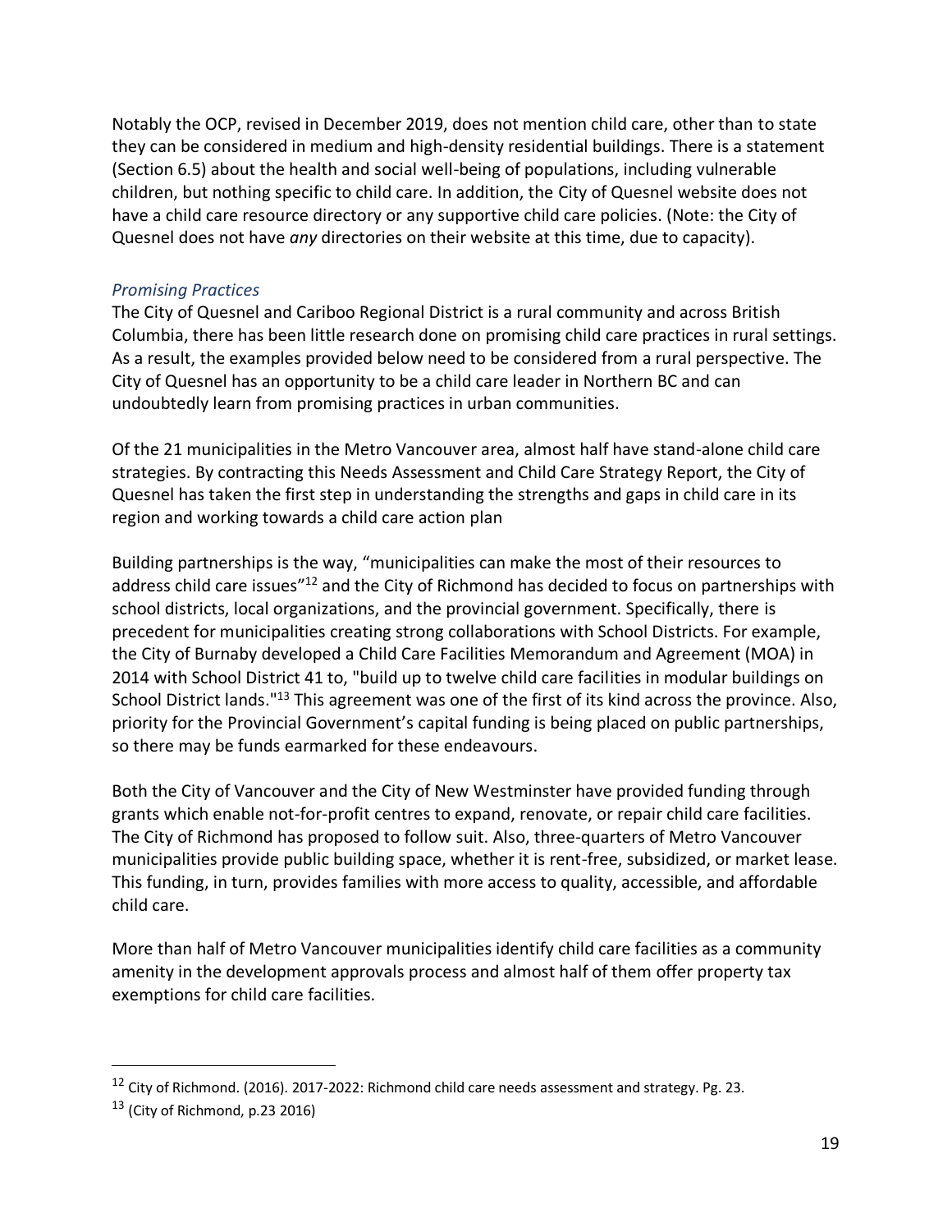Notably the OCP, revised in December 2019, does not mention child care, other than to state they can be considered in medium and high-density residential buildings. There is a statement (Section 6.5) about the health and social well-being of populations, including vulnerable children, but nothing specific to child care. In addition, the City of Quesnel website does not have a child care resource directory or any supportive child care policies. (Note: the City of Quesnel does not have *any* directories on their website at this time, due to capacity).

### *Promising Practices*

The City of Quesnel and Cariboo Regional District is a rural community and across British Columbia, there has been little research done on promising child care practices in rural settings. As a result, the examples provided below need to be considered from a rural perspective. The City of Quesnel has an opportunity to be a child care leader in Northern BC and can undoubtedly learn from promising practices in urban communities.

Of the 21 municipalities in the Metro Vancouver area, almost half have stand-alone child care strategies. By contracting this Needs Assessment and Child Care Strategy Report, the City of Quesnel has taken the first step in understanding the strengths and gaps in child care in its region and working towards a child care action plan

Building partnerships is the way, "municipalities can make the most of their resources to address child care issues"[12] and the City of Richmond has decided to focus on partnerships with school districts, local organizations, and the provincial government. Specifically, there is precedent for municipalities creating strong collaborations with School Districts. For example, the City of Burnaby developed a Child Care Facilities Memorandum and Agreement (MOA) in 2014 with School District 41 to, "build up to twelve child care facilities in modular buildings on School District lands."[13] This agreement was one of the first of its kind across the province. Also, priority for the Provincial Government's capital funding is being placed on public partnerships, so there may be funds earmarked for these endeavours.

Both the City of Vancouver and the City of New Westminster have provided funding through grants which enable not-for-profit centres to expand, renovate, or repair child care facilities. The City of Richmond has proposed to follow suit. Also, three-quarters of Metro Vancouver municipalities provide public building space, whether it is rent-free, subsidized, or market lease. This funding, in turn, provides families with more access to quality, accessible, and affordable child care.

More than half of Metro Vancouver municipalities identify child care facilities as a community amenity in the development approvals process and almost half of them offer property tax exemptions for child care facilities.

---

[12] City of Richmond. (2016). 2017-2022: Richmond child care needs assessment and strategy. Pg. 23.

[13] (City of Richmond, p.23 2016)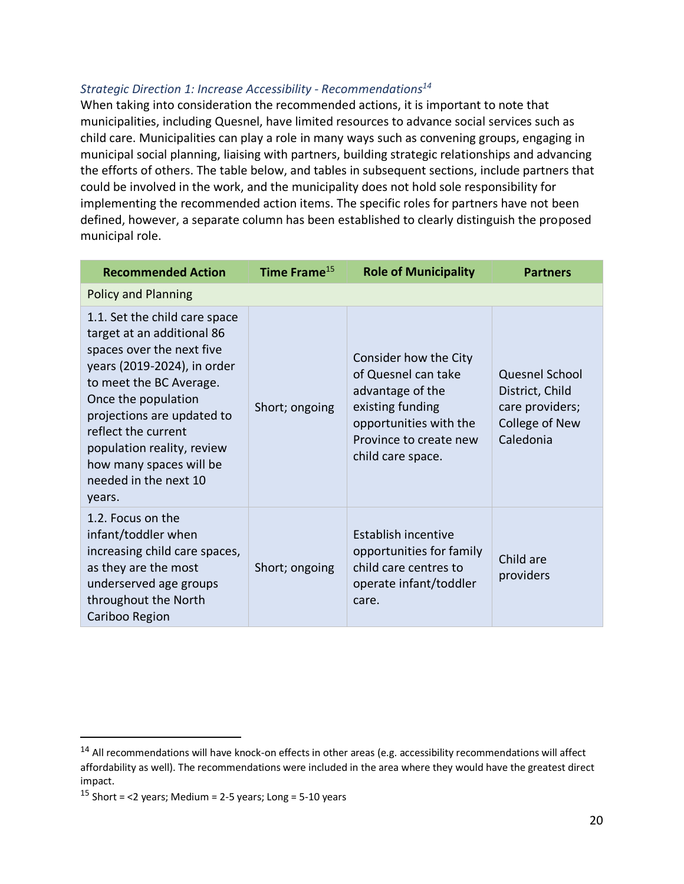*Strategic Direction 1: Increase Accessibility - Recommendations[14]*

When taking into consideration the recommended actions, it is important to note that municipalities, including Quesnel, have limited resources to advance social services such as child care. Municipalities can play a role in many ways such as convening groups, engaging in municipal social planning, liaising with partners, building strategic relationships and advancing the efforts of others. The table below, and tables in subsequent sections, include partners that could be involved in the work, and the municipality does not hold sole responsibility for implementing the recommended action items. The specific roles for partners have not been defined, however, a separate column has been established to clearly distinguish the proposed municipal role.

| Recommended Action | Time Frame[15] | Role of Municipality | Partners |
|---|---|---|---|
| Policy and Planning | | | |
| 1.1. Set the child care space target at an additional 86 spaces over the next five years (2019-2024), in order to meet the BC Average. Once the population projections are updated to reflect the current population reality, review how many spaces will be needed in the next 10 years. | Short; ongoing | Consider how the City of Quesnel can take advantage of the existing funding opportunities with the Province to create new child care space. | Quesnel School District, Child care providers; College of New Caledonia |
| 1.2. Focus on the infant/toddler when increasing child care spaces, as they are the most underserved age groups throughout the North Cariboo Region | Short; ongoing | Establish incentive opportunities for family child care centres to operate infant/toddler care. | Child are providers |

[14] All recommendations will have knock-on effects in other areas (e.g. accessibility recommendations will affect affordability as well). The recommendations were included in the area where they would have the greatest direct impact.

[15] Short = <2 years; Medium = 2-5 years; Long = 5-10 years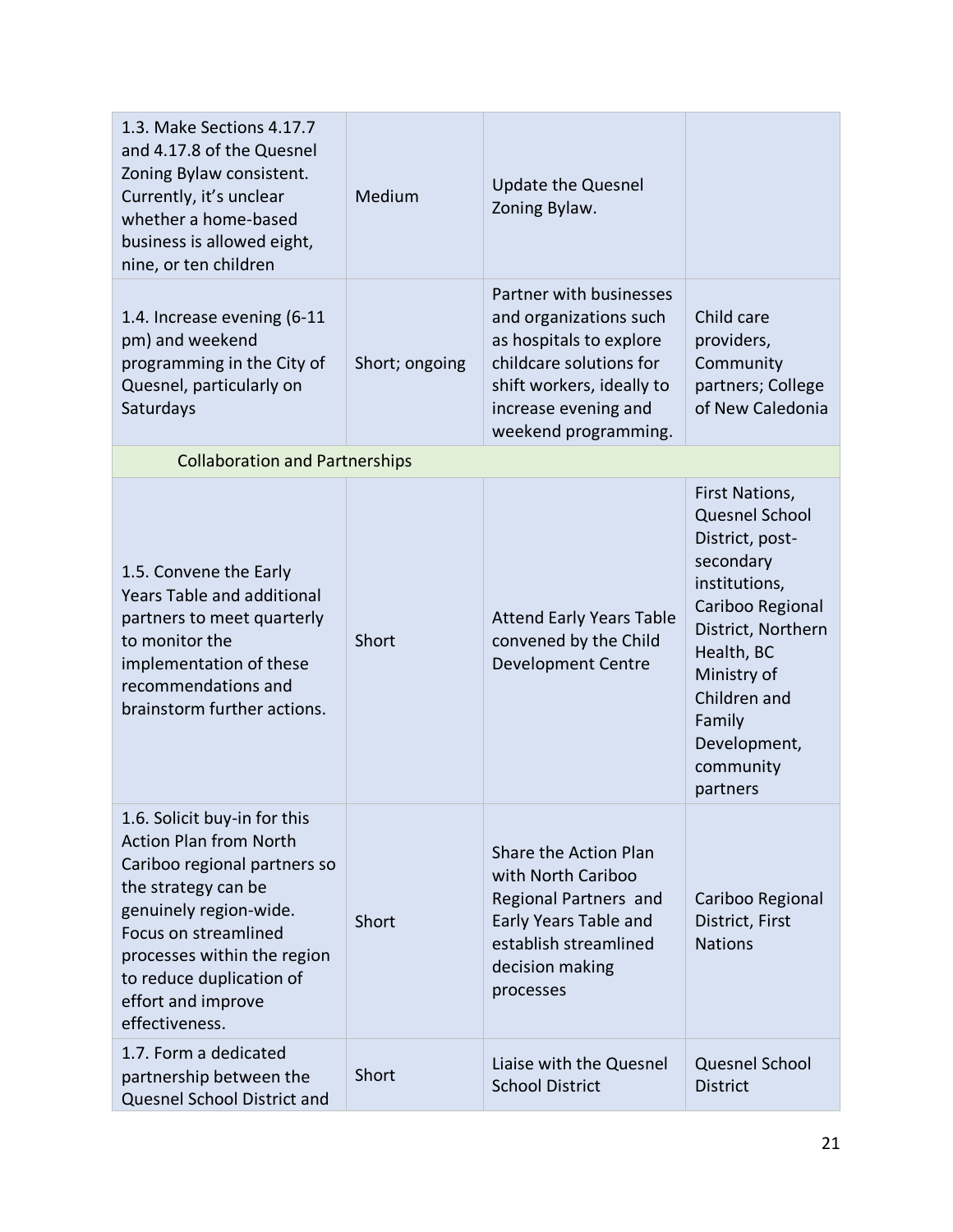| | | | |
|---|---|---|---|
| 1.3. Make Sections 4.17.7 and 4.17.8 of the Quesnel Zoning Bylaw consistent. Currently, it's unclear whether a home-based business is allowed eight, nine, or ten children | Medium | Update the Quesnel Zoning Bylaw. | |
| 1.4. Increase evening (6-11 pm) and weekend programming in the City of Quesnel, particularly on Saturdays | Short; ongoing | Partner with businesses and organizations such as hospitals to explore childcare solutions for shift workers, ideally to increase evening and weekend programming. | Child care providers, Community partners; College of New Caledonia |
| Collaboration and Partnerships | | | |
| 1.5. Convene the Early Years Table and additional partners to meet quarterly to monitor the implementation of these recommendations and brainstorm further actions. | Short | Attend Early Years Table convened by the Child Development Centre | First Nations, Quesnel School District, post-secondary institutions, Cariboo Regional District, Northern Health, BC Ministry of Children and Family Development, community partners |
| 1.6. Solicit buy-in for this Action Plan from North Cariboo regional partners so the strategy can be genuinely region-wide. Focus on streamlined processes within the region to reduce duplication of effort and improve effectiveness. | Short | Share the Action Plan with North Cariboo Regional Partners and Early Years Table and establish streamlined decision making processes | Cariboo Regional District, First Nations |
| 1.7. Form a dedicated partnership between the Quesnel School District and | Short | Liaise with the Quesnel School District | Quesnel School District |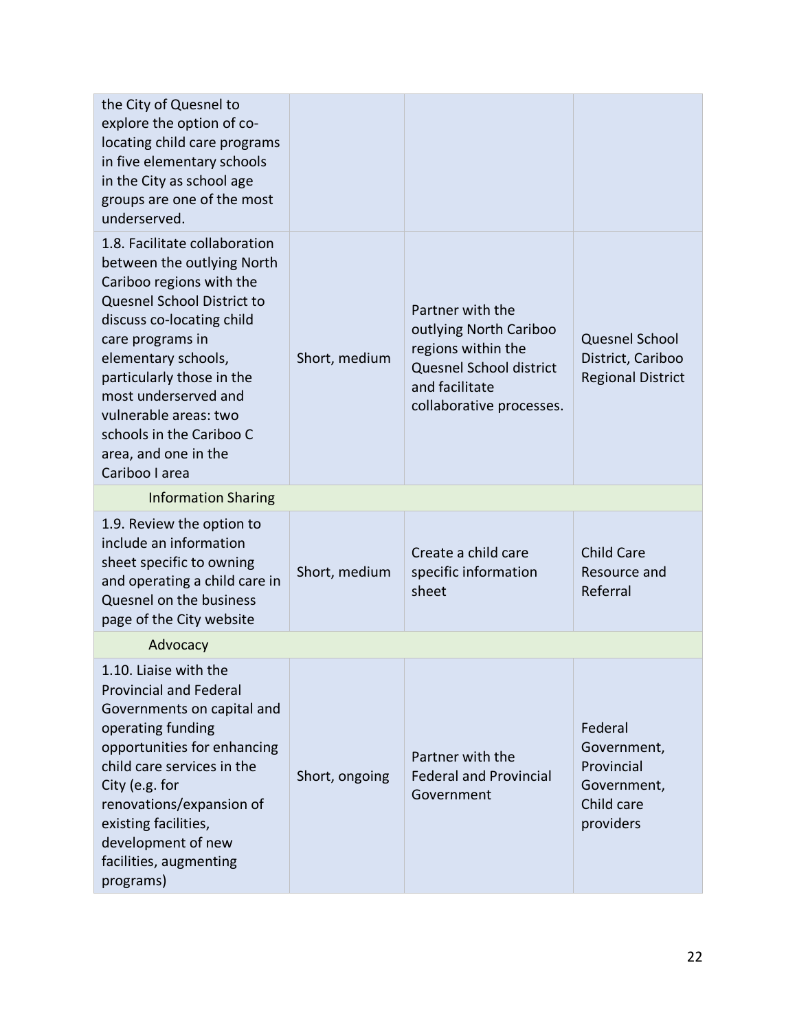| | | | |
|---|---|---|---|
| the City of Quesnel to explore the option of co-locating child care programs in five elementary schools in the City as school age groups are one of the most underserved. | | | |
| 1.8. Facilitate collaboration between the outlying North Cariboo regions with the Quesnel School District to discuss co-locating child care programs in elementary schools, particularly those in the most underserved and vulnerable areas: two schools in the Cariboo C area, and one in the Cariboo I area | Short, medium | Partner with the outlying North Cariboo regions within the Quesnel School district and facilitate collaborative processes. | Quesnel School District, Cariboo Regional District |
| Information Sharing | | | |
| 1.9. Review the option to include an information sheet specific to owning and operating a child care in Quesnel on the business page of the City website | Short, medium | Create a child care specific information sheet | Child Care Resource and Referral |
| Advocacy | | | |
| 1.10. Liaise with the Provincial and Federal Governments on capital and operating funding opportunities for enhancing child care services in the City (e.g. for renovations/expansion of existing facilities, development of new facilities, augmenting programs) | Short, ongoing | Partner with the Federal and Provincial Government | Federal Government, Provincial Government, Child care providers |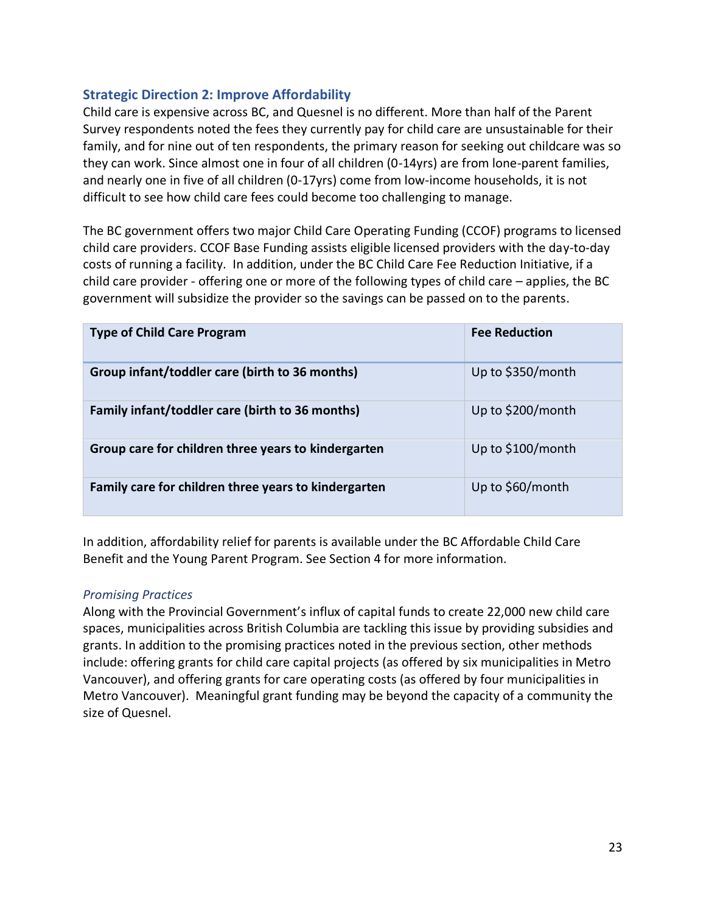## Strategic Direction 2: Improve Affordability

Child care is expensive across BC, and Quesnel is no different. More than half of the Parent Survey respondents noted the fees they currently pay for child care are unsustainable for their family, and for nine out of ten respondents, the primary reason for seeking out childcare was so they can work. Since almost one in four of all children (0-14yrs) are from lone-parent families, and nearly one in five of all children (0-17yrs) come from low-income households, it is not difficult to see how child care fees could become too challenging to manage.

The BC government offers two major Child Care Operating Funding (CCOF) programs to licensed child care providers. CCOF Base Funding assists eligible licensed providers with the day-to-day costs of running a facility. In addition, under the BC Child Care Fee Reduction Initiative, if a child care provider - offering one or more of the following types of child care – applies, the BC government will subsidize the provider so the savings can be passed on to the parents.

| Type of Child Care Program | Fee Reduction |
|---|---|
| **Group infant/toddler care (birth to 36 months)** | Up to $350/month |
| **Family infant/toddler care (birth to 36 months)** | Up to $200/month |
| **Group care for children three years to kindergarten** | Up to $100/month |
| **Family care for children three years to kindergarten** | Up to $60/month |

In addition, affordability relief for parents is available under the BC Affordable Child Care Benefit and the Young Parent Program. See Section 4 for more information.

### *Promising Practices*

Along with the Provincial Government's influx of capital funds to create 22,000 new child care spaces, municipalities across British Columbia are tackling this issue by providing subsidies and grants. In addition to the promising practices noted in the previous section, other methods include: offering grants for child care capital projects (as offered by six municipalities in Metro Vancouver), and offering grants for care operating costs (as offered by four municipalities in Metro Vancouver). Meaningful grant funding may be beyond the capacity of a community the size of Quesnel.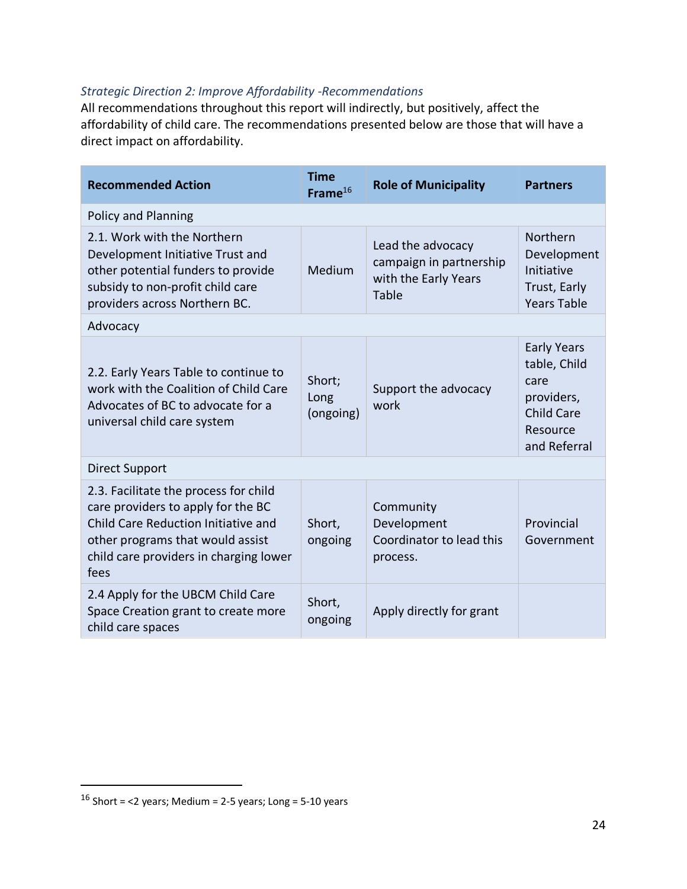*Strategic Direction 2: Improve Affordability -Recommendations*

All recommendations throughout this report will indirectly, but positively, affect the affordability of child care. The recommendations presented below are those that will have a direct impact on affordability.

| Recommended Action | Time Frame[16] | Role of Municipality | Partners |
|---|---|---|---|
| Policy and Planning | | | |
| 2.1. Work with the Northern Development Initiative Trust and other potential funders to provide subsidy to non-profit child care providers across Northern BC. | Medium | Lead the advocacy campaign in partnership with the Early Years Table | Northern Development Initiative Trust, Early Years Table |
| Advocacy | | | |
| 2.2. Early Years Table to continue to work with the Coalition of Child Care Advocates of BC to advocate for a universal child care system | Short; Long (ongoing) | Support the advocacy work | Early Years table, Child care providers, Child Care Resource and Referral |
| Direct Support | | | |
| 2.3. Facilitate the process for child care providers to apply for the BC Child Care Reduction Initiative and other programs that would assist child care providers in charging lower fees | Short, ongoing | Community Development Coordinator to lead this process. | Provincial Government |
| 2.4 Apply for the UBCM Child Care Space Creation grant to create more child care spaces | Short, ongoing | Apply directly for grant | |

[16] Short = <2 years; Medium = 2-5 years; Long = 5-10 years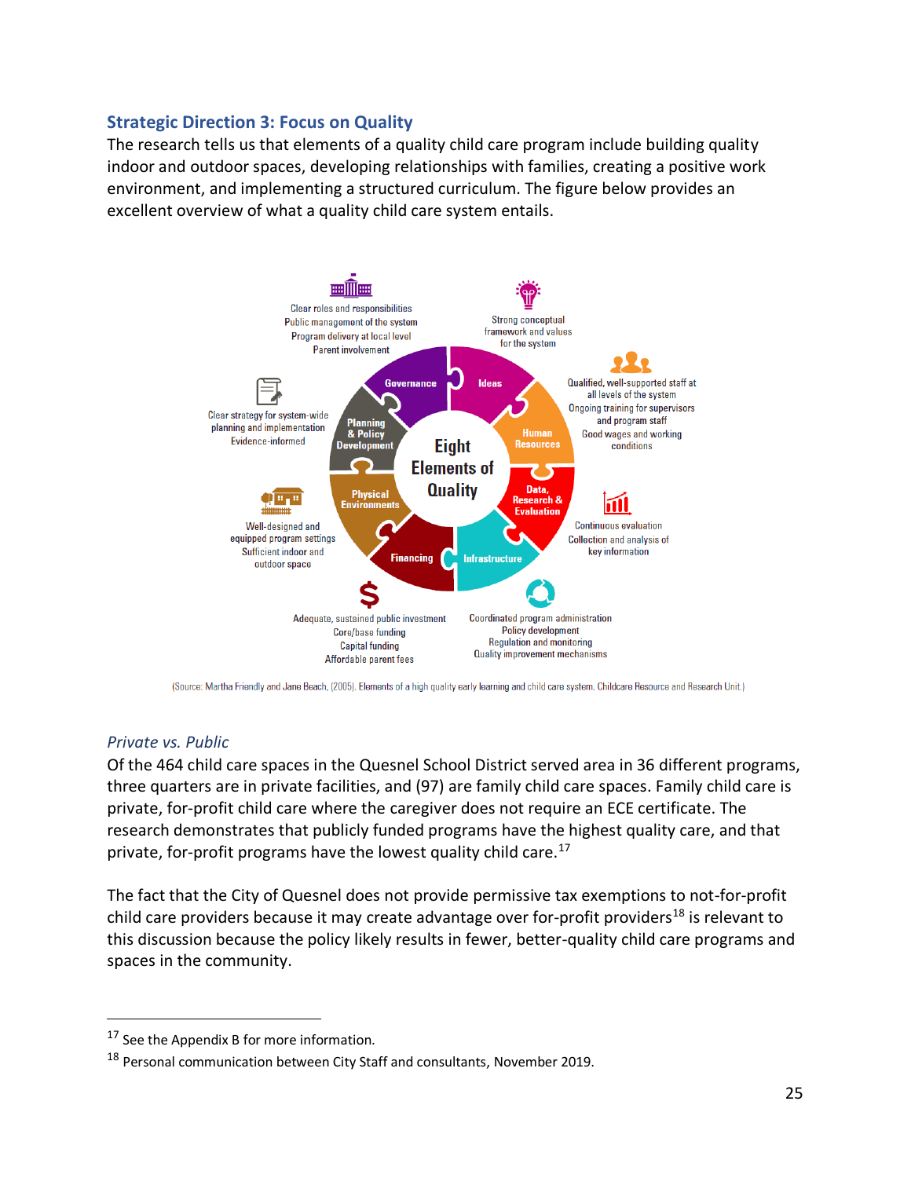### Strategic Direction 3: Focus on Quality

The research tells us that elements of a quality child care program include building quality indoor and outdoor spaces, developing relationships with families, creating a positive work environment, and implementing a structured curriculum. The figure below provides an excellent overview of what a quality child care system entails.

Eight Elements of Quality

Governance
Clear roles and responsibilities
Public management of the system
Program delivery at local level
Parent involvement

Ideas
Strong conceptual framework and values for the system

Human Resources
Qualified, well-supported staff at all levels of the system
Ongoing training for supervisors and program staff
Good wages and working conditions

Data, Research & Evaluation
Continuous evaluation
Collection and analysis of key information

Infrastructure
Coordinated program administration
Policy development
Regulation and monitoring
Quality improvement mechanisms

Financing
Adequate, sustained public investment
Core/base funding
Capital funding
Affordable parent fees

Physical Environments
Well-designed and equipped program settings
Sufficient indoor and outdoor space

Planning & Policy Development
Clear strategy for system-wide planning and implementation
Evidence-informed

(Source: Martha Friendly and Jane Beach, (2005). Elements of a high quality early learning and child care system. Childcare Resource and Research Unit.)

#### *Private vs. Public*

Of the 464 child care spaces in the Quesnel School District served area in 36 different programs, three quarters are in private facilities, and (97) are family child care spaces. Family child care is private, for-profit child care where the caregiver does not require an ECE certificate. The research demonstrates that publicly funded programs have the highest quality care, and that private, for-profit programs have the lowest quality child care.[17]

The fact that the City of Quesnel does not provide permissive tax exemptions to not-for-profit child care providers because it may create advantage over for-profit providers[18] is relevant to this discussion because the policy likely results in fewer, better-quality child care programs and spaces in the community.

---

[17] See the Appendix B for more information.

[18] Personal communication between City Staff and consultants, November 2019.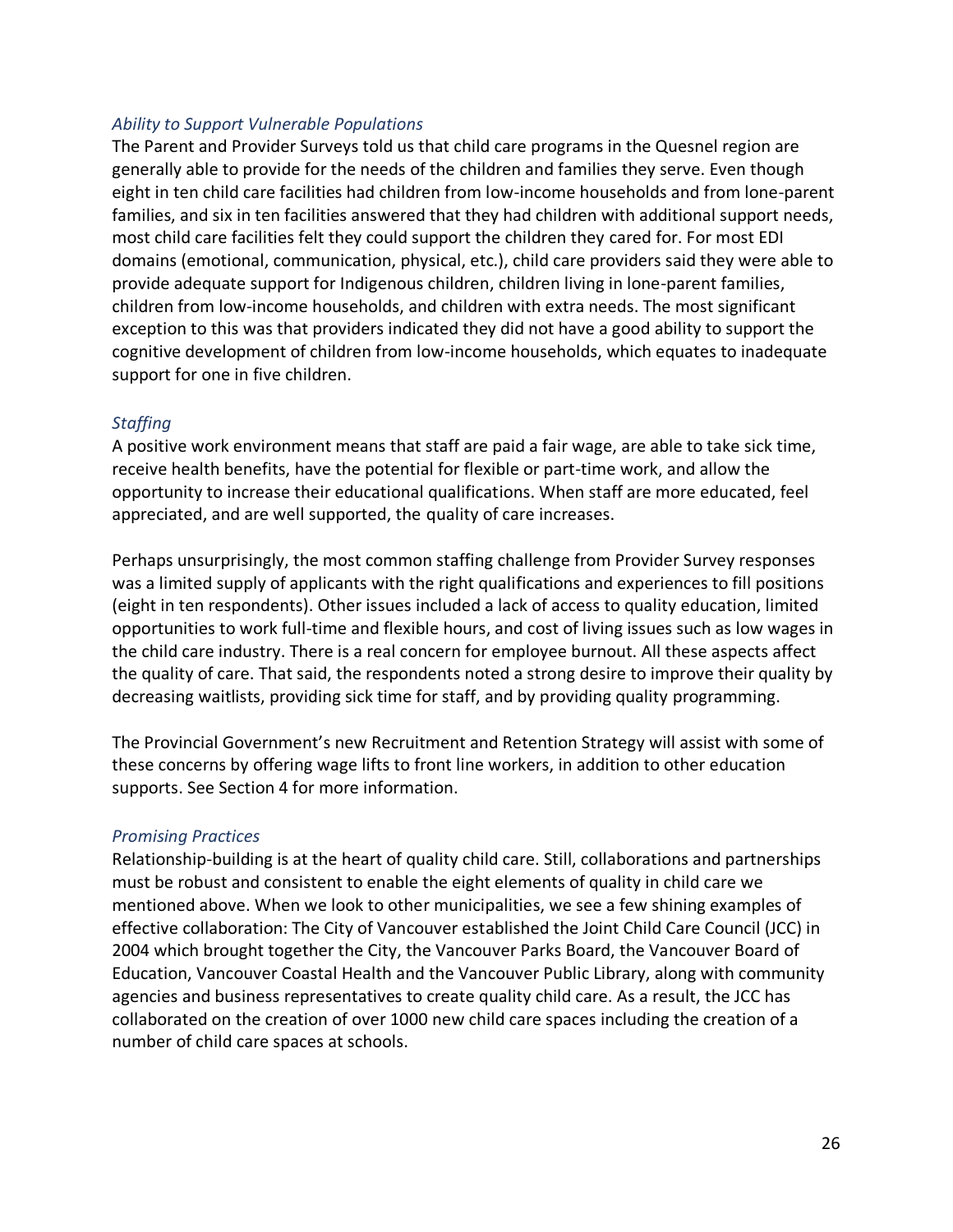### *Ability to Support Vulnerable Populations*

The Parent and Provider Surveys told us that child care programs in the Quesnel region are generally able to provide for the needs of the children and families they serve. Even though eight in ten child care facilities had children from low-income households and from lone-parent families, and six in ten facilities answered that they had children with additional support needs, most child care facilities felt they could support the children they cared for. For most EDI domains (emotional, communication, physical, etc.), child care providers said they were able to provide adequate support for Indigenous children, children living in lone-parent families, children from low-income households, and children with extra needs. The most significant exception to this was that providers indicated they did not have a good ability to support the cognitive development of children from low-income households, which equates to inadequate support for one in five children.

### *Staffing*

A positive work environment means that staff are paid a fair wage, are able to take sick time, receive health benefits, have the potential for flexible or part-time work, and allow the opportunity to increase their educational qualifications. When staff are more educated, feel appreciated, and are well supported, the quality of care increases.

Perhaps unsurprisingly, the most common staffing challenge from Provider Survey responses was a limited supply of applicants with the right qualifications and experiences to fill positions (eight in ten respondents). Other issues included a lack of access to quality education, limited opportunities to work full-time and flexible hours, and cost of living issues such as low wages in the child care industry. There is a real concern for employee burnout. All these aspects affect the quality of care. That said, the respondents noted a strong desire to improve their quality by decreasing waitlists, providing sick time for staff, and by providing quality programming.

The Provincial Government's new Recruitment and Retention Strategy will assist with some of these concerns by offering wage lifts to front line workers, in addition to other education supports. See Section 4 for more information.

### *Promising Practices*

Relationship-building is at the heart of quality child care. Still, collaborations and partnerships must be robust and consistent to enable the eight elements of quality in child care we mentioned above. When we look to other municipalities, we see a few shining examples of effective collaboration: The City of Vancouver established the Joint Child Care Council (JCC) in 2004 which brought together the City, the Vancouver Parks Board, the Vancouver Board of Education, Vancouver Coastal Health and the Vancouver Public Library, along with community agencies and business representatives to create quality child care. As a result, the JCC has collaborated on the creation of over 1000 new child care spaces including the creation of a number of child care spaces at schools.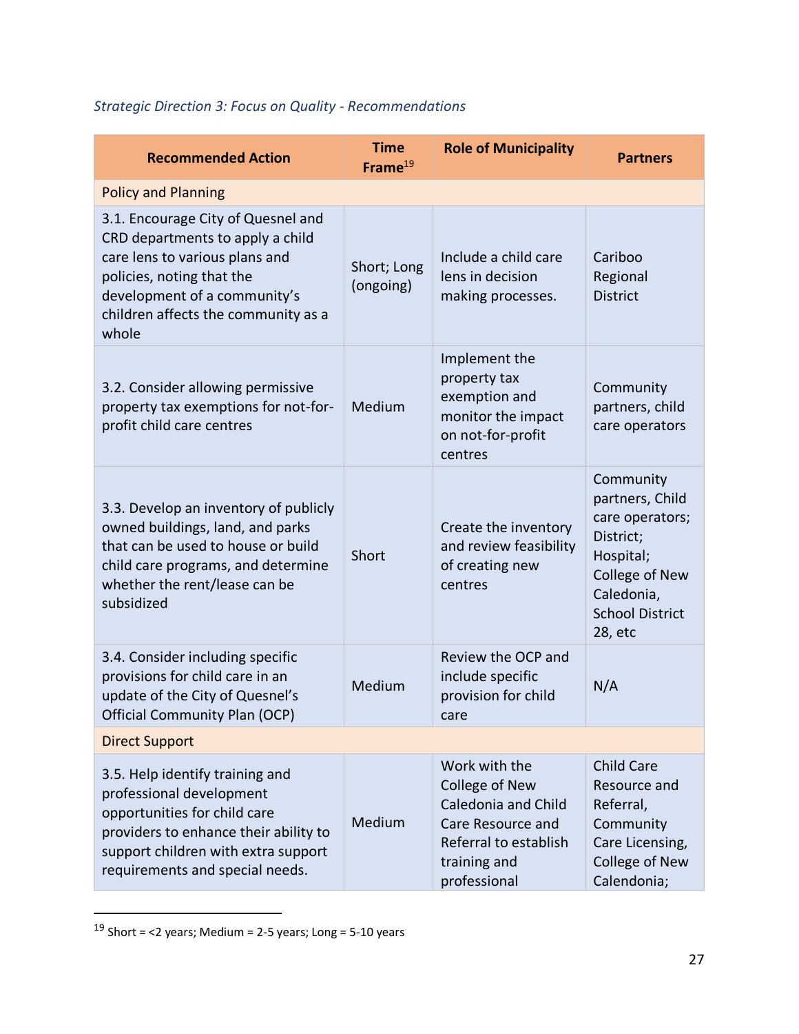*Strategic Direction 3: Focus on Quality - Recommendations*

| Recommended Action | Time Frame[19] | Role of Municipality | Partners |
|---|---|---|---|
| Policy and Planning | | | |
| 3.1. Encourage City of Quesnel and CRD departments to apply a child care lens to various plans and policies, noting that the development of a community's children affects the community as a whole | Short; Long (ongoing) | Include a child care lens in decision making processes. | Cariboo Regional District |
| 3.2. Consider allowing permissive property tax exemptions for not-for-profit child care centres | Medium | Implement the property tax exemption and monitor the impact on not-for-profit centres | Community partners, child care operators |
| 3.3. Develop an inventory of publicly owned buildings, land, and parks that can be used to house or build child care programs, and determine whether the rent/lease can be subsidized | Short | Create the inventory and review feasibility of creating new centres | Community partners, Child care operators; District; Hospital; College of New Caledonia, School District 28, etc |
| 3.4. Consider including specific provisions for child care in an update of the City of Quesnel's Official Community Plan (OCP) | Medium | Review the OCP and include specific provision for child care | N/A |
| Direct Support | | | |
| 3.5. Help identify training and professional development opportunities for child care providers to enhance their ability to support children with extra support requirements and special needs. | Medium | Work with the College of New Caledonia and Child Care Resource and Referral to establish training and professional | Child Care Resource and Referral, Community Care Licensing, College of New Calendonia; |

[19] Short = <2 years; Medium = 2-5 years; Long = 5-10 years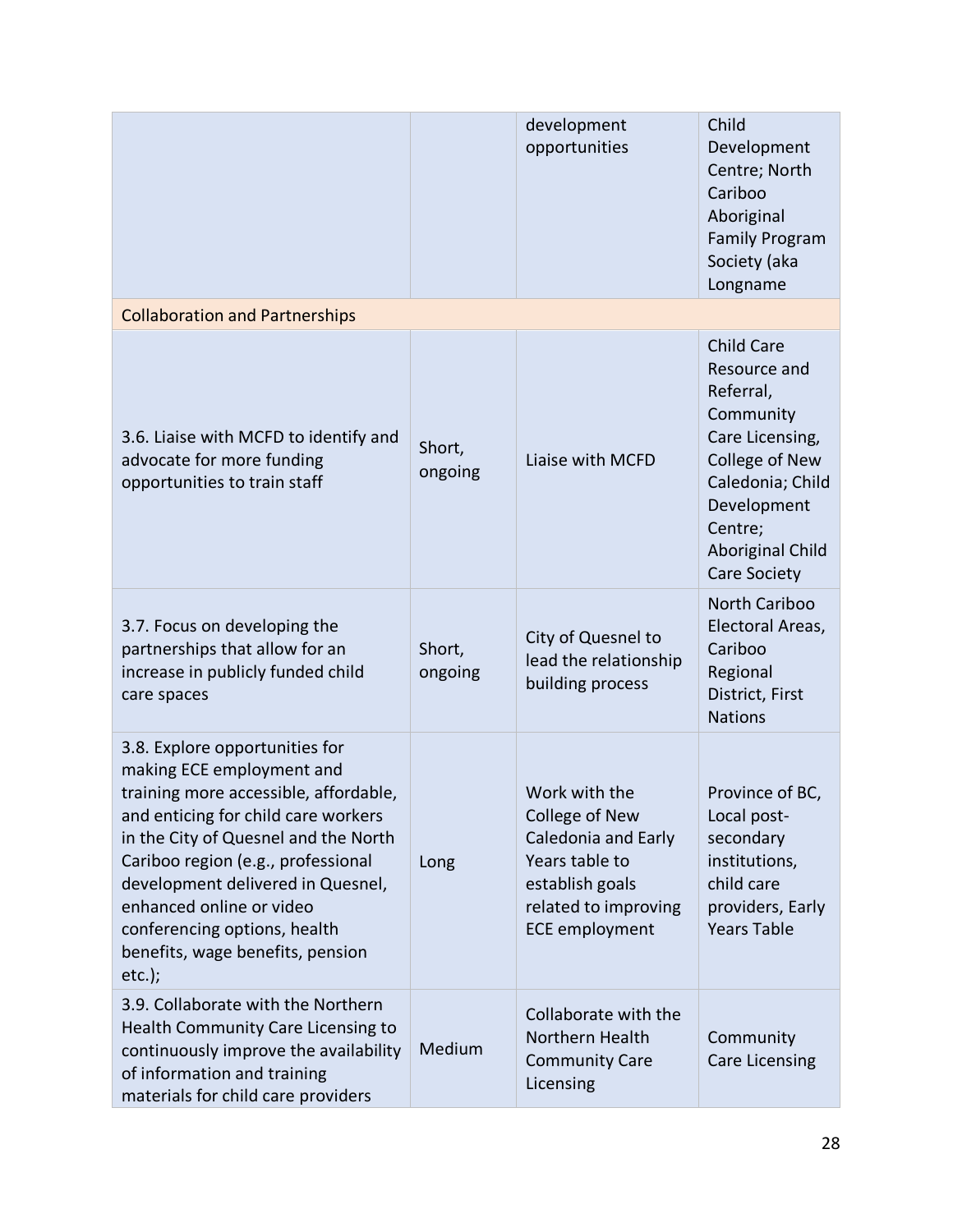| | | | |
|---|---|---|---|
| | | development opportunities | Child Development Centre; North Cariboo Aboriginal Family Program Society (aka Longname |
| Collaboration and Partnerships | | | |
| 3.6. Liaise with MCFD to identify and advocate for more funding opportunities to train staff | Short, ongoing | Liaise with MCFD | Child Care Resource and Referral, Community Care Licensing, College of New Caledonia; Child Development Centre; Aboriginal Child Care Society |
| 3.7. Focus on developing the partnerships that allow for an increase in publicly funded child care spaces | Short, ongoing | City of Quesnel to lead the relationship building process | North Cariboo Electoral Areas, Cariboo Regional District, First Nations |
| 3.8. Explore opportunities for making ECE employment and training more accessible, affordable, and enticing for child care workers in the City of Quesnel and the North Cariboo region (e.g., professional development delivered in Quesnel, enhanced online or video conferencing options, health benefits, wage benefits, pension etc.); | Long | Work with the College of New Caledonia and Early Years table to establish goals related to improving ECE employment | Province of BC, Local post-secondary institutions, child care providers, Early Years Table |
| 3.9. Collaborate with the Northern Health Community Care Licensing to continuously improve the availability of information and training materials for child care providers | Medium | Collaborate with the Northern Health Community Care Licensing | Community Care Licensing |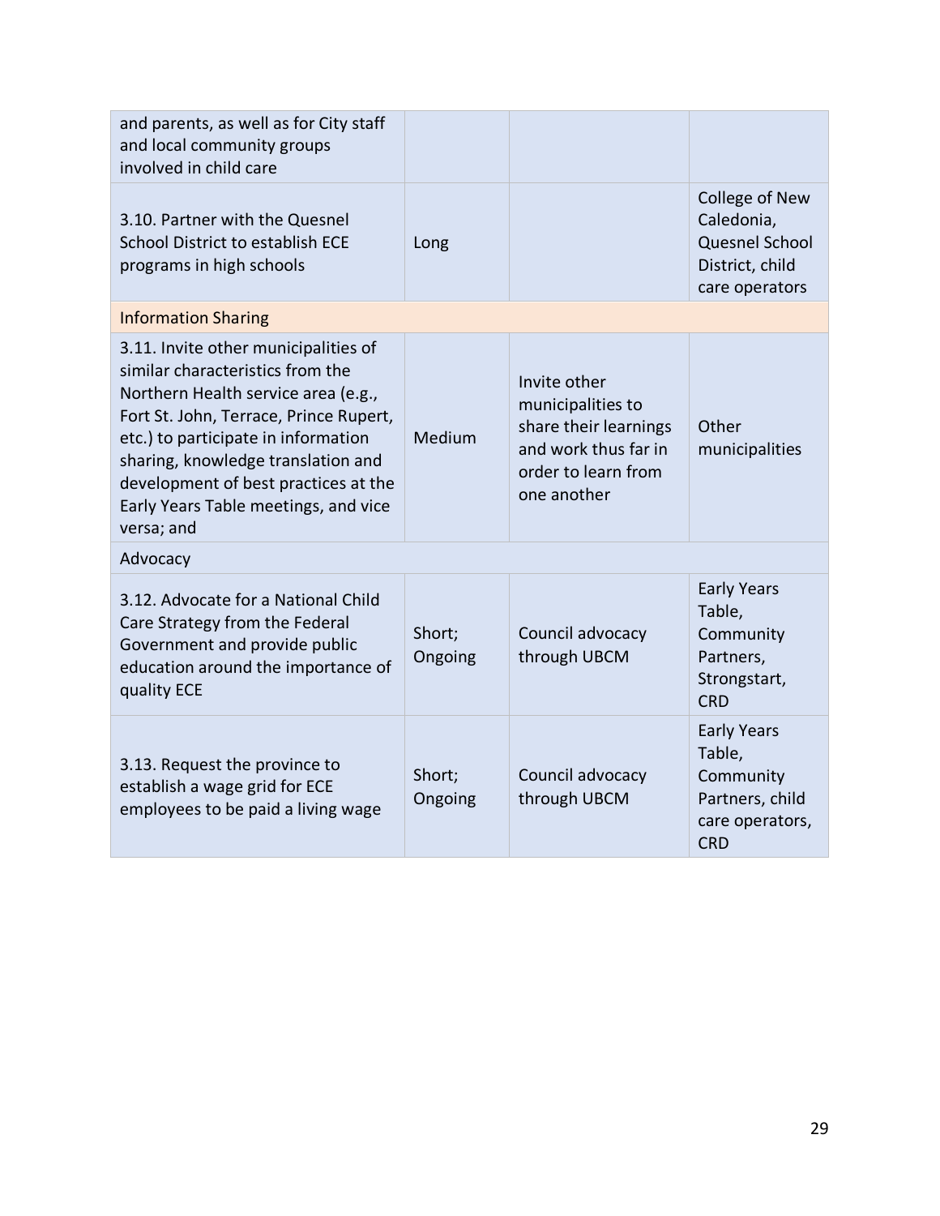| | | | |
|---|---|---|---|
| and parents, as well as for City staff and local community groups involved in child care | | | |
| 3.10. Partner with the Quesnel School District to establish ECE programs in high schools | Long | | College of New Caledonia, Quesnel School District, child care operators |
| Information Sharing | | | |
| 3.11. Invite other municipalities of similar characteristics from the Northern Health service area (e.g., Fort St. John, Terrace, Prince Rupert, etc.) to participate in information sharing, knowledge translation and development of best practices at the Early Years Table meetings, and vice versa; and | Medium | Invite other municipalities to share their learnings and work thus far in order to learn from one another | Other municipalities |
| Advocacy | | | |
| 3.12. Advocate for a National Child Care Strategy from the Federal Government and provide public education around the importance of quality ECE | Short; Ongoing | Council advocacy through UBCM | Early Years Table, Community Partners, Strongstart, CRD |
| 3.13. Request the province to establish a wage grid for ECE employees to be paid a living wage | Short; Ongoing | Council advocacy through UBCM | Early Years Table, Community Partners, child care operators, CRD |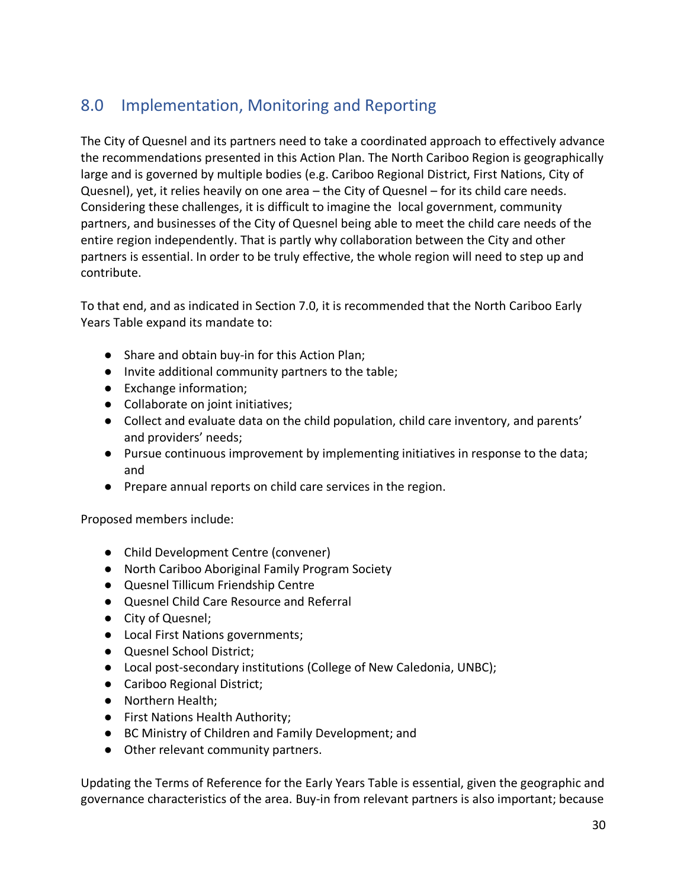## 8.0 Implementation, Monitoring and Reporting

The City of Quesnel and its partners need to take a coordinated approach to effectively advance the recommendations presented in this Action Plan. The North Cariboo Region is geographically large and is governed by multiple bodies (e.g. Cariboo Regional District, First Nations, City of Quesnel), yet, it relies heavily on one area – the City of Quesnel – for its child care needs. Considering these challenges, it is difficult to imagine the local government, community partners, and businesses of the City of Quesnel being able to meet the child care needs of the entire region independently. That is partly why collaboration between the City and other partners is essential. In order to be truly effective, the whole region will need to step up and contribute.

To that end, and as indicated in Section 7.0, it is recommended that the North Cariboo Early Years Table expand its mandate to:

- Share and obtain buy-in for this Action Plan;
- Invite additional community partners to the table;
- Exchange information;
- Collaborate on joint initiatives;
- Collect and evaluate data on the child population, child care inventory, and parents' and providers' needs;
- Pursue continuous improvement by implementing initiatives in response to the data; and
- Prepare annual reports on child care services in the region.

Proposed members include:

- Child Development Centre (convener)
- North Cariboo Aboriginal Family Program Society
- Quesnel Tillicum Friendship Centre
- Quesnel Child Care Resource and Referral
- City of Quesnel;
- Local First Nations governments;
- Quesnel School District;
- Local post-secondary institutions (College of New Caledonia, UNBC);
- Cariboo Regional District;
- Northern Health;
- First Nations Health Authority;
- BC Ministry of Children and Family Development; and
- Other relevant community partners.

Updating the Terms of Reference for the Early Years Table is essential, given the geographic and governance characteristics of the area. Buy-in from relevant partners is also important; because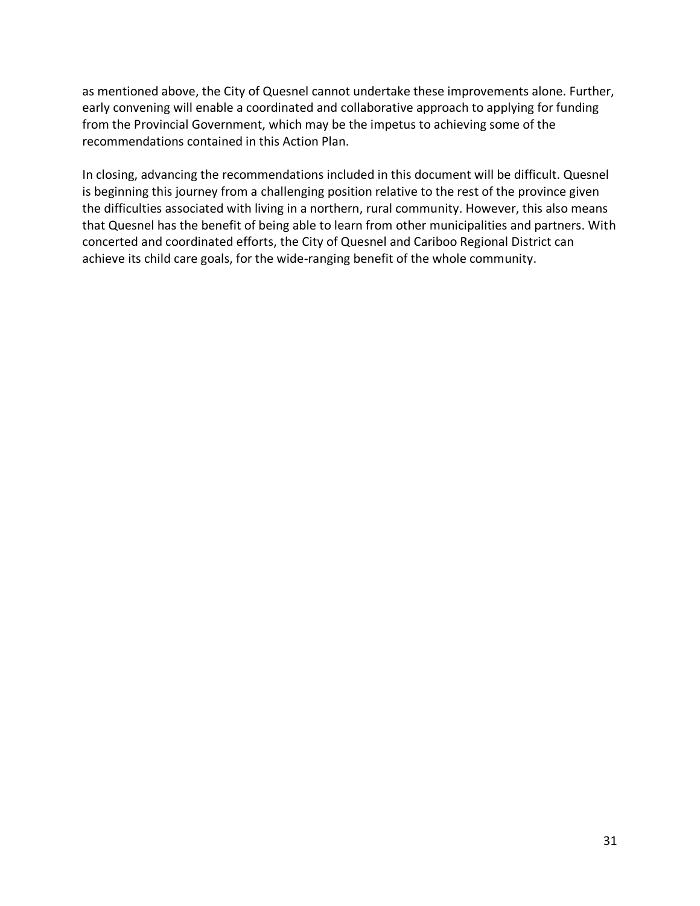as mentioned above, the City of Quesnel cannot undertake these improvements alone. Further, early convening will enable a coordinated and collaborative approach to applying for funding from the Provincial Government, which may be the impetus to achieving some of the recommendations contained in this Action Plan.

In closing, advancing the recommendations included in this document will be difficult. Quesnel is beginning this journey from a challenging position relative to the rest of the province given the difficulties associated with living in a northern, rural community. However, this also means that Quesnel has the benefit of being able to learn from other municipalities and partners. With concerted and coordinated efforts, the City of Quesnel and Cariboo Regional District can achieve its child care goals, for the wide-ranging benefit of the whole community.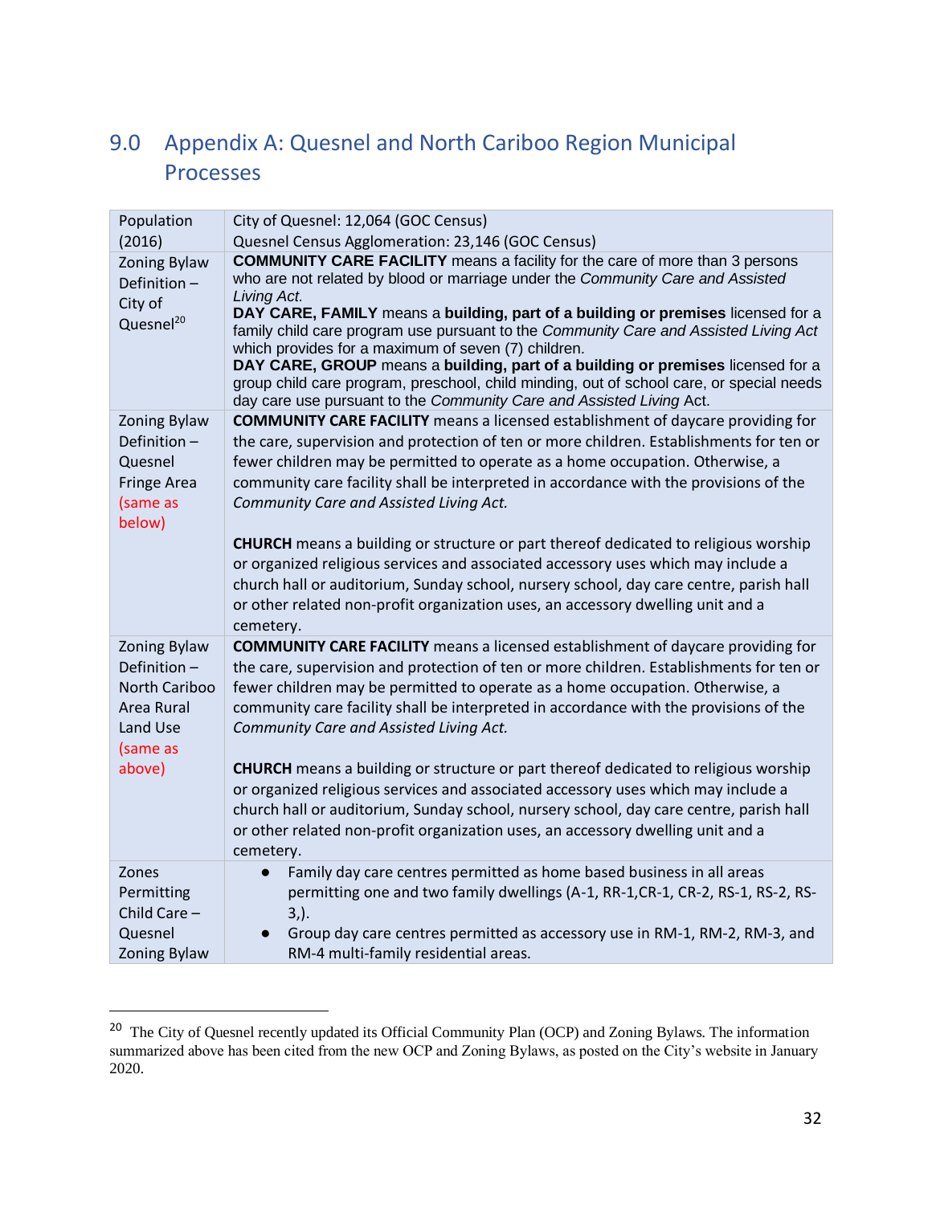## 9.0 Appendix A: Quesnel and North Cariboo Region Municipal Processes

| | |
|---|---|
| Population (2016) | City of Quesnel: 12,064 (GOC Census)<br>Quesnel Census Agglomeration: 23,146 (GOC Census) |
| Zoning Bylaw Definition – City of Quesnel[20] | **COMMUNITY CARE FACILITY** means a facility for the care of more than 3 persons who are not related by blood or marriage under the *Community Care and Assisted Living Act.*<br>**DAY CARE, FAMILY** means a **building, part of a building or premises** licensed for a family child care program use pursuant to the *Community Care and Assisted Living Act* which provides for a maximum of seven (7) children.<br>**DAY CARE, GROUP** means a **building, part of a building or premises** licensed for a group child care program, preschool, child minding, out of school care, or special needs day care use pursuant to the *Community Care and Assisted Living* Act. |
| Zoning Bylaw Definition – Quesnel Fringe Area (same as below) | **COMMUNITY CARE FACILITY** means a licensed establishment of daycare providing for the care, supervision and protection of ten or more children. Establishments for ten or fewer children may be permitted to operate as a home occupation. Otherwise, a community care facility shall be interpreted in accordance with the provisions of the *Community Care and Assisted Living Act.*<br><br>**CHURCH** means a building or structure or part thereof dedicated to religious worship or organized religious services and associated accessory uses which may include a church hall or auditorium, Sunday school, nursery school, day care centre, parish hall or other related non-profit organization uses, an accessory dwelling unit and a cemetery. |
| Zoning Bylaw Definition – North Cariboo Area Rural Land Use (same as above) | **COMMUNITY CARE FACILITY** means a licensed establishment of daycare providing for the care, supervision and protection of ten or more children. Establishments for ten or fewer children may be permitted to operate as a home occupation. Otherwise, a community care facility shall be interpreted in accordance with the provisions of the *Community Care and Assisted Living Act.*<br><br>**CHURCH** means a building or structure or part thereof dedicated to religious worship or organized religious services and associated accessory uses which may include a church hall or auditorium, Sunday school, nursery school, day care centre, parish hall or other related non-profit organization uses, an accessory dwelling unit and a cemetery. |
| Zones Permitting Child Care – Quesnel Zoning Bylaw | • Family day care centres permitted as home based business in all areas permitting one and two family dwellings (A-1, RR-1,CR-1, CR-2, RS-1, RS-2, RS-3,).<br>• Group day care centres permitted as accessory use in RM-1, RM-2, RM-3, and RM-4 multi-family residential areas. |

[20] The City of Quesnel recently updated its Official Community Plan (OCP) and Zoning Bylaws. The information summarized above has been cited from the new OCP and Zoning Bylaws, as posted on the City's website in January 2020.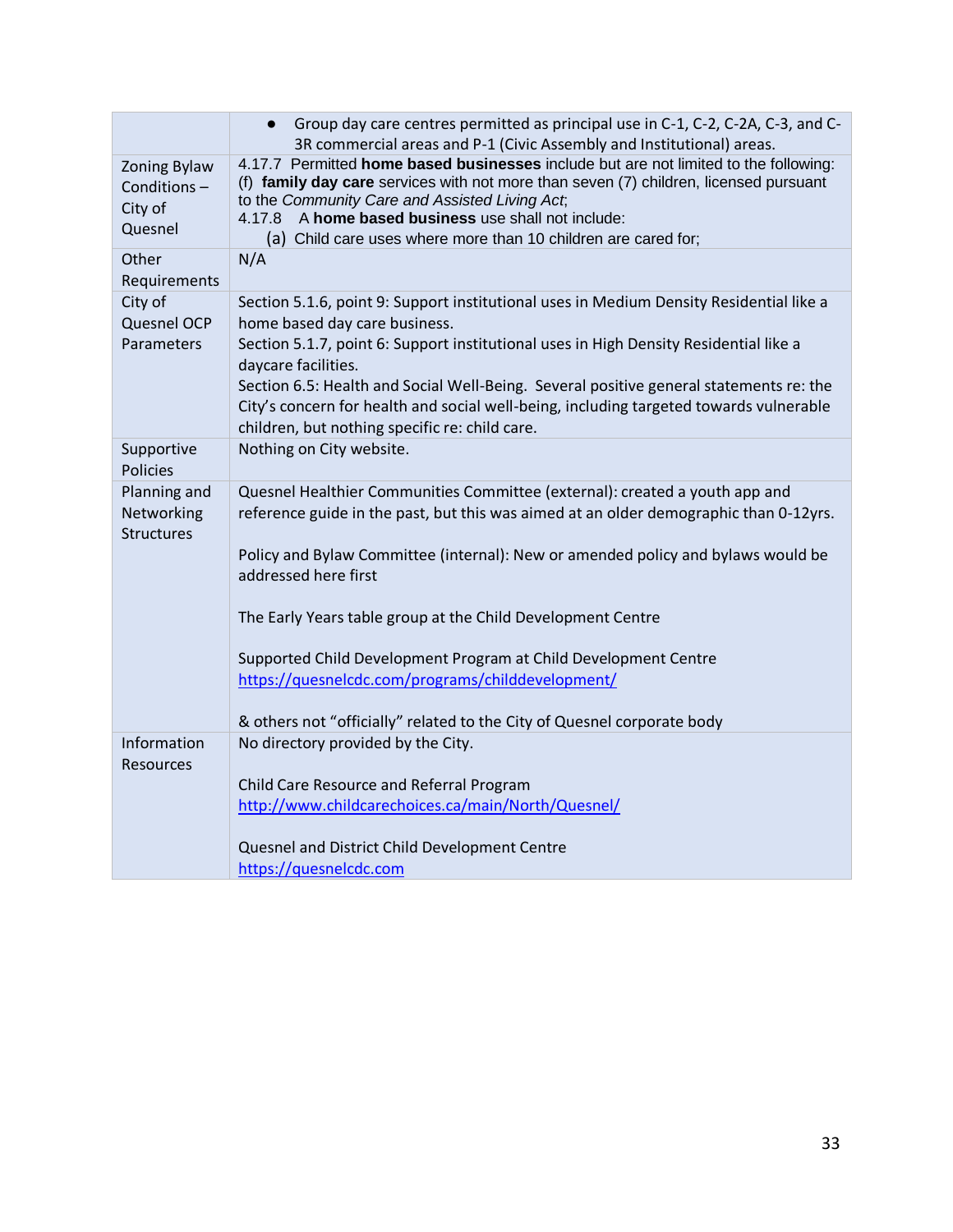| | |
|---|---|
| | • Group day care centres permitted as principal use in C-1, C-2, C-2A, C-3, and C-3R commercial areas and P-1 (Civic Assembly and Institutional) areas. |
| Zoning Bylaw Conditions – City of Quesnel | 4.17.7 Permitted **home based businesses** include but are not limited to the following: (f) **family day care** services with not more than seven (7) children, licensed pursuant to the *Community Care and Assisted Living Act*;<br>4.17.8 A **home based business** use shall not include:<br>(a) Child care uses where more than 10 children are cared for; |
| Other Requirements | N/A |
| City of Quesnel OCP Parameters | Section 5.1.6, point 9: Support institutional uses in Medium Density Residential like a home based day care business.<br>Section 5.1.7, point 6: Support institutional uses in High Density Residential like a daycare facilities.<br>Section 6.5: Health and Social Well-Being. Several positive general statements re: the City's concern for health and social well-being, including targeted towards vulnerable children, but nothing specific re: child care. |
| Supportive Policies | Nothing on City website. |
| Planning and Networking Structures | Quesnel Healthier Communities Committee (external): created a youth app and reference guide in the past, but this was aimed at an older demographic than 0-12yrs.<br><br>Policy and Bylaw Committee (internal): New or amended policy and bylaws would be addressed here first<br><br>The Early Years table group at the Child Development Centre<br><br>Supported Child Development Program at Child Development Centre https://quesnelcdc.com/programs/childdevelopment/<br><br>& others not "officially" related to the City of Quesnel corporate body |
| Information Resources | No directory provided by the City.<br><br>Child Care Resource and Referral Program http://www.childcarechoices.ca/main/North/Quesnel/<br><br>Quesnel and District Child Development Centre https://quesnelcdc.com |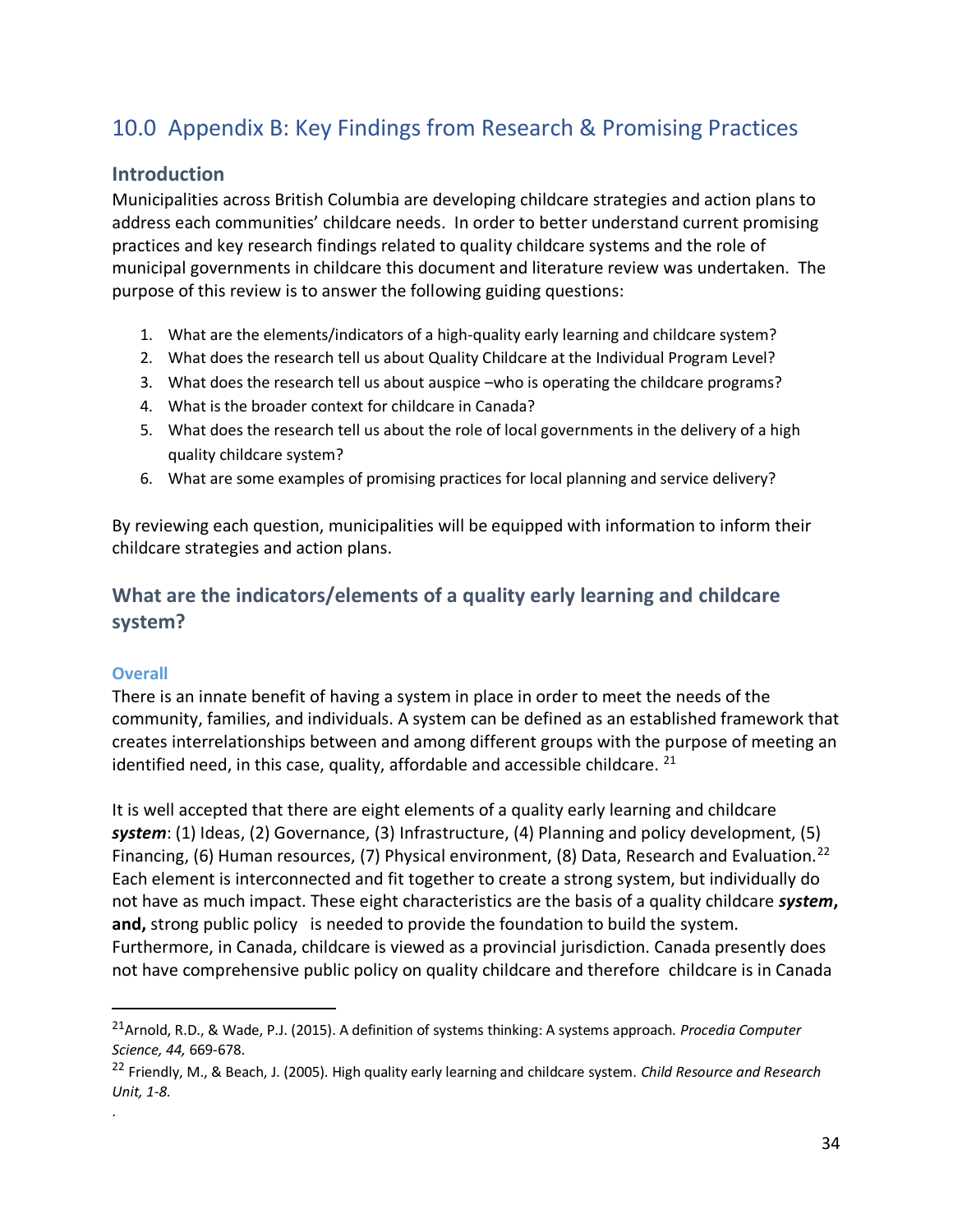## 10.0 Appendix B: Key Findings from Research & Promising Practices

### Introduction

Municipalities across British Columbia are developing childcare strategies and action plans to address each communities' childcare needs. In order to better understand current promising practices and key research findings related to quality childcare systems and the role of municipal governments in childcare this document and literature review was undertaken. The purpose of this review is to answer the following guiding questions:

1. What are the elements/indicators of a high-quality early learning and childcare system?
2. What does the research tell us about Quality Childcare at the Individual Program Level?
3. What does the research tell us about auspice –who is operating the childcare programs?
4. What is the broader context for childcare in Canada?
5. What does the research tell us about the role of local governments in the delivery of a high quality childcare system?
6. What are some examples of promising practices for local planning and service delivery?

By reviewing each question, municipalities will be equipped with information to inform their childcare strategies and action plans.

### What are the indicators/elements of a quality early learning and childcare system?

#### Overall

There is an innate benefit of having a system in place in order to meet the needs of the community, families, and individuals. A system can be defined as an established framework that creates interrelationships between and among different groups with the purpose of meeting an identified need, in this case, quality, affordable and accessible childcare. [21]

It is well accepted that there are eight elements of a quality early learning and childcare ***system***: (1) Ideas, (2) Governance, (3) Infrastructure, (4) Planning and policy development, (5) Financing, (6) Human resources, (7) Physical environment, (8) Data, Research and Evaluation.[22] Each element is interconnected and fit together to create a strong system, but individually do not have as much impact. These eight characteristics are the basis of a quality childcare ***system*****, and,** strong public policy is needed to provide the foundation to build the system. Furthermore, in Canada, childcare is viewed as a provincial jurisdiction. Canada presently does not have comprehensive public policy on quality childcare and therefore childcare is in Canada

---

[21] Arnold, R.D., & Wade, P.J. (2015). A definition of systems thinking: A systems approach. *Procedia Computer Science, 44,* 669-678.

[22] Friendly, M., & Beach, J. (2005). High quality early learning and childcare system. *Child Resource and Research Unit, 1-8.*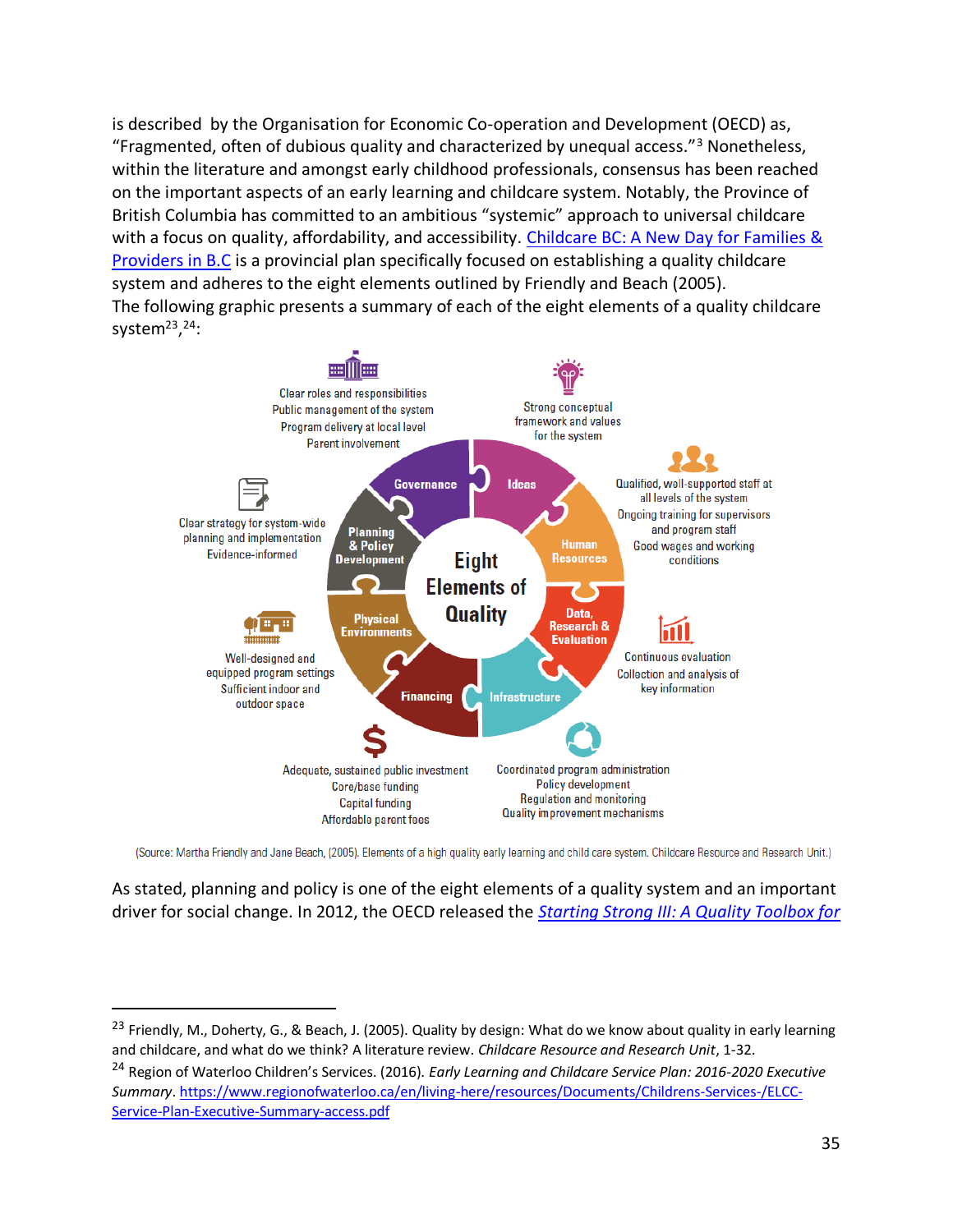is described by the Organisation for Economic Co-operation and Development (OECD) as, "Fragmented, often of dubious quality and characterized by unequal access."[3] Nonetheless, within the literature and amongst early childhood professionals, consensus has been reached on the important aspects of an early learning and childcare system. Notably, the Province of British Columbia has committed to an ambitious "systemic" approach to universal childcare with a focus on quality, affordability, and accessibility. Childcare BC: A New Day for Families & Providers in B.C is a provincial plan specifically focused on establishing a quality childcare system and adheres to the eight elements outlined by Friendly and Beach (2005). The following graphic presents a summary of each of the eight elements of a quality childcare system[23],[24]:

Eight Elements of Quality

Governance
Clear roles and responsibilities
Public management of the system
Program delivery at local level
Parent involvement

Ideas
Strong conceptual framework and values for the system

Human Resources
Qualified, well-supported staff at all levels of the system
Ongoing training for supervisors and program staff
Good wages and working conditions

Data, Research & Evaluation
Continuous evaluation
Collection and analysis of key information

Infrastructure
Coordinated program administration
Policy development
Regulation and monitoring
Quality improvement mechanisms

Financing
Adequate, sustained public investment
Core/base funding
Capital funding
Affordable parent fees

Physical Environments
Well-designed and equipped program settings
Sufficient indoor and outdoor space

Planning & Policy Development
Clear strategy for system-wide planning and implementation
Evidence-informed

(Source: Martha Friendly and Jane Beach, (2005). Elements of a high quality early learning and child care system. Childcare Resource and Research Unit.)

As stated, planning and policy is one of the eight elements of a quality system and an important driver for social change. In 2012, the OECD released the *Starting Strong III: A Quality Toolbox for*

---

[23] Friendly, M., Doherty, G., & Beach, J. (2005). Quality by design: What do we know about quality in early learning and childcare, and what do we think? A literature review. *Childcare Resource and Research Unit*, 1-32.

[24] Region of Waterloo Children's Services. (2016). *Early Learning and Childcare Service Plan: 2016-2020 Executive Summary*. https://www.regionofwaterloo.ca/en/living-here/resources/Documents/Childrens-Services-/ELCC-Service-Plan-Executive-Summary-access.pdf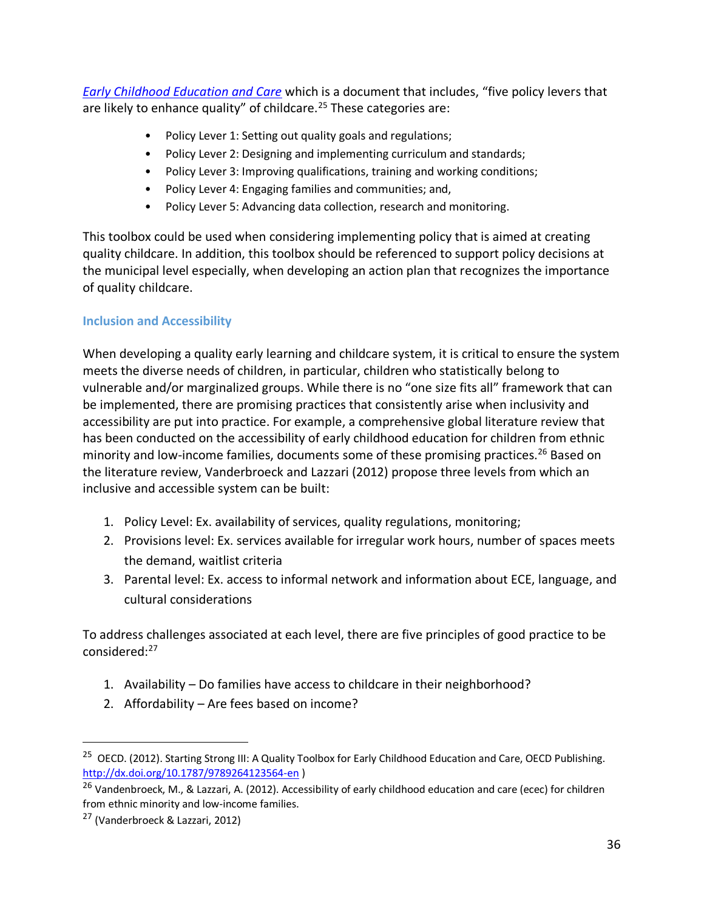*Early Childhood Education and Care* which is a document that includes, “five policy levers that are likely to enhance quality” of childcare.[25] These categories are:

- Policy Lever 1: Setting out quality goals and regulations;
- Policy Lever 2: Designing and implementing curriculum and standards;
- Policy Lever 3: Improving qualifications, training and working conditions;
- Policy Lever 4: Engaging families and communities; and,
- Policy Lever 5: Advancing data collection, research and monitoring.

This toolbox could be used when considering implementing policy that is aimed at creating quality childcare. In addition, this toolbox should be referenced to support policy decisions at the municipal level especially, when developing an action plan that recognizes the importance of quality childcare.

### Inclusion and Accessibility

When developing a quality early learning and childcare system, it is critical to ensure the system meets the diverse needs of children, in particular, children who statistically belong to vulnerable and/or marginalized groups. While there is no “one size fits all” framework that can be implemented, there are promising practices that consistently arise when inclusivity and accessibility are put into practice. For example, a comprehensive global literature review that has been conducted on the accessibility of early childhood education for children from ethnic minority and low-income families, documents some of these promising practices.[26] Based on the literature review, Vanderbroeck and Lazzari (2012) propose three levels from which an inclusive and accessible system can be built:

1. Policy Level: Ex. availability of services, quality regulations, monitoring;
2. Provisions level: Ex. services available for irregular work hours, number of spaces meets the demand, waitlist criteria
3. Parental level: Ex. access to informal network and information about ECE, language, and cultural considerations

To address challenges associated at each level, there are five principles of good practice to be considered:[27]

1. Availability – Do families have access to childcare in their neighborhood?
2. Affordability – Are fees based on income?

---

[25] OECD. (2012). Starting Strong III: A Quality Toolbox for Early Childhood Education and Care, OECD Publishing. http://dx.doi.org/10.1787/9789264123564-en )

[26] Vandenbroeck, M., & Lazzari, A. (2012). Accessibility of early childhood education and care (ecec) for children from ethnic minority and low-income families.

[27] (Vanderbroeck & Lazzari, 2012)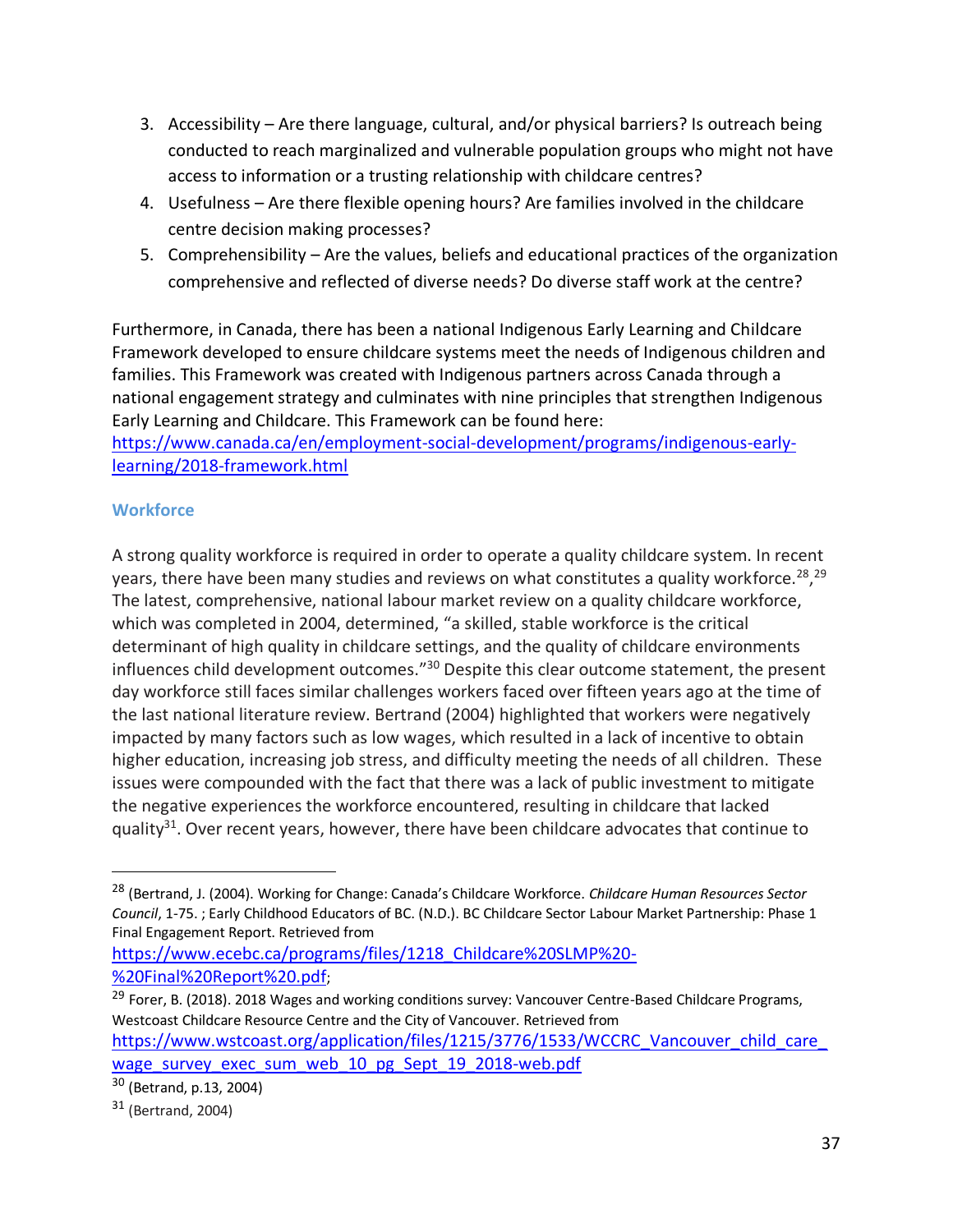3. Accessibility – Are there language, cultural, and/or physical barriers? Is outreach being conducted to reach marginalized and vulnerable population groups who might not have access to information or a trusting relationship with childcare centres?
4. Usefulness – Are there flexible opening hours? Are families involved in the childcare centre decision making processes?
5. Comprehensibility – Are the values, beliefs and educational practices of the organization comprehensive and reflected of diverse needs? Do diverse staff work at the centre?

Furthermore, in Canada, there has been a national Indigenous Early Learning and Childcare Framework developed to ensure childcare systems meet the needs of Indigenous children and families. This Framework was created with Indigenous partners across Canada through a national engagement strategy and culminates with nine principles that strengthen Indigenous Early Learning and Childcare. This Framework can be found here: https://www.canada.ca/en/employment-social-development/programs/indigenous-early-learning/2018-framework.html

### Workforce

A strong quality workforce is required in order to operate a quality childcare system. In recent years, there have been many studies and reviews on what constitutes a quality workforce.[28],[29] The latest, comprehensive, national labour market review on a quality childcare workforce, which was completed in 2004, determined, "a skilled, stable workforce is the critical determinant of high quality in childcare settings, and the quality of childcare environments influences child development outcomes."[30] Despite this clear outcome statement, the present day workforce still faces similar challenges workers faced over fifteen years ago at the time of the last national literature review. Bertrand (2004) highlighted that workers were negatively impacted by many factors such as low wages, which resulted in a lack of incentive to obtain higher education, increasing job stress, and difficulty meeting the needs of all children. These issues were compounded with the fact that there was a lack of public investment to mitigate the negative experiences the workforce encountered, resulting in childcare that lacked quality[31]. Over recent years, however, there have been childcare advocates that continue to

---

[28] (Bertrand, J. (2004). Working for Change: Canada's Childcare Workforce. *Childcare Human Resources Sector Council*, 1-75. ; Early Childhood Educators of BC. (N.D.). BC Childcare Sector Labour Market Partnership: Phase 1 Final Engagement Report. Retrieved from https://www.ecebc.ca/programs/files/1218_Childcare%20SLMP%20-%20Final%20Report%20.pdf;

[29] Forer, B. (2018). 2018 Wages and working conditions survey: Vancouver Centre-Based Childcare Programs, Westcoast Childcare Resource Centre and the City of Vancouver. Retrieved from https://www.wstcoast.org/application/files/1215/3776/1533/WCCRC_Vancouver_child_care_wage_survey_exec_sum_web_10_pg_Sept_19_2018-web.pdf

[30] (Betrand, p.13, 2004)

[31] (Bertrand, 2004)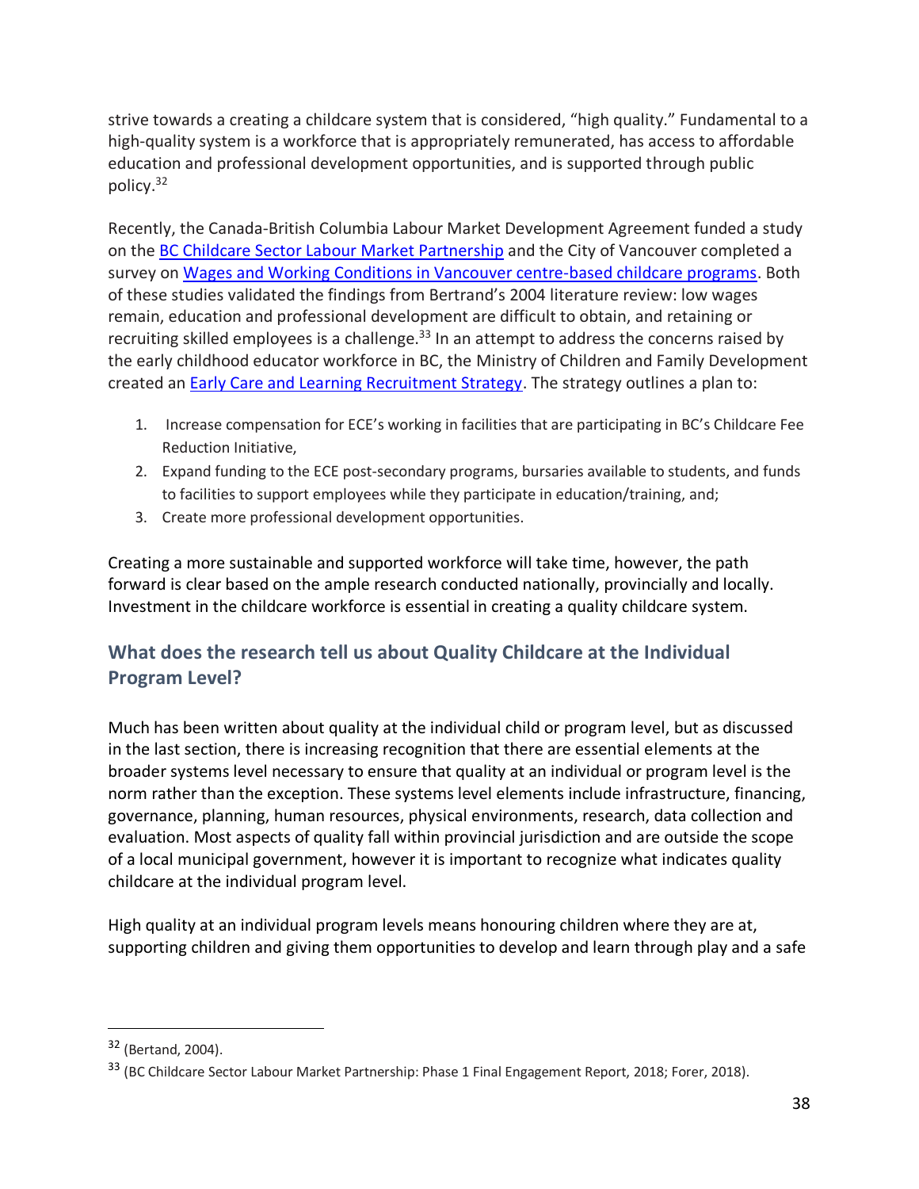strive towards a creating a childcare system that is considered, "high quality." Fundamental to a high-quality system is a workforce that is appropriately remunerated, has access to affordable education and professional development opportunities, and is supported through public policy.[32]

Recently, the Canada-British Columbia Labour Market Development Agreement funded a study on the BC Childcare Sector Labour Market Partnership and the City of Vancouver completed a survey on Wages and Working Conditions in Vancouver centre-based childcare programs. Both of these studies validated the findings from Bertrand's 2004 literature review: low wages remain, education and professional development are difficult to obtain, and retaining or recruiting skilled employees is a challenge.[33] In an attempt to address the concerns raised by the early childhood educator workforce in BC, the Ministry of Children and Family Development created an Early Care and Learning Recruitment Strategy. The strategy outlines a plan to:

1. Increase compensation for ECE's working in facilities that are participating in BC's Childcare Fee Reduction Initiative,
2. Expand funding to the ECE post-secondary programs, bursaries available to students, and funds to facilities to support employees while they participate in education/training, and;
3. Create more professional development opportunities.

Creating a more sustainable and supported workforce will take time, however, the path forward is clear based on the ample research conducted nationally, provincially and locally. Investment in the childcare workforce is essential in creating a quality childcare system.

## What does the research tell us about Quality Childcare at the Individual Program Level?

Much has been written about quality at the individual child or program level, but as discussed in the last section, there is increasing recognition that there are essential elements at the broader systems level necessary to ensure that quality at an individual or program level is the norm rather than the exception. These systems level elements include infrastructure, financing, governance, planning, human resources, physical environments, research, data collection and evaluation. Most aspects of quality fall within provincial jurisdiction and are outside the scope of a local municipal government, however it is important to recognize what indicates quality childcare at the individual program level.

High quality at an individual program levels means honouring children where they are at, supporting children and giving them opportunities to develop and learn through play and a safe

---

[32] (Bertand, 2004).

[33] (BC Childcare Sector Labour Market Partnership: Phase 1 Final Engagement Report, 2018; Forer, 2018).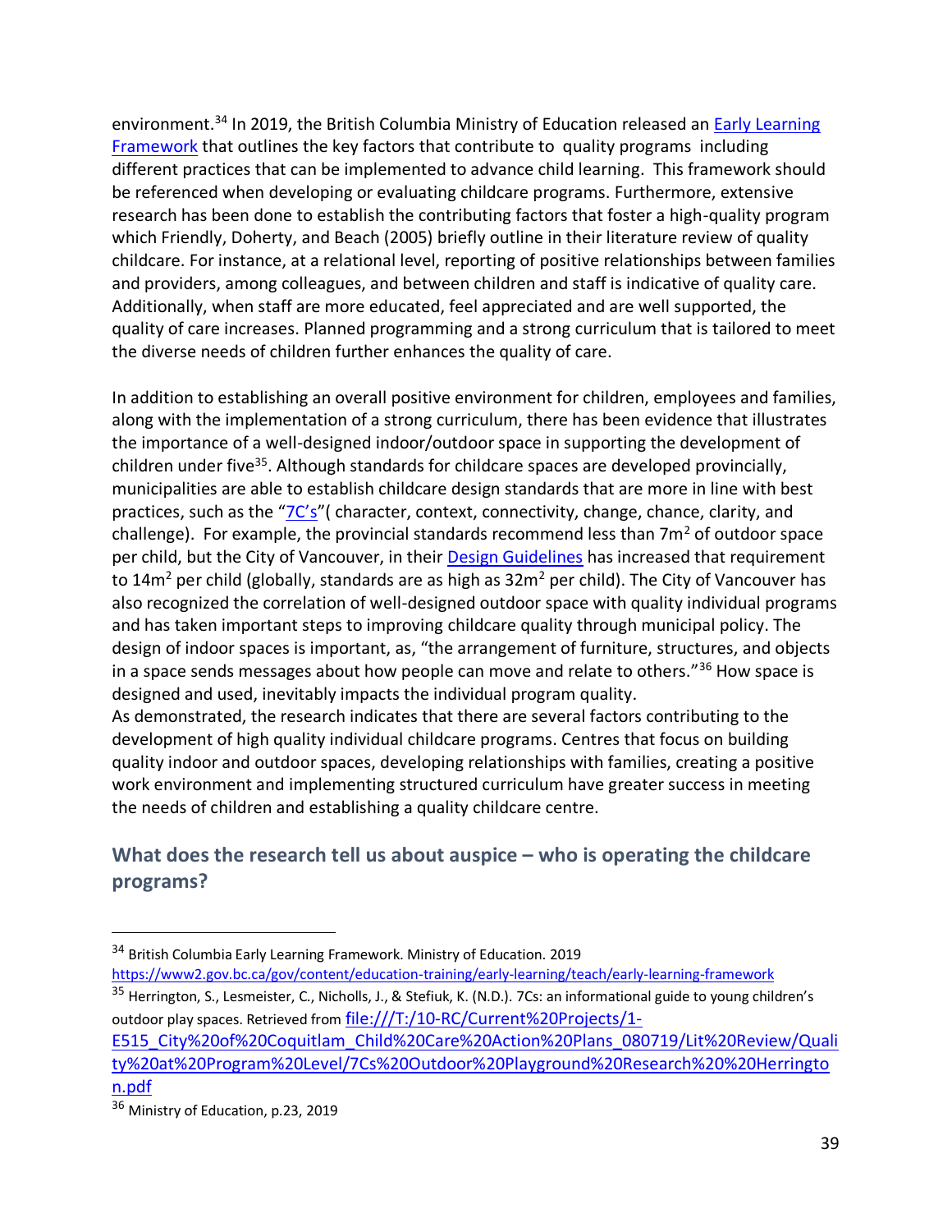environment.[34] In 2019, the British Columbia Ministry of Education released an [Early Learning Framework](https://www2.gov.bc.ca/gov/content/education-training/early-learning/teach/early-learning-framework) that outlines the key factors that contribute to quality programs including different practices that can be implemented to advance child learning. This framework should be referenced when developing or evaluating childcare programs. Furthermore, extensive research has been done to establish the contributing factors that foster a high-quality program which Friendly, Doherty, and Beach (2005) briefly outline in their literature review of quality childcare. For instance, at a relational level, reporting of positive relationships between families and providers, among colleagues, and between children and staff is indicative of quality care. Additionally, when staff are more educated, feel appreciated and are well supported, the quality of care increases. Planned programming and a strong curriculum that is tailored to meet the diverse needs of children further enhances the quality of care.

In addition to establishing an overall positive environment for children, employees and families, along with the implementation of a strong curriculum, there has been evidence that illustrates the importance of a well-designed indoor/outdoor space in supporting the development of children under five[35]. Although standards for childcare spaces are developed provincially, municipalities are able to establish childcare design standards that are more in line with best practices, such as the "7C's"( character, context, connectivity, change, chance, clarity, and challenge). For example, the provincial standards recommend less than 7m$^2$ of outdoor space per child, but the City of Vancouver, in their Design Guidelines has increased that requirement to 14m$^2$ per child (globally, standards are as high as 32m$^2$ per child). The City of Vancouver has also recognized the correlation of well-designed outdoor space with quality individual programs and has taken important steps to improving childcare quality through municipal policy. The design of indoor spaces is important, as, "the arrangement of furniture, structures, and objects in a space sends messages about how people can move and relate to others."[36] How space is designed and used, inevitably impacts the individual program quality.

As demonstrated, the research indicates that there are several factors contributing to the development of high quality individual childcare programs. Centres that focus on building quality indoor and outdoor spaces, developing relationships with families, creating a positive work environment and implementing structured curriculum have greater success in meeting the needs of children and establishing a quality childcare centre.

## What does the research tell us about auspice – who is operating the childcare programs?

---

[34] British Columbia Early Learning Framework. Ministry of Education. 2019 https://www2.gov.bc.ca/gov/content/education-training/early-learning/teach/early-learning-framework

[35] Herrington, S., Lesmeister, C., Nicholls, J., & Stefiuk, K. (N.D.). 7Cs: an informational guide to young children's outdoor play spaces. Retrieved from file:///T:/10-RC/Current%20Projects/1-E515_City%20of%20Coquitlam_Child%20Care%20Action%20Plans_080719/Lit%20Review/Quality%20at%20Program%20Level/7Cs%20Outdoor%20Playground%20Research%20%20Herrington.pdf

[36] Ministry of Education, p.23, 2019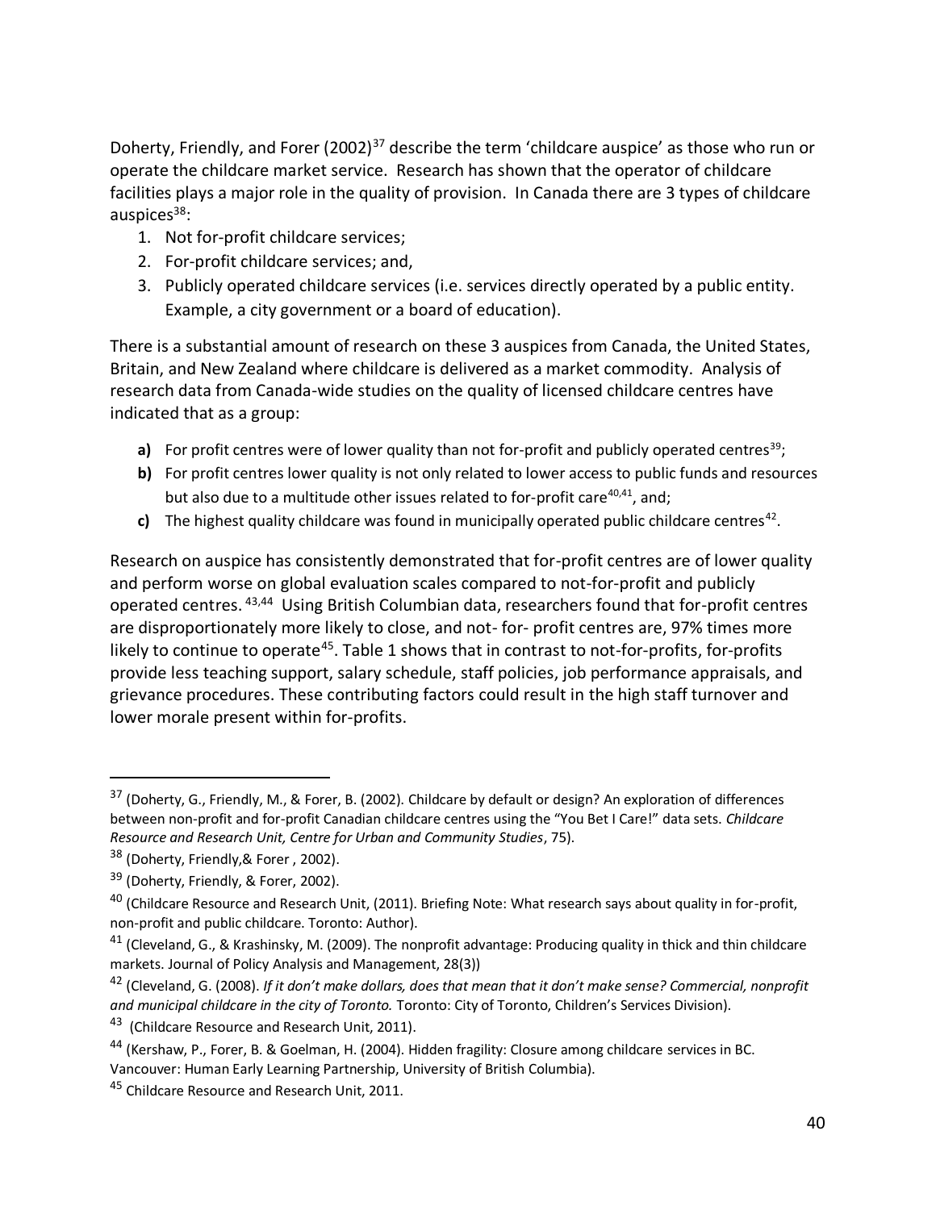Doherty, Friendly, and Forer (2002)[37] describe the term 'childcare auspice' as those who run or operate the childcare market service. Research has shown that the operator of childcare facilities plays a major role in the quality of provision. In Canada there are 3 types of childcare auspices[38]:

1. Not for-profit childcare services;
2. For-profit childcare services; and,
3. Publicly operated childcare services (i.e. services directly operated by a public entity. Example, a city government or a board of education).

There is a substantial amount of research on these 3 auspices from Canada, the United States, Britain, and New Zealand where childcare is delivered as a market commodity. Analysis of research data from Canada-wide studies on the quality of licensed childcare centres have indicated that as a group:

**a)** For profit centres were of lower quality than not for-profit and publicly operated centres[39];

**b)** For profit centres lower quality is not only related to lower access to public funds and resources but also due to a multitude other issues related to for-profit care[40,41], and;

**c)** The highest quality childcare was found in municipally operated public childcare centres[42].

Research on auspice has consistently demonstrated that for-profit centres are of lower quality and perform worse on global evaluation scales compared to not-for-profit and publicly operated centres. [43,44] Using British Columbian data, researchers found that for-profit centres are disproportionately more likely to close, and not- for- profit centres are, 97% times more likely to continue to operate[45]. Table 1 shows that in contrast to not-for-profits, for-profits provide less teaching support, salary schedule, staff policies, job performance appraisals, and grievance procedures. These contributing factors could result in the high staff turnover and lower morale present within for-profits.

---

[37] (Doherty, G., Friendly, M., & Forer, B. (2002). Childcare by default or design? An exploration of differences between non-profit and for-profit Canadian childcare centres using the "You Bet I Care!" data sets. *Childcare Resource and Research Unit, Centre for Urban and Community Studies*, 75).

[38] (Doherty, Friendly,& Forer , 2002).

[39] (Doherty, Friendly, & Forer, 2002).

[40] (Childcare Resource and Research Unit, (2011). Briefing Note: What research says about quality in for-profit, non-profit and public childcare. Toronto: Author).

[41] (Cleveland, G., & Krashinsky, M. (2009). The nonprofit advantage: Producing quality in thick and thin childcare markets. Journal of Policy Analysis and Management, 28(3))

[42] (Cleveland, G. (2008). *If it don't make dollars, does that mean that it don't make sense? Commercial, nonprofit and municipal childcare in the city of Toronto.* Toronto: City of Toronto, Children's Services Division).

[43] (Childcare Resource and Research Unit, 2011).

[44] (Kershaw, P., Forer, B. & Goelman, H. (2004). Hidden fragility: Closure among childcare services in BC. Vancouver: Human Early Learning Partnership, University of British Columbia).

[45] Childcare Resource and Research Unit, 2011.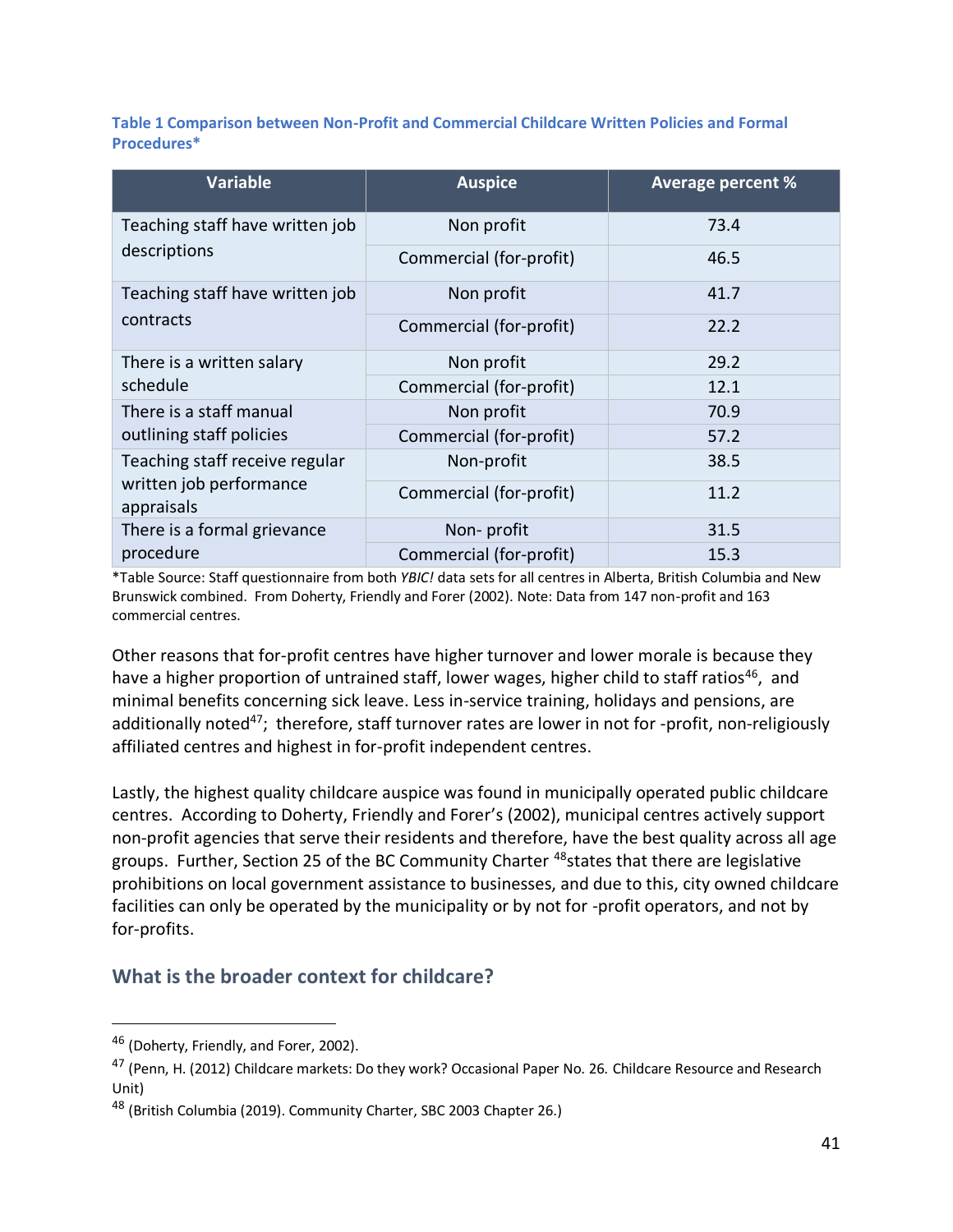**Table 1 Comparison between Non-Profit and Commercial Childcare Written Policies and Formal Procedures***

| Variable | Auspice | Average percent % |
|---|---|---|
| Teaching staff have written job descriptions | Non profit | 73.4 |
| | Commercial (for-profit) | 46.5 |
| Teaching staff have written job contracts | Non profit | 41.7 |
| | Commercial (for-profit) | 22.2 |
| There is a written salary schedule | Non profit | 29.2 |
| | Commercial (for-profit) | 12.1 |
| There is a staff manual outlining staff policies | Non profit | 70.9 |
| | Commercial (for-profit) | 57.2 |
| Teaching staff receive regular written job performance appraisals | Non-profit | 38.5 |
| | Commercial (for-profit) | 11.2 |
| There is a formal grievance procedure | Non- profit | 31.5 |
| | Commercial (for-profit) | 15.3 |

*Table Source: Staff questionnaire from both *YBIC!* data sets for all centres in Alberta, British Columbia and New Brunswick combined. From Doherty, Friendly and Forer (2002). Note: Data from 147 non-profit and 163 commercial centres.

Other reasons that for-profit centres have higher turnover and lower morale is because they have a higher proportion of untrained staff, lower wages, higher child to staff ratios[46], and minimal benefits concerning sick leave. Less in-service training, holidays and pensions, are additionally noted[47]; therefore, staff turnover rates are lower in not for -profit, non-religiously affiliated centres and highest in for-profit independent centres.

Lastly, the highest quality childcare auspice was found in municipally operated public childcare centres. According to Doherty, Friendly and Forer's (2002), municipal centres actively support non-profit agencies that serve their residents and therefore, have the best quality across all age groups. Further, Section 25 of the BC Community Charter [48]states that there are legislative prohibitions on local government assistance to businesses, and due to this, city owned childcare facilities can only be operated by the municipality or by not for -profit operators, and not by for-profits.

## What is the broader context for childcare?

[46] (Doherty, Friendly, and Forer, 2002).

[47] (Penn, H. (2012) Childcare markets: Do they work? Occasional Paper No. 26. Childcare Resource and Research Unit)

[48] (British Columbia (2019). Community Charter, SBC 2003 Chapter 26.)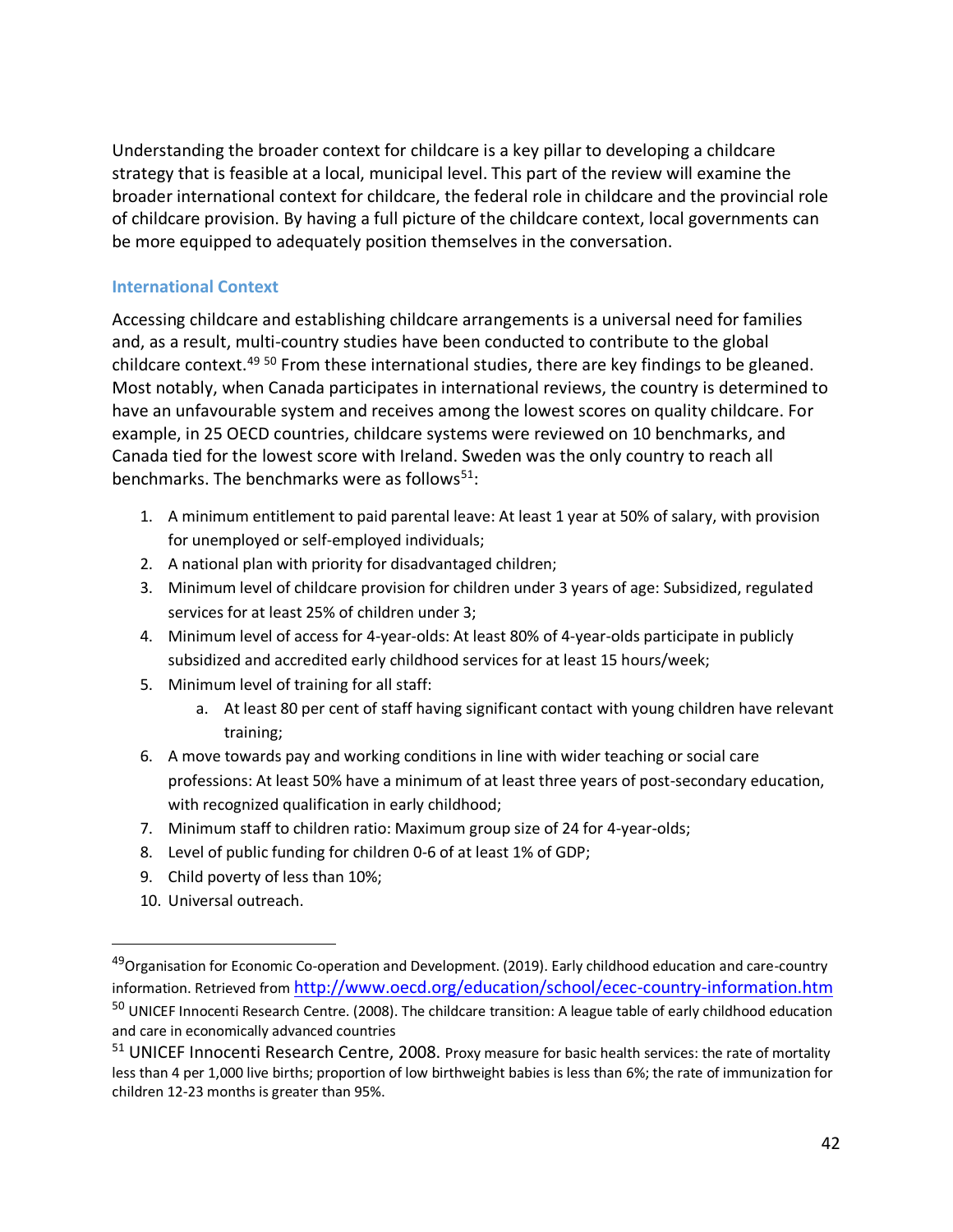Understanding the broader context for childcare is a key pillar to developing a childcare strategy that is feasible at a local, municipal level. This part of the review will examine the broader international context for childcare, the federal role in childcare and the provincial role of childcare provision. By having a full picture of the childcare context, local governments can be more equipped to adequately position themselves in the conversation.

### International Context

Accessing childcare and establishing childcare arrangements is a universal need for families and, as a result, multi-country studies have been conducted to contribute to the global childcare context.[49] [50] From these international studies, there are key findings to be gleaned. Most notably, when Canada participates in international reviews, the country is determined to have an unfavourable system and receives among the lowest scores on quality childcare. For example, in 25 OECD countries, childcare systems were reviewed on 10 benchmarks, and Canada tied for the lowest score with Ireland. Sweden was the only country to reach all benchmarks. The benchmarks were as follows[51]:

1. A minimum entitlement to paid parental leave: At least 1 year at 50% of salary, with provision for unemployed or self-employed individuals;
2. A national plan with priority for disadvantaged children;
3. Minimum level of childcare provision for children under 3 years of age: Subsidized, regulated services for at least 25% of children under 3;
4. Minimum level of access for 4-year-olds: At least 80% of 4-year-olds participate in publicly subsidized and accredited early childhood services for at least 15 hours/week;
5. Minimum level of training for all staff:
   a. At least 80 per cent of staff having significant contact with young children have relevant training;
6. A move towards pay and working conditions in line with wider teaching or social care professions: At least 50% have a minimum of at least three years of post-secondary education, with recognized qualification in early childhood;
7. Minimum staff to children ratio: Maximum group size of 24 for 4-year-olds;
8. Level of public funding for children 0-6 of at least 1% of GDP;
9. Child poverty of less than 10%;
10. Universal outreach.

---

[49] Organisation for Economic Co-operation and Development. (2019). Early childhood education and care-country information. Retrieved from http://www.oecd.org/education/school/ecec-country-information.htm

[50] UNICEF Innocenti Research Centre. (2008). The childcare transition: A league table of early childhood education and care in economically advanced countries

[51] UNICEF Innocenti Research Centre, 2008. Proxy measure for basic health services: the rate of mortality less than 4 per 1,000 live births; proportion of low birthweight babies is less than 6%; the rate of immunization for children 12-23 months is greater than 95%.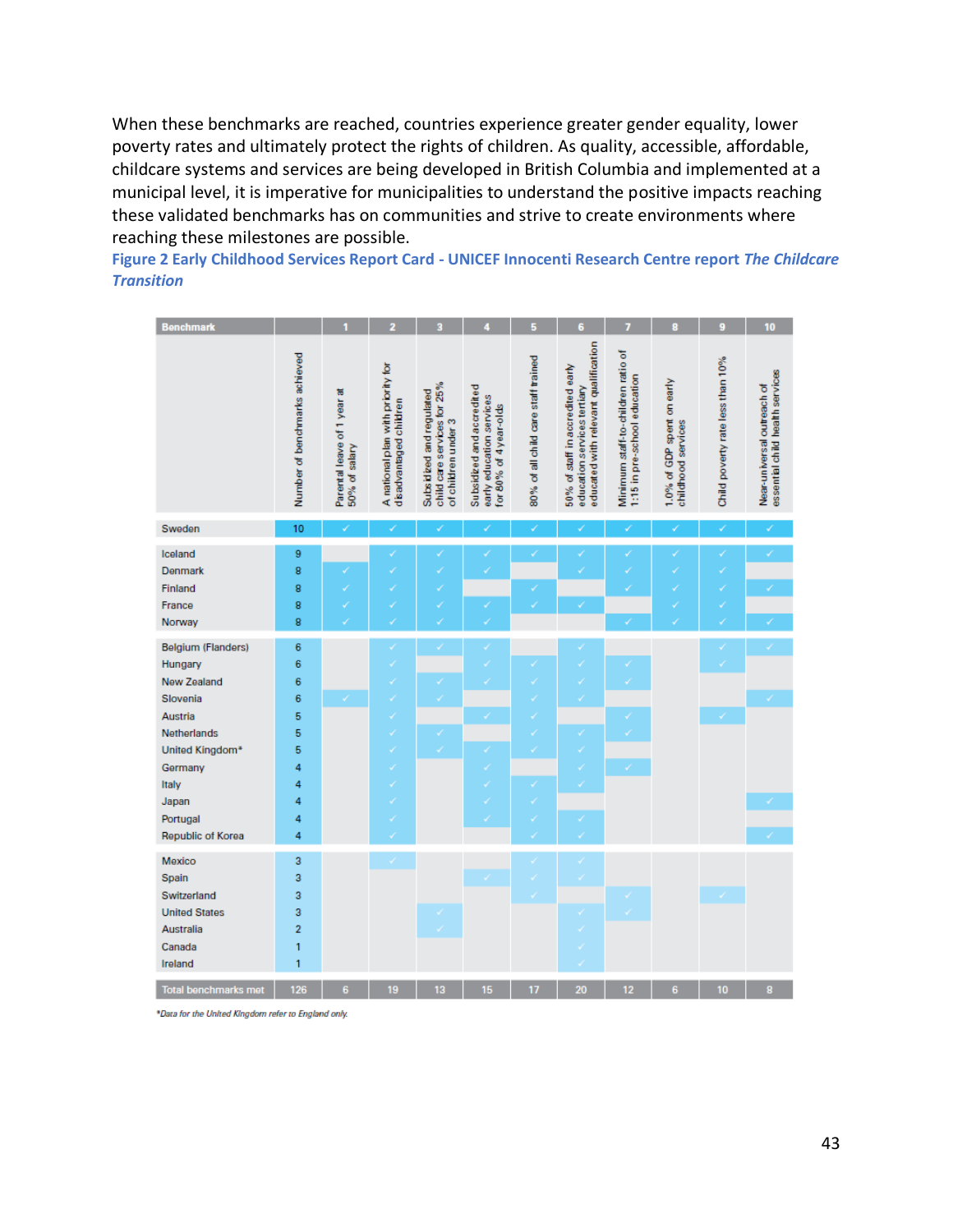When these benchmarks are reached, countries experience greater gender equality, lower poverty rates and ultimately protect the rights of children. As quality, accessible, affordable, childcare systems and services are being developed in British Columbia and implemented at a municipal level, it is imperative for municipalities to understand the positive impacts reaching these validated benchmarks has on communities and strive to create environments where reaching these milestones are possible.

**Figure 2 Early Childhood Services Report Card - UNICEF Innocenti Research Centre report *The Childcare Transition***

| Benchmark | Number of benchmarks achieved | 1 Parental leave of 1 year at 50% of salary | 2 A national plan with priority for disadvantaged children | 3 Subsidized and regulated child care services for 25% of children under 3 | 4 Subsidized and accredited early education services for 80% of 4 year-olds | 5 80% of all child care staff trained | 6 50% of staff in accredited early education services tertiary educated with relevant qualification | 7 Minimum staff-to-children ratio of 1:15 in pre-school education | 8 1.0% of GDP spent on early childhood services | 9 Child poverty rate less than 10% | 10 Near-universal outreach of essential child health services |
|---|---|---|---|---|---|---|---|---|---|---|---|
| Sweden | 10 | ✓ | ✓ | ✓ | ✓ | ✓ | ✓ | ✓ | ✓ | ✓ | ✓ |
| Iceland | 9 | | ✓ | ✓ | ✓ | ✓ | ✓ | ✓ | ✓ | ✓ | ✓ |
| Denmark | 8 | ✓ | ✓ | ✓ | ✓ | | ✓ | ✓ | ✓ | ✓ | |
| Finland | 8 | ✓ | ✓ | ✓ | | ✓ | | ✓ | ✓ | ✓ | ✓ |
| France | 8 | ✓ | ✓ | ✓ | ✓ | ✓ | ✓ | | ✓ | ✓ | |
| Norway | 8 | ✓ | ✓ | ✓ | ✓ | | | ✓ | ✓ | ✓ | ✓ |
| Belgium (Flanders) | 6 | | ✓ | ✓ | ✓ | | ✓ | | | ✓ | ✓ |
| Hungary | 6 | | ✓ | | ✓ | ✓ | ✓ | ✓ | | ✓ | |
| New Zealand | 6 | | ✓ | ✓ | ✓ | ✓ | ✓ | ✓ | | | |
| Slovenia | 6 | ✓ | ✓ | ✓ | | ✓ | ✓ | | | | ✓ |
| Austria | 5 | | ✓ | | ✓ | ✓ | | ✓ | | ✓ | |
| Netherlands | 5 | | ✓ | ✓ | | ✓ | ✓ | ✓ | | | |
| United Kingdom* | 5 | | ✓ | ✓ | ✓ | ✓ | ✓ | | | | |
| Germany | 4 | | ✓ | | ✓ | | ✓ | ✓ | | | |
| Italy | 4 | | ✓ | | ✓ | ✓ | ✓ | | | | |
| Japan | 4 | | ✓ | | ✓ | ✓ | | | | | ✓ |
| Portugal | 4 | | ✓ | | ✓ | ✓ | ✓ | | | | |
| Republic of Korea | 4 | | ✓ | | | ✓ | ✓ | | | | ✓ |
| Mexico | 3 | | ✓ | | | ✓ | ✓ | | | | |
| Spain | 3 | | | | ✓ | ✓ | ✓ | | | | |
| Switzerland | 3 | | | | | ✓ | | ✓ | | ✓ | |
| United States | 3 | | | ✓ | | | ✓ | ✓ | | | |
| Australia | 2 | | | ✓ | | | ✓ | | | | |
| Canada | 1 | | | | | | ✓ | | | | |
| Ireland | 1 | | | | | | ✓ | | | | |
| Total benchmarks met | 126 | 6 | 19 | 13 | 15 | 17 | 20 | 12 | 6 | 10 | 8 |

*Data for the United Kingdom refer to England only.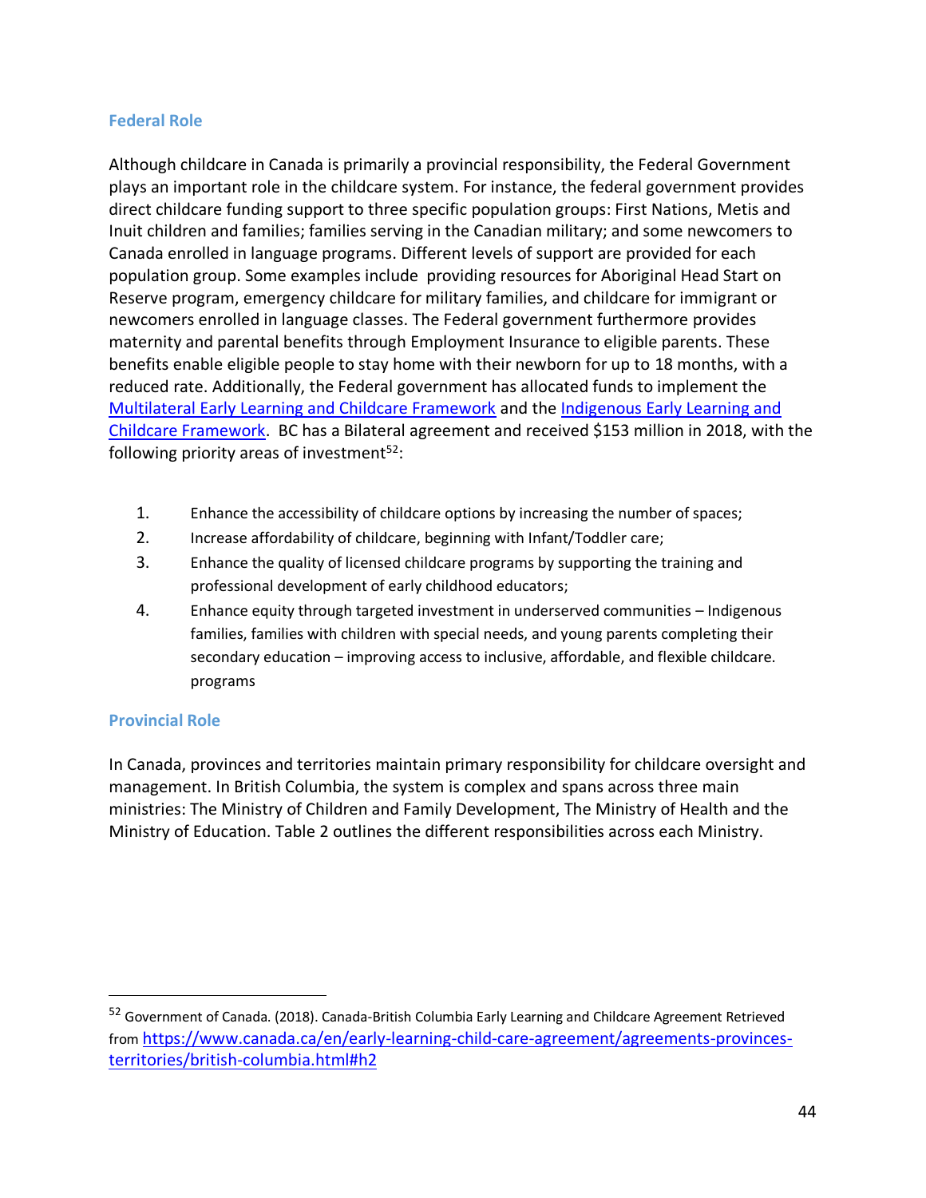### Federal Role

Although childcare in Canada is primarily a provincial responsibility, the Federal Government plays an important role in the childcare system. For instance, the federal government provides direct childcare funding support to three specific population groups: First Nations, Metis and Inuit children and families; families serving in the Canadian military; and some newcomers to Canada enrolled in language programs. Different levels of support are provided for each population group. Some examples include providing resources for Aboriginal Head Start on Reserve program, emergency childcare for military families, and childcare for immigrant or newcomers enrolled in language classes. The Federal government furthermore provides maternity and parental benefits through Employment Insurance to eligible parents. These benefits enable eligible people to stay home with their newborn for up to 18 months, with a reduced rate. Additionally, the Federal government has allocated funds to implement the [Multilateral Early Learning and Childcare Framework]() and the [Indigenous Early Learning and Childcare Framework](). BC has a Bilateral agreement and received $153 million in 2018, with the following priority areas of investment[52]:

1. Enhance the accessibility of childcare options by increasing the number of spaces;
2. Increase affordability of childcare, beginning with Infant/Toddler care;
3. Enhance the quality of licensed childcare programs by supporting the training and professional development of early childhood educators;
4. Enhance equity through targeted investment in underserved communities – Indigenous families, families with children with special needs, and young parents completing their secondary education – improving access to inclusive, affordable, and flexible childcare. programs

### Provincial Role

In Canada, provinces and territories maintain primary responsibility for childcare oversight and management. In British Columbia, the system is complex and spans across three main ministries: The Ministry of Children and Family Development, The Ministry of Health and the Ministry of Education. Table 2 outlines the different responsibilities across each Ministry.

---

[52] Government of Canada. (2018). Canada-British Columbia Early Learning and Childcare Agreement Retrieved from https://www.canada.ca/en/early-learning-child-care-agreement/agreements-provinces-territories/british-columbia.html#h2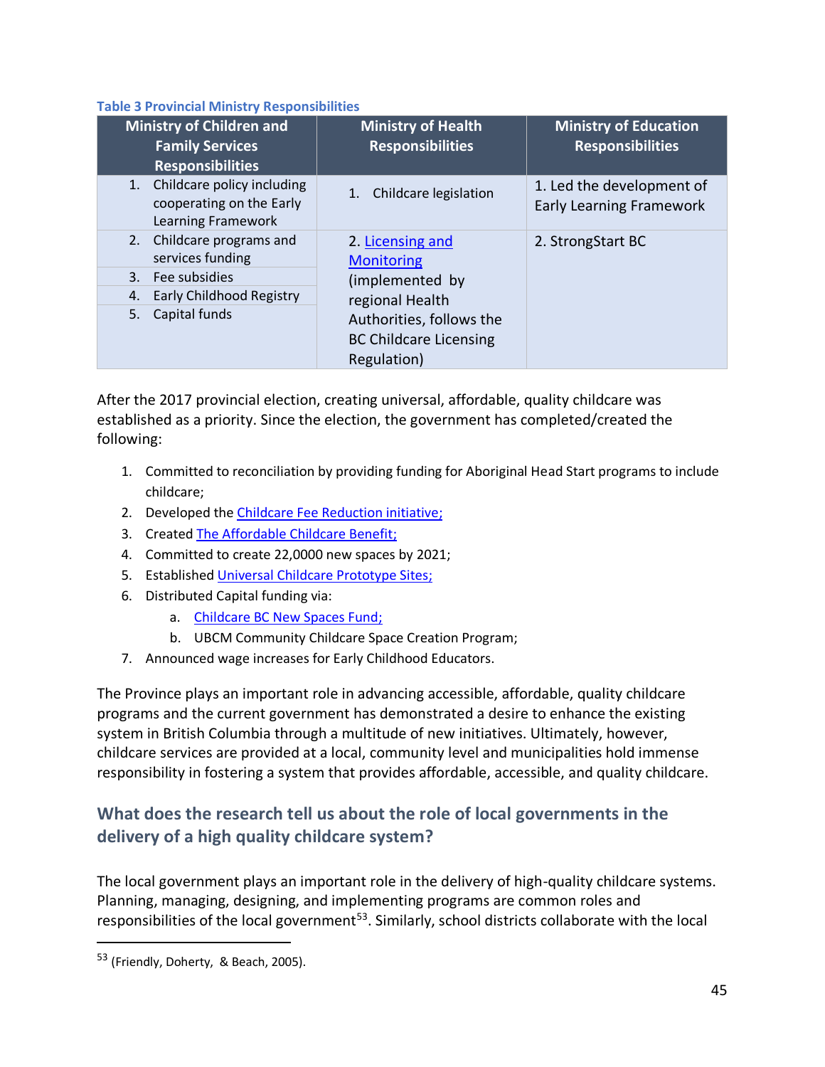Table 3 Provincial Ministry Responsibilities

| Ministry of Children and Family Services Responsibilities | Ministry of Health Responsibilities | Ministry of Education Responsibilities |
|---|---|---|
| 1. Childcare policy including cooperating on the Early Learning Framework | 1. Childcare legislation | 1. Led the development of Early Learning Framework |
| 2. Childcare programs and services funding | 2. Licensing and Monitoring (implemented by regional Health Authorities, follows the BC Childcare Licensing Regulation) | 2. StrongStart BC |
| 3. Fee subsidies | | |
| 4. Early Childhood Registry | | |
| 5. Capital funds | | |

After the 2017 provincial election, creating universal, affordable, quality childcare was established as a priority. Since the election, the government has completed/created the following:

1. Committed to reconciliation by providing funding for Aboriginal Head Start programs to include childcare;
2. Developed the Childcare Fee Reduction initiative;
3. Created The Affordable Childcare Benefit;
4. Committed to create 22,0000 new spaces by 2021;
5. Established Universal Childcare Prototype Sites;
6. Distributed Capital funding via:
   a. Childcare BC New Spaces Fund;
   b. UBCM Community Childcare Space Creation Program;
7. Announced wage increases for Early Childhood Educators.

The Province plays an important role in advancing accessible, affordable, quality childcare programs and the current government has demonstrated a desire to enhance the existing system in British Columbia through a multitude of new initiatives. Ultimately, however, childcare services are provided at a local, community level and municipalities hold immense responsibility in fostering a system that provides affordable, accessible, and quality childcare.

## What does the research tell us about the role of local governments in the delivery of a high quality childcare system?

The local government plays an important role in the delivery of high-quality childcare systems. Planning, managing, designing, and implementing programs are common roles and responsibilities of the local government[53]. Similarly, school districts collaborate with the local

[53] (Friendly, Doherty, & Beach, 2005).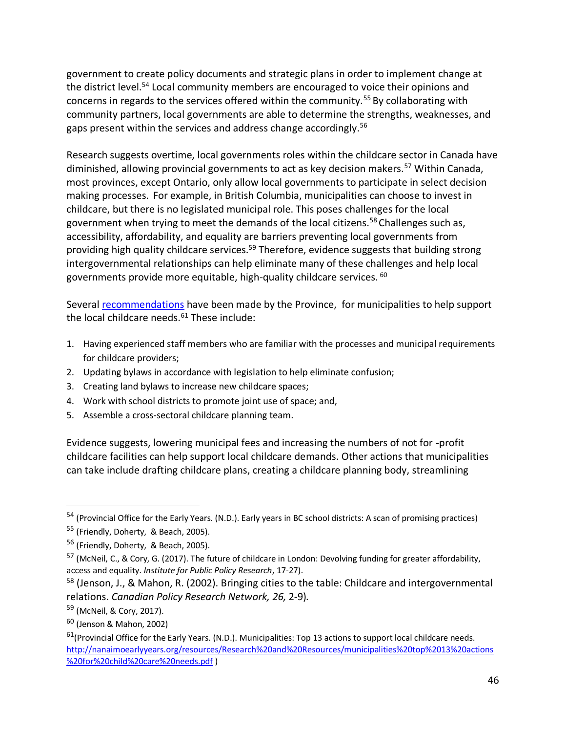government to create policy documents and strategic plans in order to implement change at the district level.[54] Local community members are encouraged to voice their opinions and concerns in regards to the services offered within the community.[55] By collaborating with community partners, local governments are able to determine the strengths, weaknesses, and gaps present within the services and address change accordingly.[56]

Research suggests overtime, local governments roles within the childcare sector in Canada have diminished, allowing provincial governments to act as key decision makers.[57] Within Canada, most provinces, except Ontario, only allow local governments to participate in select decision making processes. For example, in British Columbia, municipalities can choose to invest in childcare, but there is no legislated municipal role. This poses challenges for the local government when trying to meet the demands of the local citizens.[58] Challenges such as, accessibility, affordability, and equality are barriers preventing local governments from providing high quality childcare services.[59] Therefore, evidence suggests that building strong intergovernmental relationships can help eliminate many of these challenges and help local governments provide more equitable, high-quality childcare services. [60]

Several [recommendations](http://nanaimoearlyyears.org/resources/Research%20and%20Resources/municipalities%20top%2013%20actions%20for%20child%20care%20needs.pdf) have been made by the Province, for municipalities to help support the local childcare needs.[61] These include:

1. Having experienced staff members who are familiar with the processes and municipal requirements for childcare providers;
2. Updating bylaws in accordance with legislation to help eliminate confusion;
3. Creating land bylaws to increase new childcare spaces;
4. Work with school districts to promote joint use of space; and,
5. Assemble a cross-sectoral childcare planning team.

Evidence suggests, lowering municipal fees and increasing the numbers of not for -profit childcare facilities can help support local childcare demands. Other actions that municipalities can take include drafting childcare plans, creating a childcare planning body, streamlining

---

[54] (Provincial Office for the Early Years. (N.D.). Early years in BC school districts: A scan of promising practices)

[55] (Friendly, Doherty, & Beach, 2005).

[56] (Friendly, Doherty, & Beach, 2005).

[57] (McNeil, C., & Cory, G. (2017). The future of childcare in London: Devolving funding for greater affordability, access and equality. *Institute for Public Policy Research*, 17-27).

[58] (Jenson, J., & Mahon, R. (2002). Bringing cities to the table: Childcare and intergovernmental relations. *Canadian Policy Research Network, 26,* 2-9).

[59] (McNeil, & Cory, 2017).

[60] (Jenson & Mahon, 2002)

[61] (Provincial Office for the Early Years. (N.D.). Municipalities: Top 13 actions to support local childcare needs. http://nanaimoearlyyears.org/resources/Research%20and%20Resources/municipalities%20top%2013%20actions%20for%20child%20care%20needs.pdf )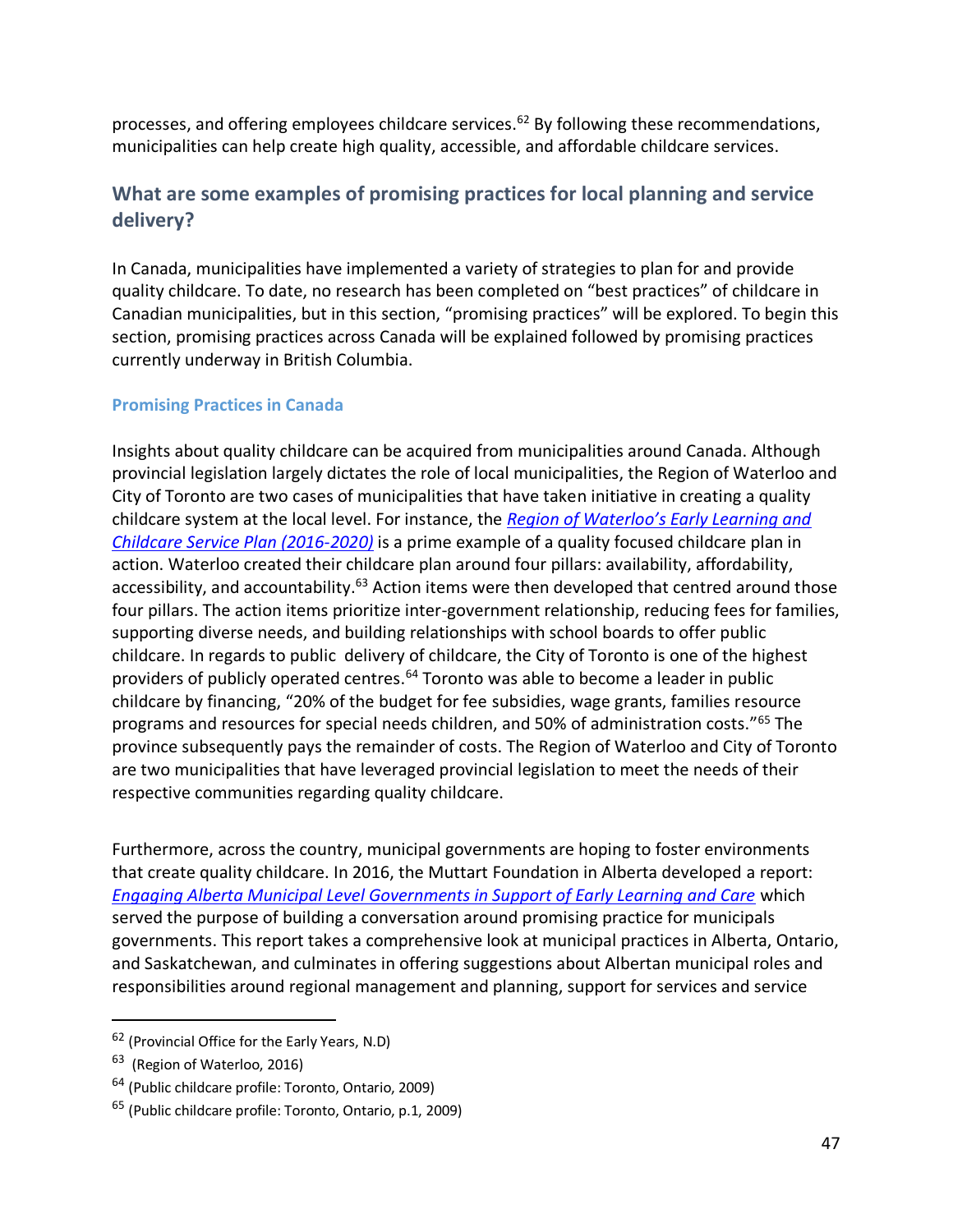processes, and offering employees childcare services.[62] By following these recommendations, municipalities can help create high quality, accessible, and affordable childcare services.

## What are some examples of promising practices for local planning and service delivery?

In Canada, municipalities have implemented a variety of strategies to plan for and provide quality childcare. To date, no research has been completed on "best practices" of childcare in Canadian municipalities, but in this section, "promising practices" will be explored. To begin this section, promising practices across Canada will be explained followed by promising practices currently underway in British Columbia.

### Promising Practices in Canada

Insights about quality childcare can be acquired from municipalities around Canada. Although provincial legislation largely dictates the role of local municipalities, the Region of Waterloo and City of Toronto are two cases of municipalities that have taken initiative in creating a quality childcare system at the local level. For instance, the *Region of Waterloo's Early Learning and Childcare Service Plan (2016-2020)* is a prime example of a quality focused childcare plan in action. Waterloo created their childcare plan around four pillars: availability, affordability, accessibility, and accountability.[63] Action items were then developed that centred around those four pillars. The action items prioritize inter-government relationship, reducing fees for families, supporting diverse needs, and building relationships with school boards to offer public childcare. In regards to public delivery of childcare, the City of Toronto is one of the highest providers of publicly operated centres.[64] Toronto was able to become a leader in public childcare by financing, "20% of the budget for fee subsidies, wage grants, families resource programs and resources for special needs children, and 50% of administration costs."[65] The province subsequently pays the remainder of costs. The Region of Waterloo and City of Toronto are two municipalities that have leveraged provincial legislation to meet the needs of their respective communities regarding quality childcare.

Furthermore, across the country, municipal governments are hoping to foster environments that create quality childcare. In 2016, the Muttart Foundation in Alberta developed a report: *Engaging Alberta Municipal Level Governments in Support of Early Learning and Care* which served the purpose of building a conversation around promising practice for municipals governments. This report takes a comprehensive look at municipal practices in Alberta, Ontario, and Saskatchewan, and culminates in offering suggestions about Albertan municipal roles and responsibilities around regional management and planning, support for services and service

[62] (Provincial Office for the Early Years, N.D)

[63] (Region of Waterloo, 2016)

[64] (Public childcare profile: Toronto, Ontario, 2009)

[65] (Public childcare profile: Toronto, Ontario, p.1, 2009)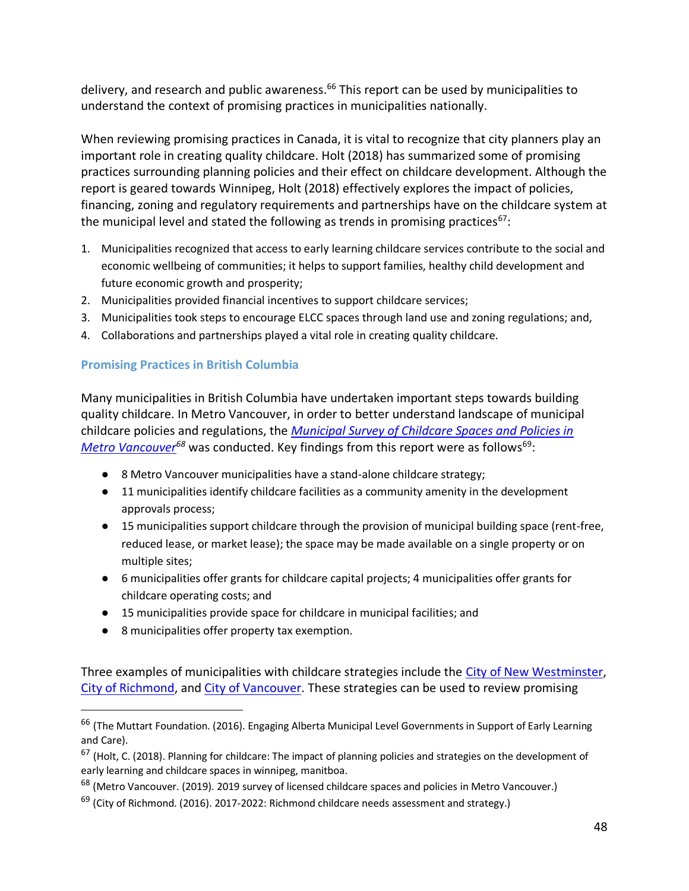delivery, and research and public awareness.[66] This report can be used by municipalities to understand the context of promising practices in municipalities nationally.

When reviewing promising practices in Canada, it is vital to recognize that city planners play an important role in creating quality childcare. Holt (2018) has summarized some of promising practices surrounding planning policies and their effect on childcare development. Although the report is geared towards Winnipeg, Holt (2018) effectively explores the impact of policies, financing, zoning and regulatory requirements and partnerships have on the childcare system at the municipal level and stated the following as trends in promising practices[67]:

1. Municipalities recognized that access to early learning childcare services contribute to the social and economic wellbeing of communities; it helps to support families, healthy child development and future economic growth and prosperity;
2. Municipalities provided financial incentives to support childcare services;
3. Municipalities took steps to encourage ELCC spaces through land use and zoning regulations; and,
4. Collaborations and partnerships played a vital role in creating quality childcare.

### Promising Practices in British Columbia

Many municipalities in British Columbia have undertaken important steps towards building quality childcare. In Metro Vancouver, in order to better understand landscape of municipal childcare policies and regulations, the *Municipal Survey of Childcare Spaces and Policies in Metro Vancouver*[68] was conducted. Key findings from this report were as follows[69]:

- 8 Metro Vancouver municipalities have a stand-alone childcare strategy;
- 11 municipalities identify childcare facilities as a community amenity in the development approvals process;
- 15 municipalities support childcare through the provision of municipal building space (rent-free, reduced lease, or market lease); the space may be made available on a single property or on multiple sites;
- 6 municipalities offer grants for childcare capital projects; 4 municipalities offer grants for childcare operating costs; and
- 15 municipalities provide space for childcare in municipal facilities; and
- 8 municipalities offer property tax exemption.

Three examples of municipalities with childcare strategies include the City of New Westminster, City of Richmond, and City of Vancouver. These strategies can be used to review promising

---

[66] (The Muttart Foundation. (2016). Engaging Alberta Municipal Level Governments in Support of Early Learning and Care).

[67] (Holt, C. (2018). Planning for childcare: The impact of planning policies and strategies on the development of early learning and childcare spaces in winnipeg, manitboa.

[68] (Metro Vancouver. (2019). 2019 survey of licensed childcare spaces and policies in Metro Vancouver.)

[69] (City of Richmond. (2016). 2017-2022: Richmond childcare needs assessment and strategy.)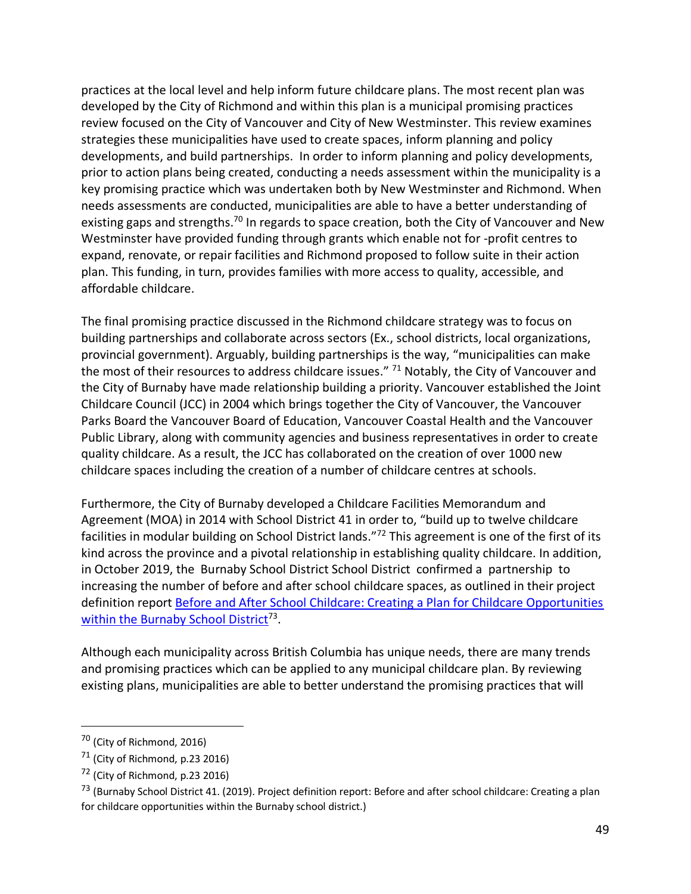practices at the local level and help inform future childcare plans. The most recent plan was developed by the City of Richmond and within this plan is a municipal promising practices review focused on the City of Vancouver and City of New Westminster. This review examines strategies these municipalities have used to create spaces, inform planning and policy developments, and build partnerships. In order to inform planning and policy developments, prior to action plans being created, conducting a needs assessment within the municipality is a key promising practice which was undertaken both by New Westminster and Richmond. When needs assessments are conducted, municipalities are able to have a better understanding of existing gaps and strengths.[70] In regards to space creation, both the City of Vancouver and New Westminster have provided funding through grants which enable not for -profit centres to expand, renovate, or repair facilities and Richmond proposed to follow suite in their action plan. This funding, in turn, provides families with more access to quality, accessible, and affordable childcare.

The final promising practice discussed in the Richmond childcare strategy was to focus on building partnerships and collaborate across sectors (Ex., school districts, local organizations, provincial government). Arguably, building partnerships is the way, "municipalities can make the most of their resources to address childcare issues." [71] Notably, the City of Vancouver and the City of Burnaby have made relationship building a priority. Vancouver established the Joint Childcare Council (JCC) in 2004 which brings together the City of Vancouver, the Vancouver Parks Board the Vancouver Board of Education, Vancouver Coastal Health and the Vancouver Public Library, along with community agencies and business representatives in order to create quality childcare. As a result, the JCC has collaborated on the creation of over 1000 new childcare spaces including the creation of a number of childcare centres at schools.

Furthermore, the City of Burnaby developed a Childcare Facilities Memorandum and Agreement (MOA) in 2014 with School District 41 in order to, "build up to twelve childcare facilities in modular building on School District lands."[72] This agreement is one of the first of its kind across the province and a pivotal relationship in establishing quality childcare. In addition, in October 2019, the Burnaby School District School District confirmed a partnership to increasing the number of before and after school childcare spaces, as outlined in their project definition report Before and After School Childcare: Creating a Plan for Childcare Opportunities within the Burnaby School District[73].

Although each municipality across British Columbia has unique needs, there are many trends and promising practices which can be applied to any municipal childcare plan. By reviewing existing plans, municipalities are able to better understand the promising practices that will

---

[70] (City of Richmond, 2016)

[71] (City of Richmond, p.23 2016)

[72] (City of Richmond, p.23 2016)

[73] (Burnaby School District 41. (2019). Project definition report: Before and after school childcare: Creating a plan for childcare opportunities within the Burnaby school district.)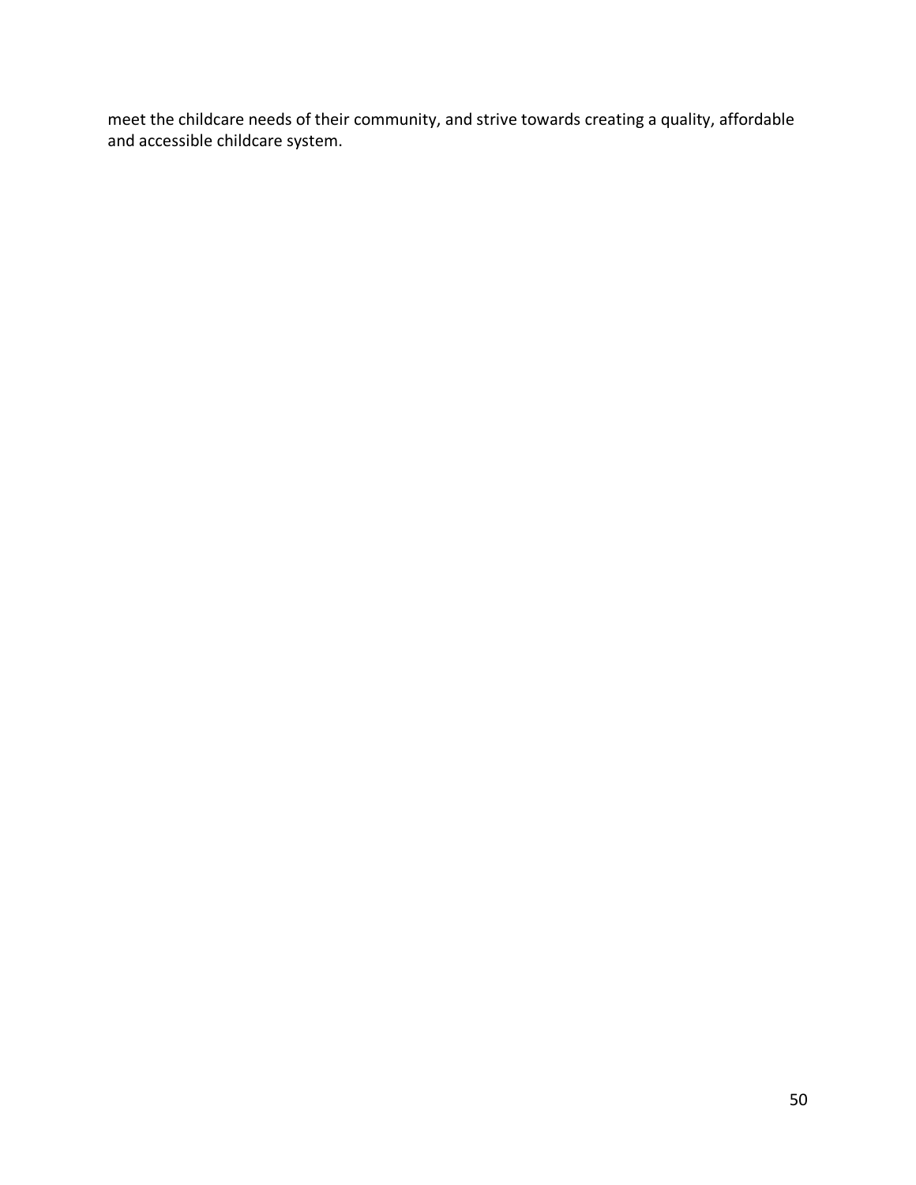meet the childcare needs of their community, and strive towards creating a quality, affordable and accessible childcare system.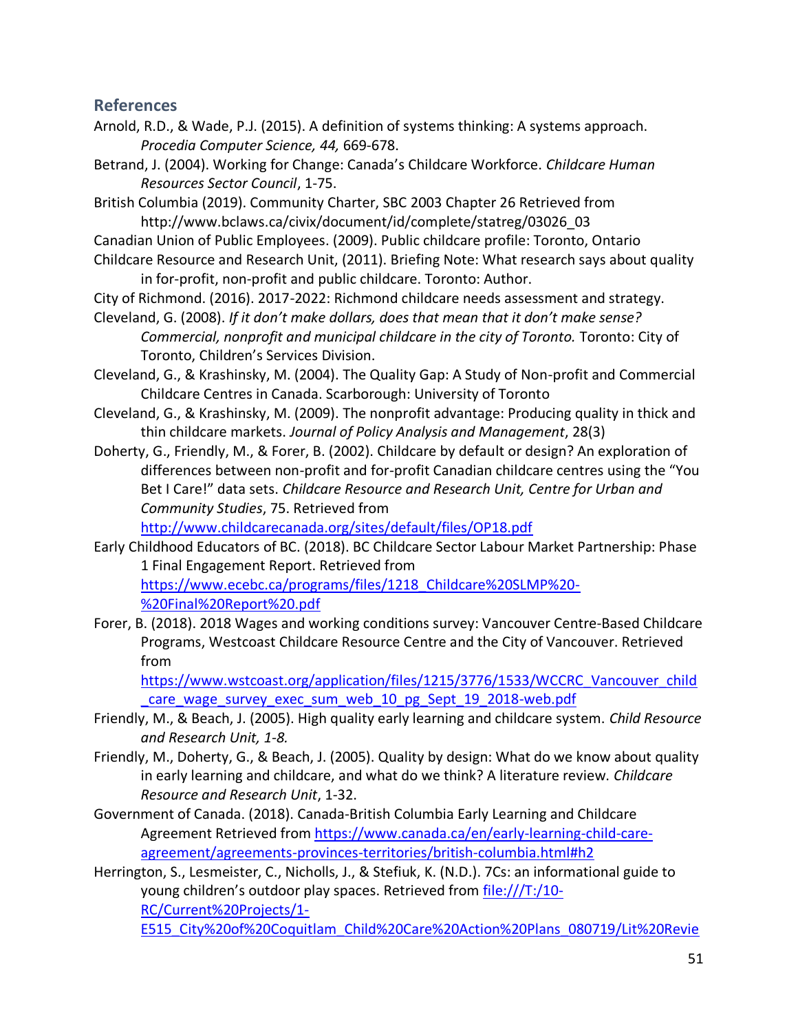## References

Arnold, R.D., & Wade, P.J. (2015). A definition of systems thinking: A systems approach. *Procedia Computer Science, 44,* 669-678.

Betrand, J. (2004). Working for Change: Canada's Childcare Workforce. *Childcare Human Resources Sector Council*, 1-75.

British Columbia (2019). Community Charter, SBC 2003 Chapter 26 Retrieved from http://www.bclaws.ca/civix/document/id/complete/statreg/03026_03

Canadian Union of Public Employees. (2009). Public childcare profile: Toronto, Ontario

Childcare Resource and Research Unit, (2011). Briefing Note: What research says about quality in for-profit, non-profit and public childcare. Toronto: Author.

City of Richmond. (2016). 2017-2022: Richmond childcare needs assessment and strategy.

Cleveland, G. (2008). *If it don't make dollars, does that mean that it don't make sense? Commercial, nonprofit and municipal childcare in the city of Toronto.* Toronto: City of Toronto, Children's Services Division.

Cleveland, G., & Krashinsky, M. (2004). The Quality Gap: A Study of Non-profit and Commercial Childcare Centres in Canada. Scarborough: University of Toronto

Cleveland, G., & Krashinsky, M. (2009). The nonprofit advantage: Producing quality in thick and thin childcare markets. *Journal of Policy Analysis and Management*, 28(3)

Doherty, G., Friendly, M., & Forer, B. (2002). Childcare by default or design? An exploration of differences between non-profit and for-profit Canadian childcare centres using the "You Bet I Care!" data sets. *Childcare Resource and Research Unit, Centre for Urban and Community Studies*, 75. Retrieved from http://www.childcarecanada.org/sites/default/files/OP18.pdf

Early Childhood Educators of BC. (2018). BC Childcare Sector Labour Market Partnership: Phase 1 Final Engagement Report. Retrieved from https://www.ecebc.ca/programs/files/1218_Childcare%20SLMP%20-%20Final%20Report%20.pdf

Forer, B. (2018). 2018 Wages and working conditions survey: Vancouver Centre-Based Childcare Programs, Westcoast Childcare Resource Centre and the City of Vancouver. Retrieved from https://www.wstcoast.org/application/files/1215/3776/1533/WCCRC_Vancouver_child_care_wage_survey_exec_sum_web_10_pg_Sept_19_2018-web.pdf

Friendly, M., & Beach, J. (2005). High quality early learning and childcare system. *Child Resource and Research Unit, 1-8.*

Friendly, M., Doherty, G., & Beach, J. (2005). Quality by design: What do we know about quality in early learning and childcare, and what do we think? A literature review. *Childcare Resource and Research Unit*, 1-32.

Government of Canada. (2018). Canada-British Columbia Early Learning and Childcare Agreement Retrieved from https://www.canada.ca/en/early-learning-child-care-agreement/agreements-provinces-territories/british-columbia.html#h2

Herrington, S., Lesmeister, C., Nicholls, J., & Stefiuk, K. (N.D.). 7Cs: an informational guide to young children's outdoor play spaces. Retrieved from file:///T:/10-RC/Current%20Projects/1-E515_City%20of%20Coquitlam_Child%20Care%20Action%20Plans_080719/Lit%20Revie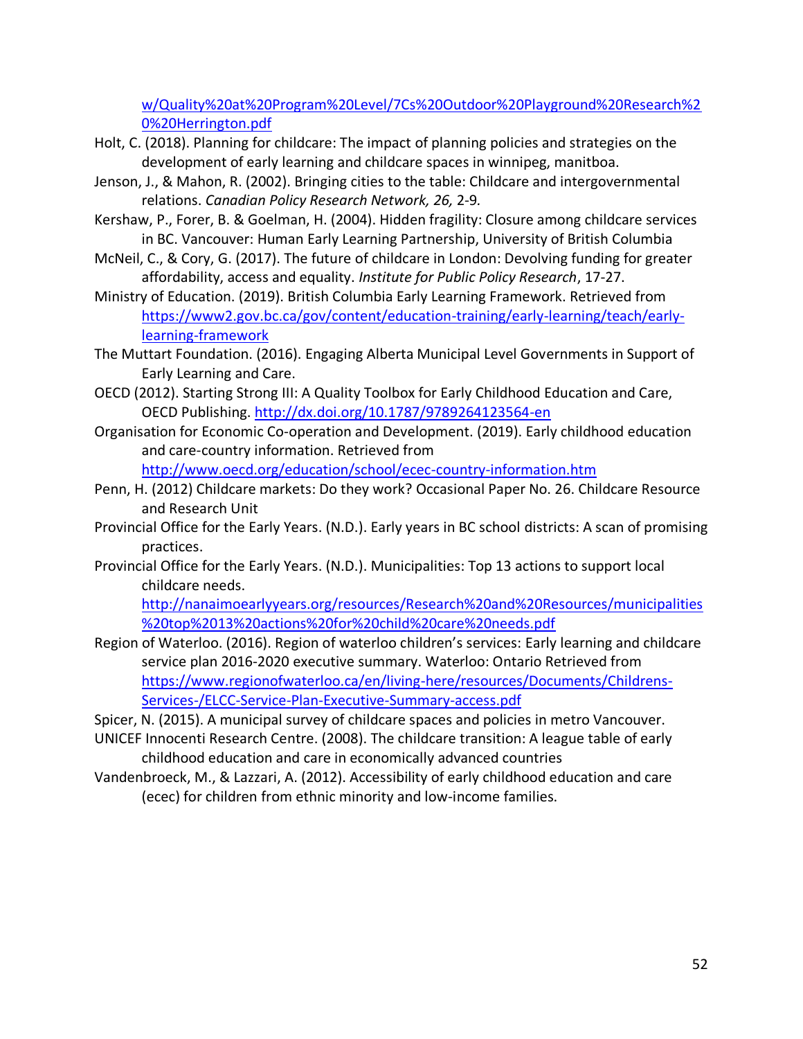w/Quality%20at%20Program%20Level/7Cs%20Outdoor%20Playground%20Research%20%20Herrington.pdf

Holt, C. (2018). Planning for childcare: The impact of planning policies and strategies on the development of early learning and childcare spaces in winnipeg, manitboa.

Jenson, J., & Mahon, R. (2002). Bringing cities to the table: Childcare and intergovernmental relations. *Canadian Policy Research Network, 26,* 2-9.

Kershaw, P., Forer, B. & Goelman, H. (2004). Hidden fragility: Closure among childcare services in BC. Vancouver: Human Early Learning Partnership, University of British Columbia

McNeil, C., & Cory, G. (2017). The future of childcare in London: Devolving funding for greater affordability, access and equality. *Institute for Public Policy Research*, 17-27.

Ministry of Education. (2019). British Columbia Early Learning Framework. Retrieved from https://www2.gov.bc.ca/gov/content/education-training/early-learning/teach/early-learning-framework

The Muttart Foundation. (2016). Engaging Alberta Municipal Level Governments in Support of Early Learning and Care.

OECD (2012). Starting Strong III: A Quality Toolbox for Early Childhood Education and Care, OECD Publishing. http://dx.doi.org/10.1787/9789264123564-en

Organisation for Economic Co-operation and Development. (2019). Early childhood education and care-country information. Retrieved from http://www.oecd.org/education/school/ecec-country-information.htm

Penn, H. (2012) Childcare markets: Do they work? Occasional Paper No. 26. Childcare Resource and Research Unit

Provincial Office for the Early Years. (N.D.). Early years in BC school districts: A scan of promising practices.

Provincial Office for the Early Years. (N.D.). Municipalities: Top 13 actions to support local childcare needs. http://nanaimoearlyyears.org/resources/Research%20and%20Resources/municipalities%20top%2013%20actions%20for%20child%20care%20needs.pdf

Region of Waterloo. (2016). Region of waterloo children's services: Early learning and childcare service plan 2016-2020 executive summary. Waterloo: Ontario Retrieved from https://www.regionofwaterloo.ca/en/living-here/resources/Documents/Childrens-Services-/ELCC-Service-Plan-Executive-Summary-access.pdf

Spicer, N. (2015). A municipal survey of childcare spaces and policies in metro Vancouver.

UNICEF Innocenti Research Centre. (2008). The childcare transition: A league table of early childhood education and care in economically advanced countries

Vandenbroeck, M., & Lazzari, A. (2012). Accessibility of early childhood education and care (ecec) for children from ethnic minority and low-income families.